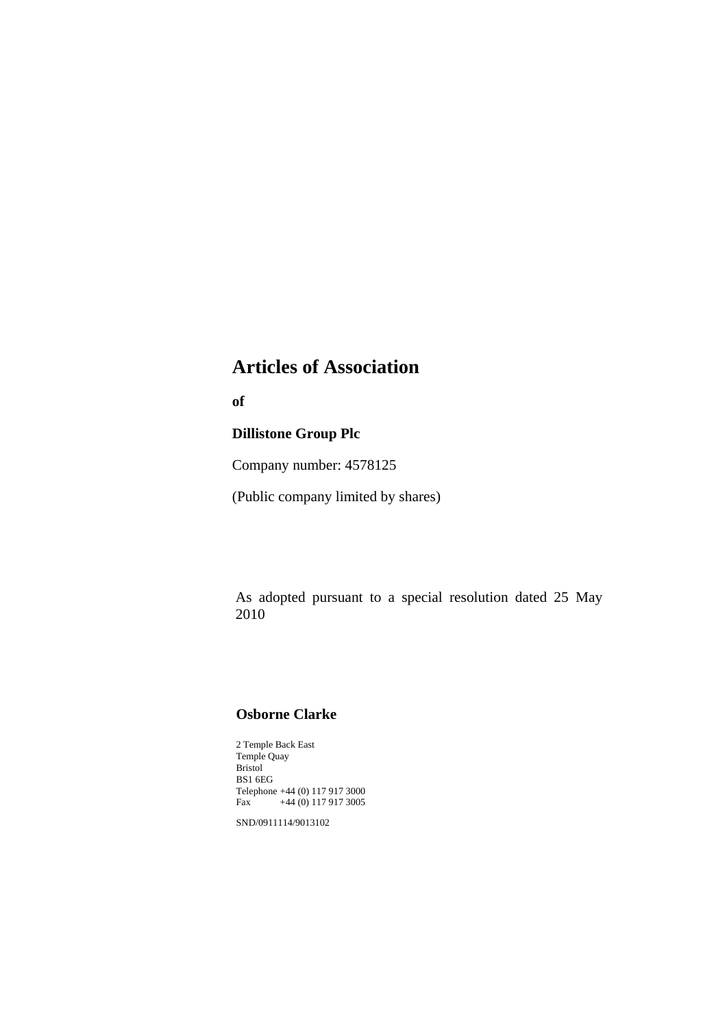# Articles of Association

**of**

**Dillistone Group Plc**

Company number: 4578125

(Public company limited by shares)

As adopted pursuant to a special resolution dated 25 May 2010

**Osborne Clarke**

2 Temple Back East
Temple Quay
Bristol
BS1 6EG
Telephone +44 (0) 117 917 3000
Fax +44 (0) 117 917 3005

SND/0911114/9013102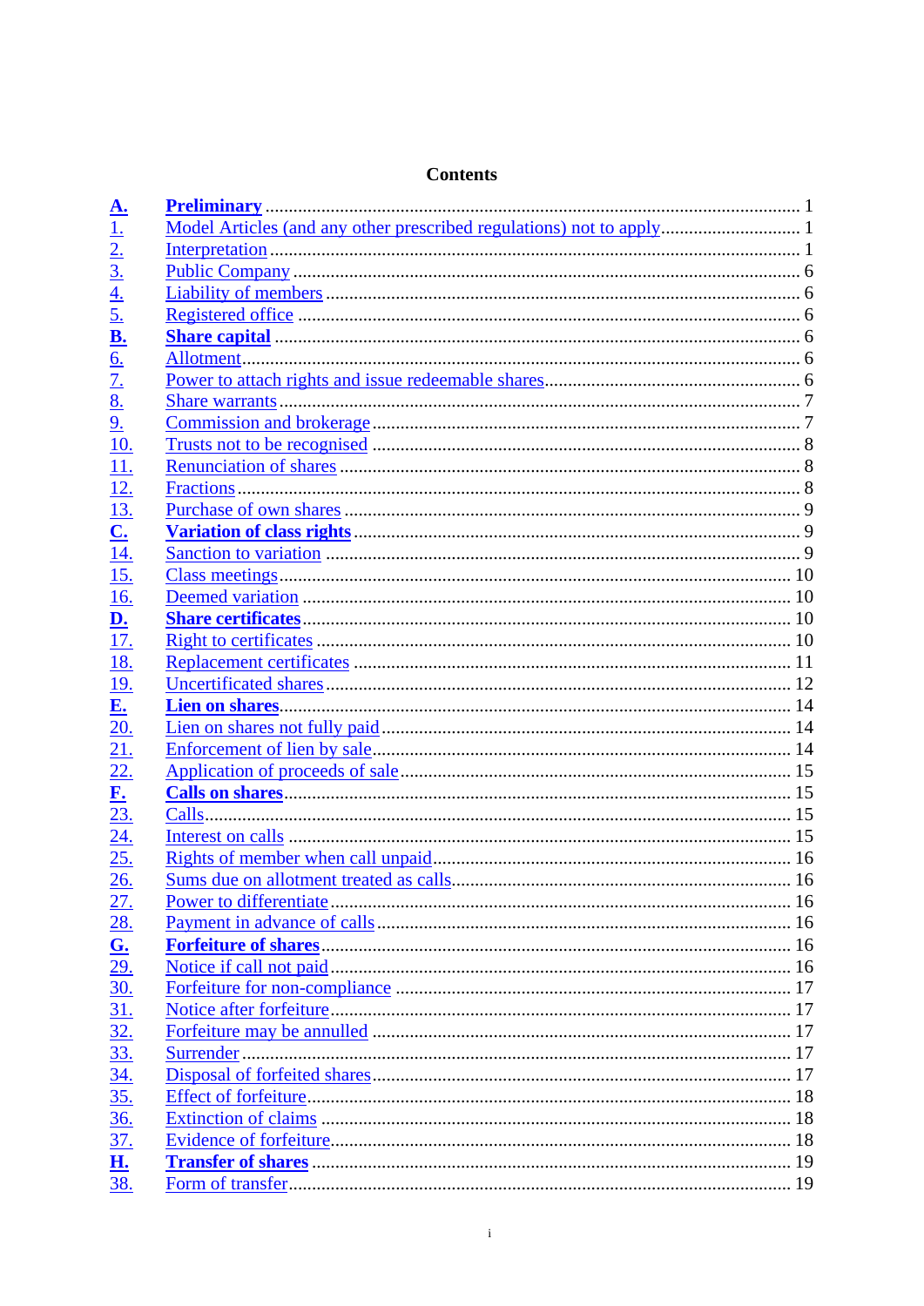# Contents

| | | |
|---|---|---|
| **A.** | **Preliminary** | 1 |
| 1. | Model Articles (and any other prescribed regulations) not to apply | 1 |
| 2. | Interpretation | 1 |
| 3. | Public Company | 6 |
| 4. | Liability of members | 6 |
| 5. | Registered office | 6 |
| **B.** | **Share capital** | 6 |
| 6. | Allotment | 6 |
| 7. | Power to attach rights and issue redeemable shares | 6 |
| 8. | Share warrants | 7 |
| 9. | Commission and brokerage | 7 |
| 10. | Trusts not to be recognised | 8 |
| 11. | Renunciation of shares | 8 |
| 12. | Fractions | 8 |
| 13. | Purchase of own shares | 9 |
| **C.** | **Variation of class rights** | 9 |
| 14. | Sanction to variation | 9 |
| 15. | Class meetings | 10 |
| 16. | Deemed variation | 10 |
| **D.** | **Share certificates** | 10 |
| 17. | Right to certificates | 10 |
| 18. | Replacement certificates | 11 |
| 19. | Uncertificated shares | 12 |
| **E.** | **Lien on shares** | 14 |
| 20. | Lien on shares not fully paid | 14 |
| 21. | Enforcement of lien by sale | 14 |
| 22. | Application of proceeds of sale | 15 |
| **F.** | **Calls on shares** | 15 |
| 23. | Calls | 15 |
| 24. | Interest on calls | 15 |
| 25. | Rights of member when call unpaid | 16 |
| 26. | Sums due on allotment treated as calls | 16 |
| 27. | Power to differentiate | 16 |
| 28. | Payment in advance of calls | 16 |
| **G.** | **Forfeiture of shares** | 16 |
| 29. | Notice if call not paid | 16 |
| 30. | Forfeiture for non-compliance | 17 |
| 31. | Notice after forfeiture | 17 |
| 32. | Forfeiture may be annulled | 17 |
| 33. | Surrender | 17 |
| 34. | Disposal of forfeited shares | 17 |
| 35. | Effect of forfeiture | 18 |
| 36. | Extinction of claims | 18 |
| 37. | Evidence of forfeiture | 18 |
| **H.** | **Transfer of shares** | 19 |
| 38. | Form of transfer | 19 |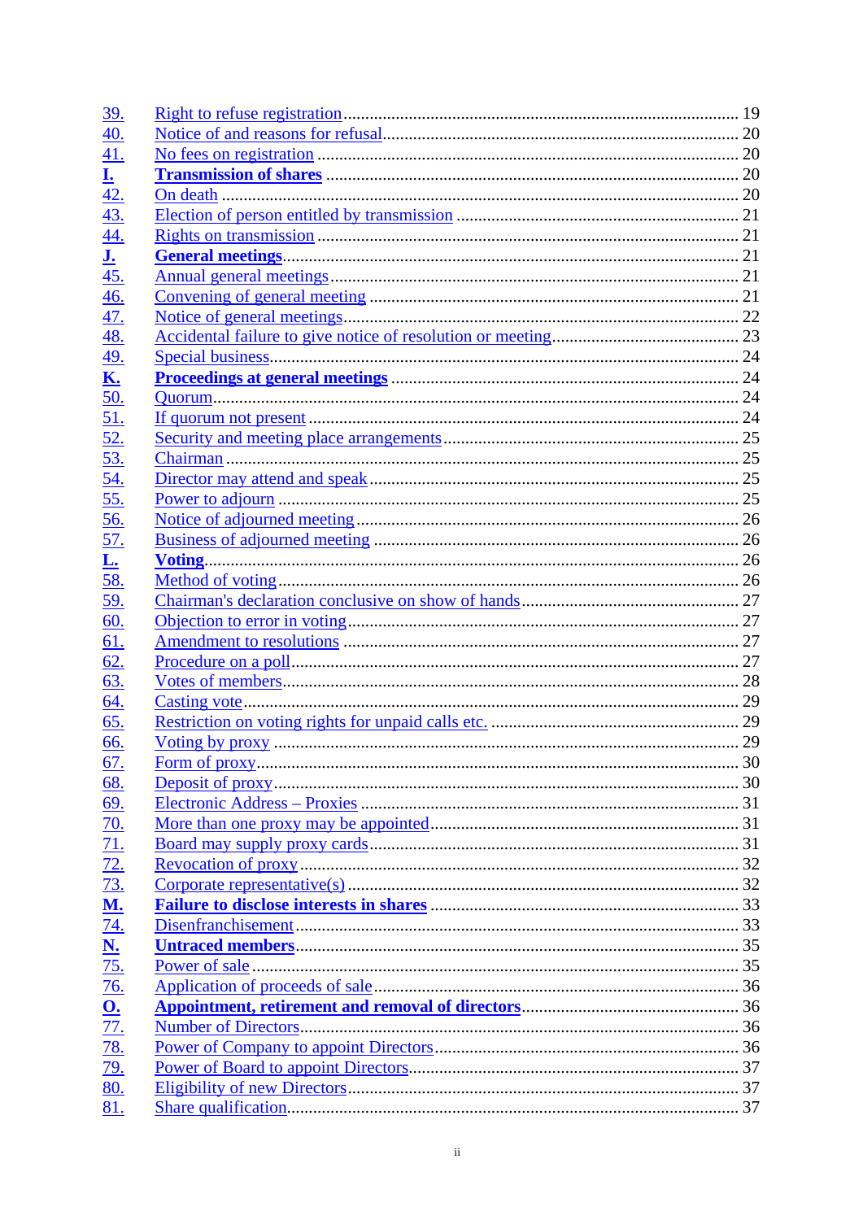| | | |
|---|---|---|
| 39. | Right to refuse registration | 19 |
| 40. | Notice of and reasons for refusal | 20 |
| 41. | No fees on registration | 20 |
| **I.** | **Transmission of shares** | 20 |
| 42. | On death | 20 |
| 43. | Election of person entitled by transmission | 21 |
| 44. | Rights on transmission | 21 |
| **J.** | **General meetings** | 21 |
| 45. | Annual general meetings | 21 |
| 46. | Convening of general meeting | 21 |
| 47. | Notice of general meetings | 22 |
| 48. | Accidental failure to give notice of resolution or meeting | 23 |
| 49. | Special business | 24 |
| **K.** | **Proceedings at general meetings** | 24 |
| 50. | Quorum | 24 |
| 51. | If quorum not present | 24 |
| 52. | Security and meeting place arrangements | 25 |
| 53. | Chairman | 25 |
| 54. | Director may attend and speak | 25 |
| 55. | Power to adjourn | 25 |
| 56. | Notice of adjourned meeting | 26 |
| 57. | Business of adjourned meeting | 26 |
| **L.** | **Voting** | 26 |
| 58. | Method of voting | 26 |
| 59. | Chairman's declaration conclusive on show of hands | 27 |
| 60. | Objection to error in voting | 27 |
| 61. | Amendment to resolutions | 27 |
| 62. | Procedure on a poll | 27 |
| 63. | Votes of members | 28 |
| 64. | Casting vote | 29 |
| 65. | Restriction on voting rights for unpaid calls etc. | 29 |
| 66. | Voting by proxy | 29 |
| 67. | Form of proxy | 30 |
| 68. | Deposit of proxy | 30 |
| 69. | Electronic Address – Proxies | 31 |
| 70. | More than one proxy may be appointed | 31 |
| 71. | Board may supply proxy cards | 31 |
| 72. | Revocation of proxy | 32 |
| 73. | Corporate representative(s) | 32 |
| **M.** | **Failure to disclose interests in shares** | 33 |
| 74. | Disenfranchisement | 33 |
| **N.** | **Untraced members** | 35 |
| 75. | Power of sale | 35 |
| 76. | Application of proceeds of sale | 36 |
| **O.** | **Appointment, retirement and removal of directors** | 36 |
| 77. | Number of Directors | 36 |
| 78. | Power of Company to appoint Directors | 36 |
| 79. | Power of Board to appoint Directors | 37 |
| 80. | Eligibility of new Directors | 37 |
| 81. | Share qualification | 37 |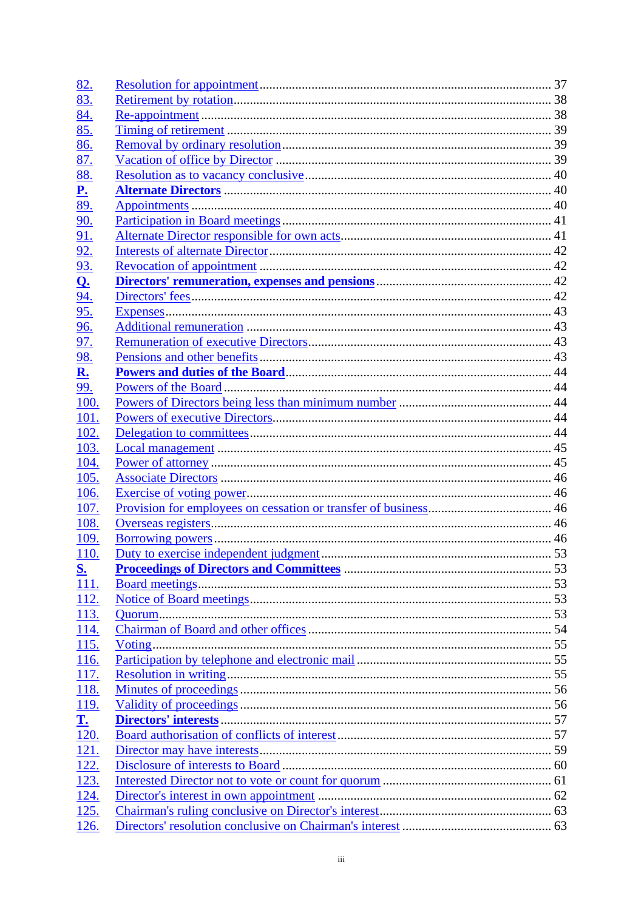| | | |
|---|---|---|
| 82. | Resolution for appointment | 37 |
| 83. | Retirement by rotation | 38 |
| 84. | Re-appointment | 38 |
| 85. | Timing of retirement | 39 |
| 86. | Removal by ordinary resolution | 39 |
| 87. | Vacation of office by Director | 39 |
| 88. | Resolution as to vacancy conclusive | 40 |
| **P.** | **Alternate Directors** | 40 |
| 89. | Appointments | 40 |
| 90. | Participation in Board meetings | 41 |
| 91. | Alternate Director responsible for own acts | 41 |
| 92. | Interests of alternate Director | 42 |
| 93. | Revocation of appointment | 42 |
| **Q.** | **Directors' remuneration, expenses and pensions** | 42 |
| 94. | Directors' fees | 42 |
| 95. | Expenses | 43 |
| 96. | Additional remuneration | 43 |
| 97. | Remuneration of executive Directors | 43 |
| 98. | Pensions and other benefits | 43 |
| **R.** | **Powers and duties of the Board** | 44 |
| 99. | Powers of the Board | 44 |
| 100. | Powers of Directors being less than minimum number | 44 |
| 101. | Powers of executive Directors | 44 |
| 102. | Delegation to committees | 44 |
| 103. | Local management | 45 |
| 104. | Power of attorney | 45 |
| 105. | Associate Directors | 46 |
| 106. | Exercise of voting power | 46 |
| 107. | Provision for employees on cessation or transfer of business | 46 |
| 108. | Overseas registers | 46 |
| 109. | Borrowing powers | 46 |
| 110. | Duty to exercise independent judgment | 53 |
| **S.** | **Proceedings of Directors and Committees** | 53 |
| 111. | Board meetings | 53 |
| 112. | Notice of Board meetings | 53 |
| 113. | Quorum | 53 |
| 114. | Chairman of Board and other offices | 54 |
| 115. | Voting | 55 |
| 116. | Participation by telephone and electronic mail | 55 |
| 117. | Resolution in writing | 55 |
| 118. | Minutes of proceedings | 56 |
| 119. | Validity of proceedings | 56 |
| **T.** | **Directors' interests** | 57 |
| 120. | Board authorisation of conflicts of interest | 57 |
| 121. | Director may have interests | 59 |
| 122. | Disclosure of interests to Board | 60 |
| 123. | Interested Director not to vote or count for quorum | 61 |
| 124. | Director's interest in own appointment | 62 |
| 125. | Chairman's ruling conclusive on Director's interest | 63 |
| 126. | Directors' resolution conclusive on Chairman's interest | 63 |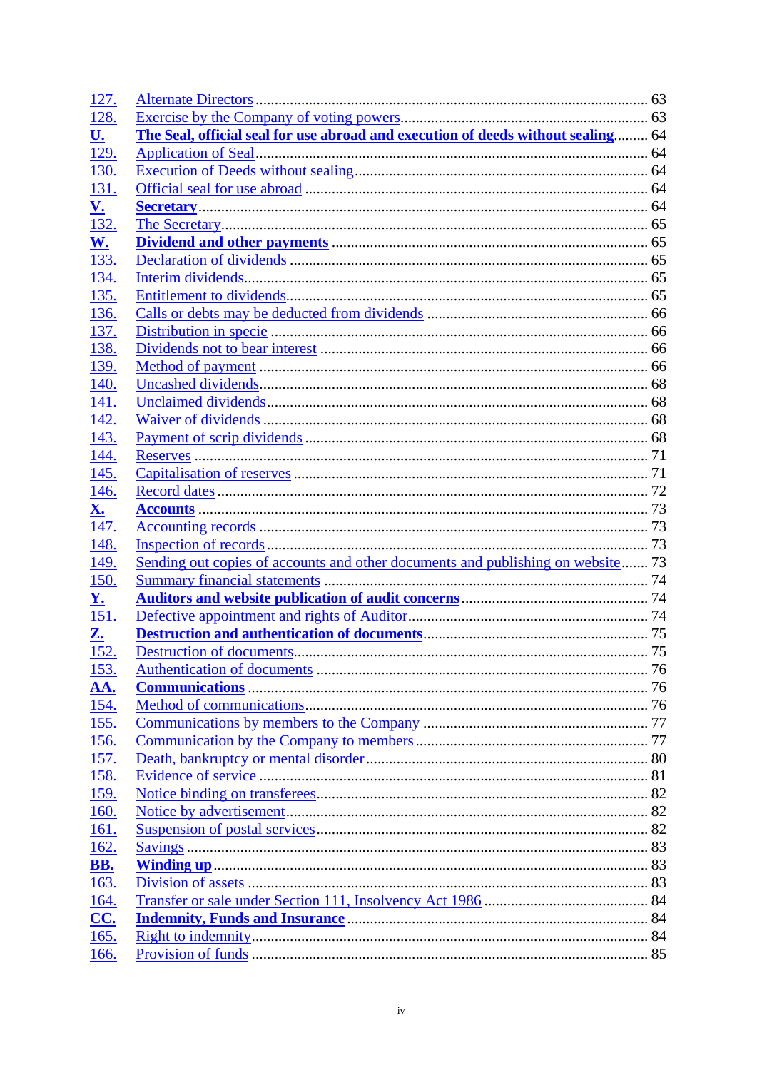| | | |
|---|---|---|
| 127. | Alternate Directors | 63 |
| 128. | Exercise by the Company of voting powers | 63 |
| **U.** | **The Seal, official seal for use abroad and execution of deeds without sealing** | 64 |
| 129. | Application of Seal | 64 |
| 130. | Execution of Deeds without sealing | 64 |
| 131. | Official seal for use abroad | 64 |
| **V.** | **Secretary** | 64 |
| 132. | The Secretary | 65 |
| **W.** | **Dividend and other payments** | 65 |
| 133. | Declaration of dividends | 65 |
| 134. | Interim dividends | 65 |
| 135. | Entitlement to dividends | 65 |
| 136. | Calls or debts may be deducted from dividends | 66 |
| 137. | Distribution in specie | 66 |
| 138. | Dividends not to bear interest | 66 |
| 139. | Method of payment | 66 |
| 140. | Uncashed dividends | 68 |
| 141. | Unclaimed dividends | 68 |
| 142. | Waiver of dividends | 68 |
| 143. | Payment of scrip dividends | 68 |
| 144. | Reserves | 71 |
| 145. | Capitalisation of reserves | 71 |
| 146. | Record dates | 72 |
| **X.** | **Accounts** | 73 |
| 147. | Accounting records | 73 |
| 148. | Inspection of records | 73 |
| 149. | Sending out copies of accounts and other documents and publishing on website | 73 |
| 150. | Summary financial statements | 74 |
| **Y.** | **Auditors and website publication of audit concerns** | 74 |
| 151. | Defective appointment and rights of Auditor | 74 |
| **Z.** | **Destruction and authentication of documents** | 75 |
| 152. | Destruction of documents | 75 |
| 153. | Authentication of documents | 76 |
| **AA.** | **Communications** | 76 |
| 154. | Method of communications | 76 |
| 155. | Communications by members to the Company | 77 |
| 156. | Communication by the Company to members | 77 |
| 157. | Death, bankruptcy or mental disorder | 80 |
| 158. | Evidence of service | 81 |
| 159. | Notice binding on transferees | 82 |
| 160. | Notice by advertisement | 82 |
| 161. | Suspension of postal services | 82 |
| 162. | Savings | 83 |
| **BB.** | **Winding up** | 83 |
| 163. | Division of assets | 83 |
| 164. | Transfer or sale under Section 111, Insolvency Act 1986 | 84 |
| **CC.** | **Indemnity, Funds and Insurance** | 84 |
| 165. | Right to indemnity | 84 |
| 166. | Provision of funds | 85 |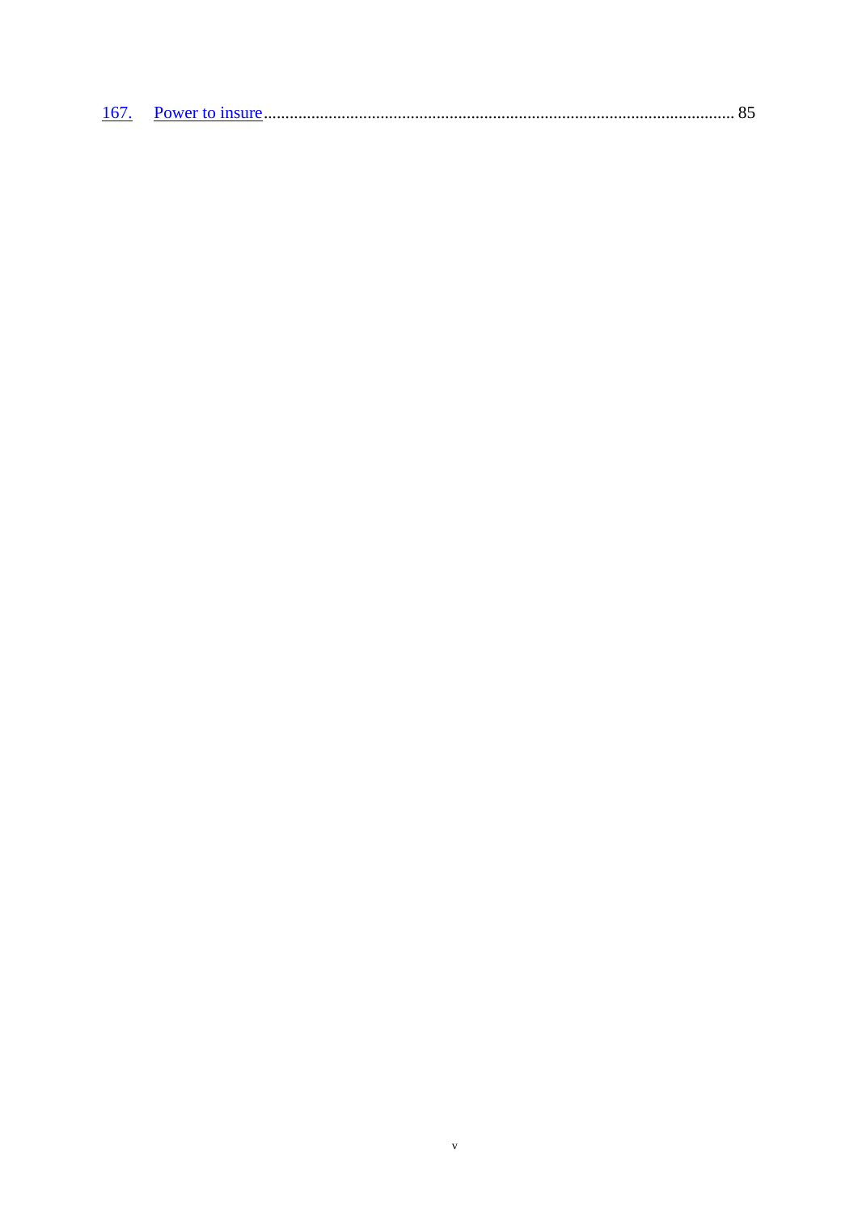[167. Power to insure](#) ........................................................................................................... 85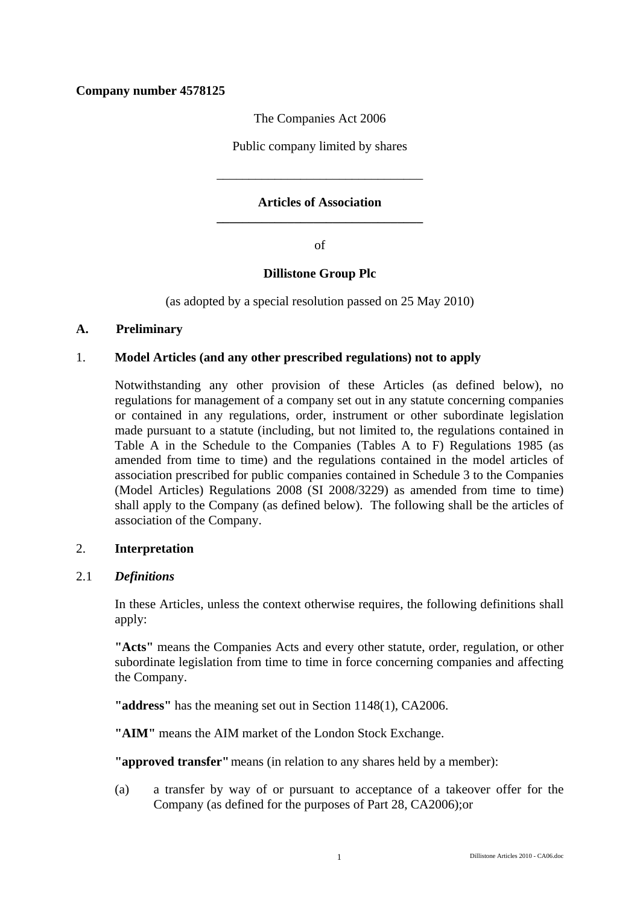**Company number 4578125**

The Companies Act 2006

Public company limited by shares

---

**Articles of Association**

---

of

**Dillistone Group Plc**

(as adopted by a special resolution passed on 25 May 2010)

## A. Preliminary

### 1. Model Articles (and any other prescribed regulations) not to apply

Notwithstanding any other provision of these Articles (as defined below), no regulations for management of a company set out in any statute concerning companies or contained in any regulations, order, instrument or other subordinate legislation made pursuant to a statute (including, but not limited to, the regulations contained in Table A in the Schedule to the Companies (Tables A to F) Regulations 1985 (as amended from time to time) and the regulations contained in the model articles of association prescribed for public companies contained in Schedule 3 to the Companies (Model Articles) Regulations 2008 (SI 2008/3229) as amended from time to time) shall apply to the Company (as defined below). The following shall be the articles of association of the Company.

### 2. Interpretation

#### 2.1 *Definitions*

In these Articles, unless the context otherwise requires, the following definitions shall apply:

**"Acts"** means the Companies Acts and every other statute, order, regulation, or other subordinate legislation from time to time in force concerning companies and affecting the Company.

**"address"** has the meaning set out in Section 1148(1), CA2006.

**"AIM"** means the AIM market of the London Stock Exchange.

**"approved transfer"** means (in relation to any shares held by a member):

(a) a transfer by way of or pursuant to acceptance of a takeover offer for the Company (as defined for the purposes of Part 28, CA2006);or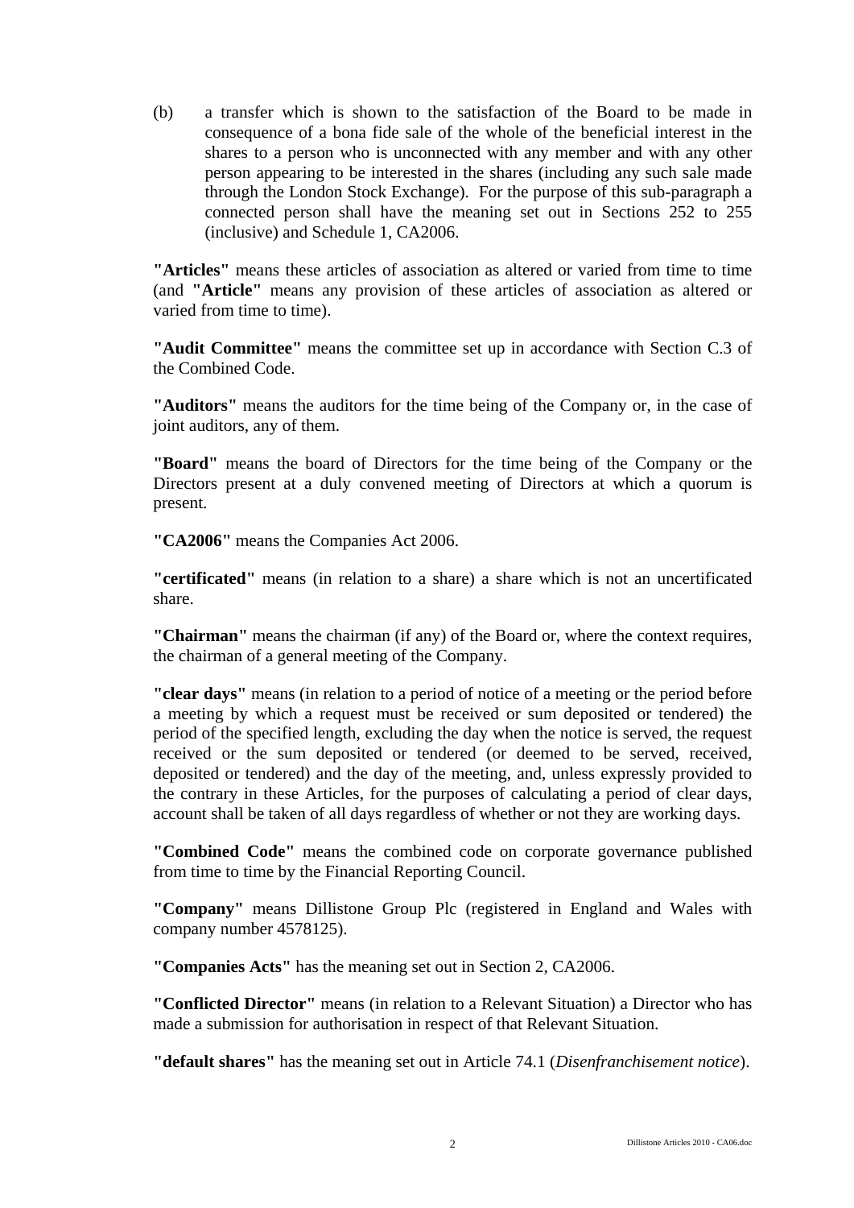(b) a transfer which is shown to the satisfaction of the Board to be made in consequence of a bona fide sale of the whole of the beneficial interest in the shares to a person who is unconnected with any member and with any other person appearing to be interested in the shares (including any such sale made through the London Stock Exchange). For the purpose of this sub-paragraph a connected person shall have the meaning set out in Sections 252 to 255 (inclusive) and Schedule 1, CA2006.

**"Articles"** means these articles of association as altered or varied from time to time (and **"Article"** means any provision of these articles of association as altered or varied from time to time).

**"Audit Committee"** means the committee set up in accordance with Section C.3 of the Combined Code.

**"Auditors"** means the auditors for the time being of the Company or, in the case of joint auditors, any of them.

**"Board"** means the board of Directors for the time being of the Company or the Directors present at a duly convened meeting of Directors at which a quorum is present.

**"CA2006"** means the Companies Act 2006.

**"certificated"** means (in relation to a share) a share which is not an uncertificated share.

**"Chairman"** means the chairman (if any) of the Board or, where the context requires, the chairman of a general meeting of the Company.

**"clear days"** means (in relation to a period of notice of a meeting or the period before a meeting by which a request must be received or sum deposited or tendered) the period of the specified length, excluding the day when the notice is served, the request received or the sum deposited or tendered (or deemed to be served, received, deposited or tendered) and the day of the meeting, and, unless expressly provided to the contrary in these Articles, for the purposes of calculating a period of clear days, account shall be taken of all days regardless of whether or not they are working days.

**"Combined Code"** means the combined code on corporate governance published from time to time by the Financial Reporting Council.

**"Company"** means Dillistone Group Plc (registered in England and Wales with company number 4578125).

**"Companies Acts"** has the meaning set out in Section 2, CA2006.

**"Conflicted Director"** means (in relation to a Relevant Situation) a Director who has made a submission for authorisation in respect of that Relevant Situation.

**"default shares"** has the meaning set out in Article 74.1 (*Disenfranchisement notice*).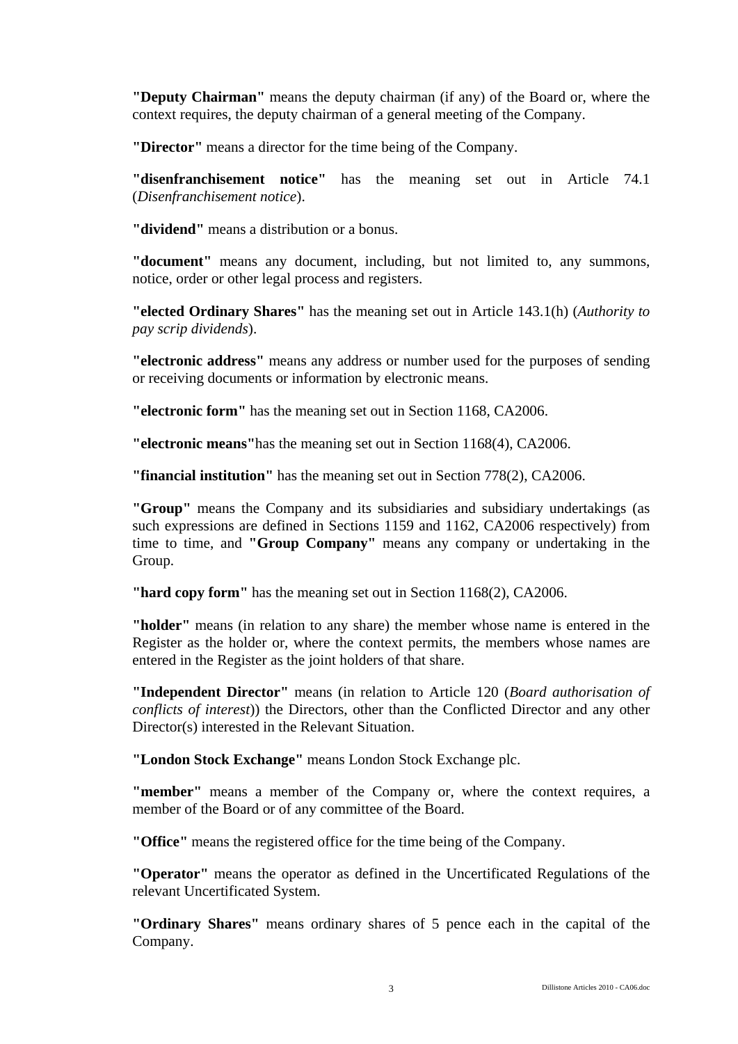**"Deputy Chairman"** means the deputy chairman (if any) of the Board or, where the context requires, the deputy chairman of a general meeting of the Company.

**"Director"** means a director for the time being of the Company.

**"disenfranchisement notice"** has the meaning set out in Article 74.1 (*Disenfranchisement notice*).

**"dividend"** means a distribution or a bonus.

**"document"** means any document, including, but not limited to, any summons, notice, order or other legal process and registers.

**"elected Ordinary Shares"** has the meaning set out in Article 143.1(h) (*Authority to pay scrip dividends*).

**"electronic address"** means any address or number used for the purposes of sending or receiving documents or information by electronic means.

**"electronic form"** has the meaning set out in Section 1168, CA2006.

**"electronic means"**has the meaning set out in Section 1168(4), CA2006.

**"financial institution"** has the meaning set out in Section 778(2), CA2006.

**"Group"** means the Company and its subsidiaries and subsidiary undertakings (as such expressions are defined in Sections 1159 and 1162, CA2006 respectively) from time to time, and **"Group Company"** means any company or undertaking in the Group.

**"hard copy form"** has the meaning set out in Section 1168(2), CA2006.

**"holder"** means (in relation to any share) the member whose name is entered in the Register as the holder or, where the context permits, the members whose names are entered in the Register as the joint holders of that share.

**"Independent Director"** means (in relation to Article 120 (*Board authorisation of conflicts of interest*)) the Directors, other than the Conflicted Director and any other Director(s) interested in the Relevant Situation.

**"London Stock Exchange"** means London Stock Exchange plc.

**"member"** means a member of the Company or, where the context requires, a member of the Board or of any committee of the Board.

**"Office"** means the registered office for the time being of the Company.

**"Operator"** means the operator as defined in the Uncertificated Regulations of the relevant Uncertificated System.

**"Ordinary Shares"** means ordinary shares of 5 pence each in the capital of the Company.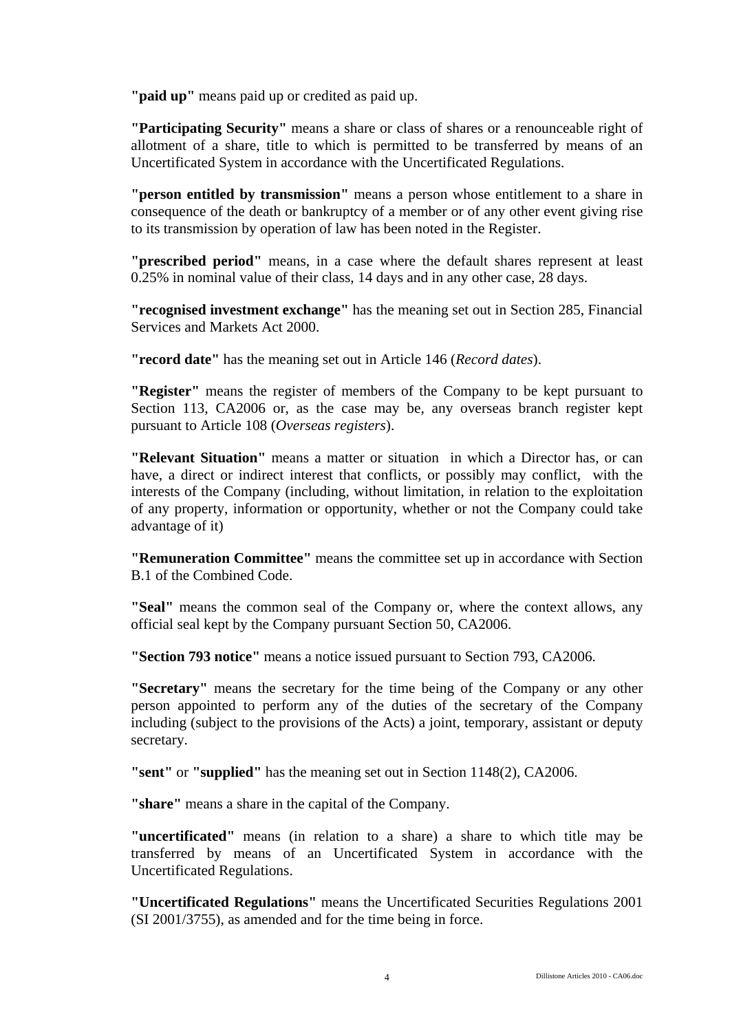**"paid up"** means paid up or credited as paid up.

**"Participating Security"** means a share or class of shares or a renounceable right of allotment of a share, title to which is permitted to be transferred by means of an Uncertificated System in accordance with the Uncertificated Regulations.

**"person entitled by transmission"** means a person whose entitlement to a share in consequence of the death or bankruptcy of a member or of any other event giving rise to its transmission by operation of law has been noted in the Register.

**"prescribed period"** means, in a case where the default shares represent at least 0.25% in nominal value of their class, 14 days and in any other case, 28 days.

**"recognised investment exchange"** has the meaning set out in Section 285, Financial Services and Markets Act 2000.

**"record date"** has the meaning set out in Article 146 (*Record dates*).

**"Register"** means the register of members of the Company to be kept pursuant to Section 113, CA2006 or, as the case may be, any overseas branch register kept pursuant to Article 108 (*Overseas registers*).

**"Relevant Situation"** means a matter or situation in which a Director has, or can have, a direct or indirect interest that conflicts, or possibly may conflict, with the interests of the Company (including, without limitation, in relation to the exploitation of any property, information or opportunity, whether or not the Company could take advantage of it)

**"Remuneration Committee"** means the committee set up in accordance with Section B.1 of the Combined Code.

**"Seal"** means the common seal of the Company or, where the context allows, any official seal kept by the Company pursuant Section 50, CA2006.

**"Section 793 notice"** means a notice issued pursuant to Section 793, CA2006.

**"Secretary"** means the secretary for the time being of the Company or any other person appointed to perform any of the duties of the secretary of the Company including (subject to the provisions of the Acts) a joint, temporary, assistant or deputy secretary.

**"sent"** or **"supplied"** has the meaning set out in Section 1148(2), CA2006.

**"share"** means a share in the capital of the Company.

**"uncertificated"** means (in relation to a share) a share to which title may be transferred by means of an Uncertificated System in accordance with the Uncertificated Regulations.

**"Uncertificated Regulations"** means the Uncertificated Securities Regulations 2001 (SI 2001/3755), as amended and for the time being in force.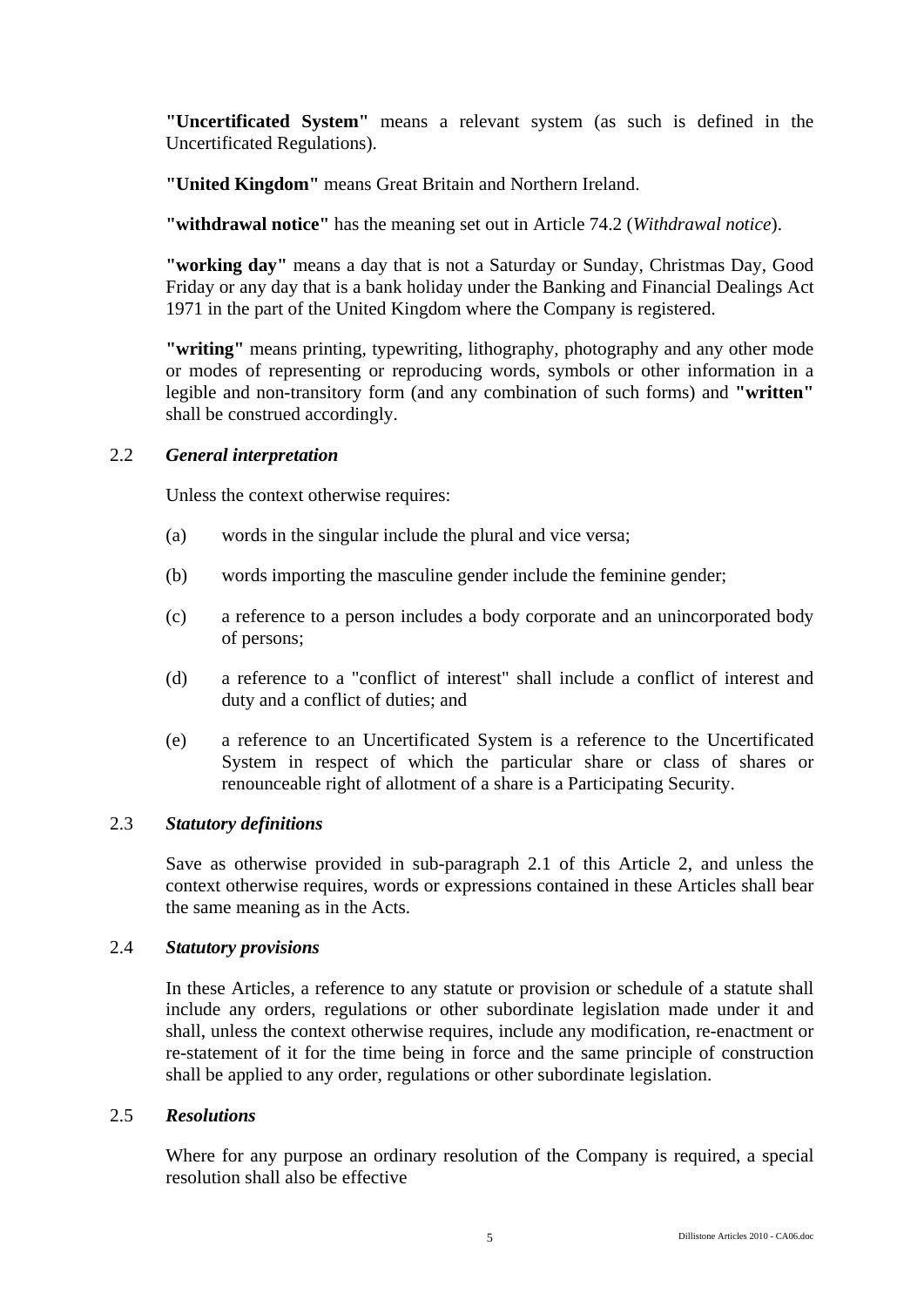**"Uncertificated System"** means a relevant system (as such is defined in the Uncertificated Regulations).

**"United Kingdom"** means Great Britain and Northern Ireland.

**"withdrawal notice"** has the meaning set out in Article 74.2 (*Withdrawal notice*).

**"working day"** means a day that is not a Saturday or Sunday, Christmas Day, Good Friday or any day that is a bank holiday under the Banking and Financial Dealings Act 1971 in the part of the United Kingdom where the Company is registered.

**"writing"** means printing, typewriting, lithography, photography and any other mode or modes of representing or reproducing words, symbols or other information in a legible and non-transitory form (and any combination of such forms) and **"written"** shall be construed accordingly.

2.2 ***General interpretation***

Unless the context otherwise requires:

(a) words in the singular include the plural and vice versa;

(b) words importing the masculine gender include the feminine gender;

(c) a reference to a person includes a body corporate and an unincorporated body of persons;

(d) a reference to a "conflict of interest" shall include a conflict of interest and duty and a conflict of duties; and

(e) a reference to an Uncertificated System is a reference to the Uncertificated System in respect of which the particular share or class of shares or renounceable right of allotment of a share is a Participating Security.

2.3 ***Statutory definitions***

Save as otherwise provided in sub-paragraph 2.1 of this Article 2, and unless the context otherwise requires, words or expressions contained in these Articles shall bear the same meaning as in the Acts.

2.4 ***Statutory provisions***

In these Articles, a reference to any statute or provision or schedule of a statute shall include any orders, regulations or other subordinate legislation made under it and shall, unless the context otherwise requires, include any modification, re-enactment or re-statement of it for the time being in force and the same principle of construction shall be applied to any order, regulations or other subordinate legislation.

2.5 ***Resolutions***

Where for any purpose an ordinary resolution of the Company is required, a special resolution shall also be effective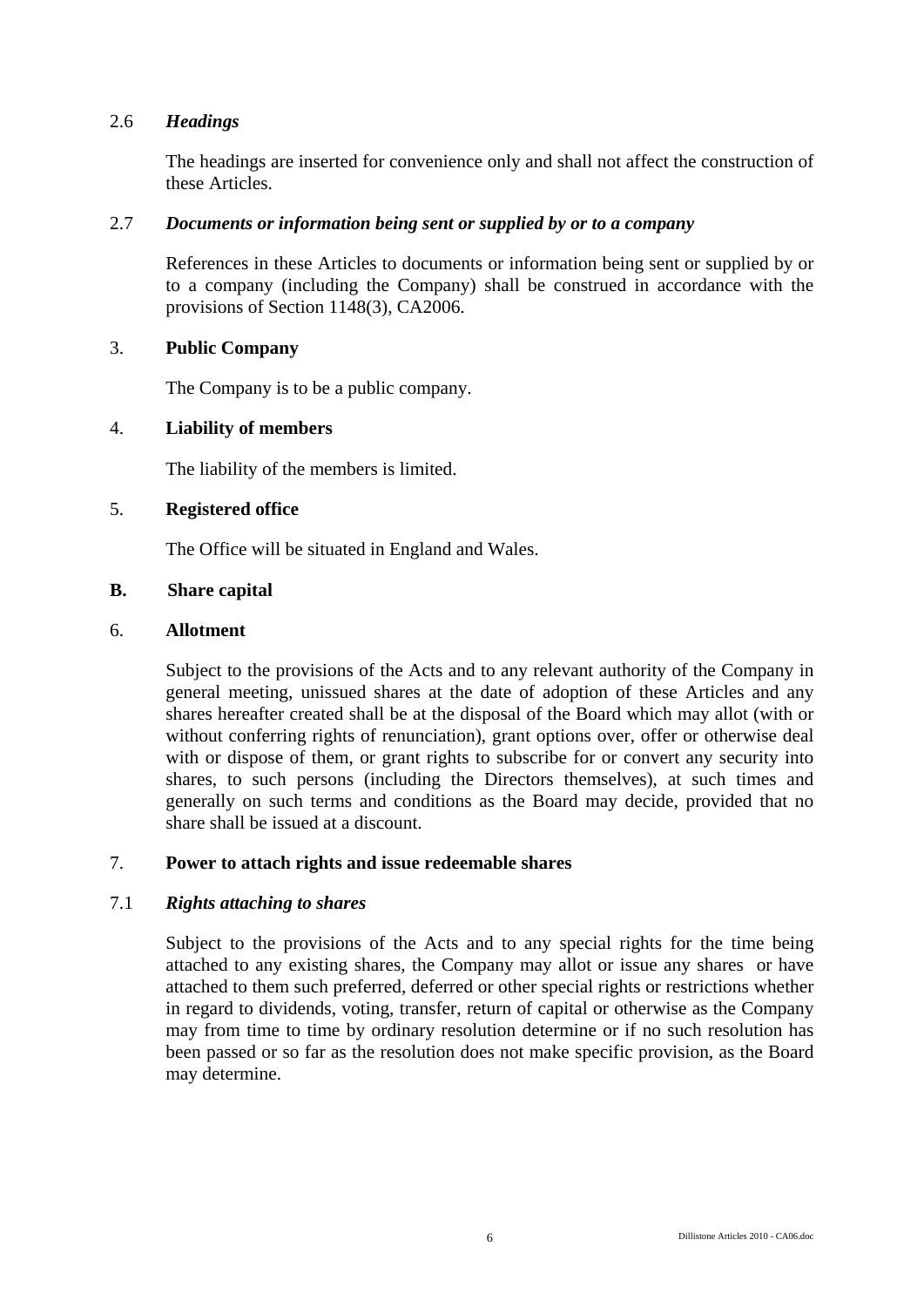### 2.6 *Headings*

The headings are inserted for convenience only and shall not affect the construction of these Articles.

### 2.7 *Documents or information being sent or supplied by or to a company*

References in these Articles to documents or information being sent or supplied by or to a company (including the Company) shall be construed in accordance with the provisions of Section 1148(3), CA2006.

## 3. **Public Company**

The Company is to be a public company.

## 4. **Liability of members**

The liability of the members is limited.

## 5. **Registered office**

The Office will be situated in England and Wales.

# B. **Share capital**

## 6. **Allotment**

Subject to the provisions of the Acts and to any relevant authority of the Company in general meeting, unissued shares at the date of adoption of these Articles and any shares hereafter created shall be at the disposal of the Board which may allot (with or without conferring rights of renunciation), grant options over, offer or otherwise deal with or dispose of them, or grant rights to subscribe for or convert any security into shares, to such persons (including the Directors themselves), at such times and generally on such terms and conditions as the Board may decide, provided that no share shall be issued at a discount.

## 7. **Power to attach rights and issue redeemable shares**

### 7.1 *Rights attaching to shares*

Subject to the provisions of the Acts and to any special rights for the time being attached to any existing shares, the Company may allot or issue any shares or have attached to them such preferred, deferred or other special rights or restrictions whether in regard to dividends, voting, transfer, return of capital or otherwise as the Company may from time to time by ordinary resolution determine or if no such resolution has been passed or so far as the resolution does not make specific provision, as the Board may determine.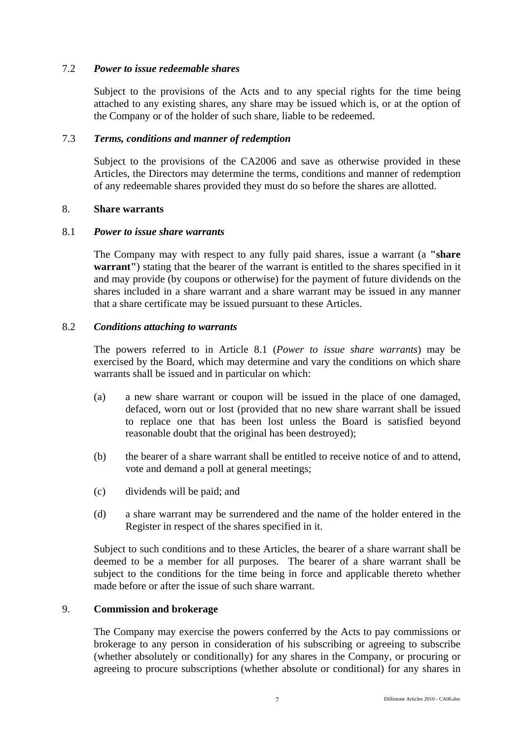7.2 ***Power to issue redeemable shares***

Subject to the provisions of the Acts and to any special rights for the time being attached to any existing shares, any share may be issued which is, or at the option of the Company or of the holder of such share, liable to be redeemed.

7.3 ***Terms, conditions and manner of redemption***

Subject to the provisions of the CA2006 and save as otherwise provided in these Articles, the Directors may determine the terms, conditions and manner of redemption of any redeemable shares provided they must do so before the shares are allotted.

## 8. Share warrants

8.1 ***Power to issue share warrants***

The Company may with respect to any fully paid shares, issue a warrant (a **"share warrant"**) stating that the bearer of the warrant is entitled to the shares specified in it and may provide (by coupons or otherwise) for the payment of future dividends on the shares included in a share warrant and a share warrant may be issued in any manner that a share certificate may be issued pursuant to these Articles.

8.2 ***Conditions attaching to warrants***

The powers referred to in Article 8.1 (*Power to issue share warrants*) may be exercised by the Board, which may determine and vary the conditions on which share warrants shall be issued and in particular on which:

(a) a new share warrant or coupon will be issued in the place of one damaged, defaced, worn out or lost (provided that no new share warrant shall be issued to replace one that has been lost unless the Board is satisfied beyond reasonable doubt that the original has been destroyed);

(b) the bearer of a share warrant shall be entitled to receive notice of and to attend, vote and demand a poll at general meetings;

(c) dividends will be paid; and

(d) a share warrant may be surrendered and the name of the holder entered in the Register in respect of the shares specified in it.

Subject to such conditions and to these Articles, the bearer of a share warrant shall be deemed to be a member for all purposes. The bearer of a share warrant shall be subject to the conditions for the time being in force and applicable thereto whether made before or after the issue of such share warrant.

## 9. Commission and brokerage

The Company may exercise the powers conferred by the Acts to pay commissions or brokerage to any person in consideration of his subscribing or agreeing to subscribe (whether absolutely or conditionally) for any shares in the Company, or procuring or agreeing to procure subscriptions (whether absolute or conditional) for any shares in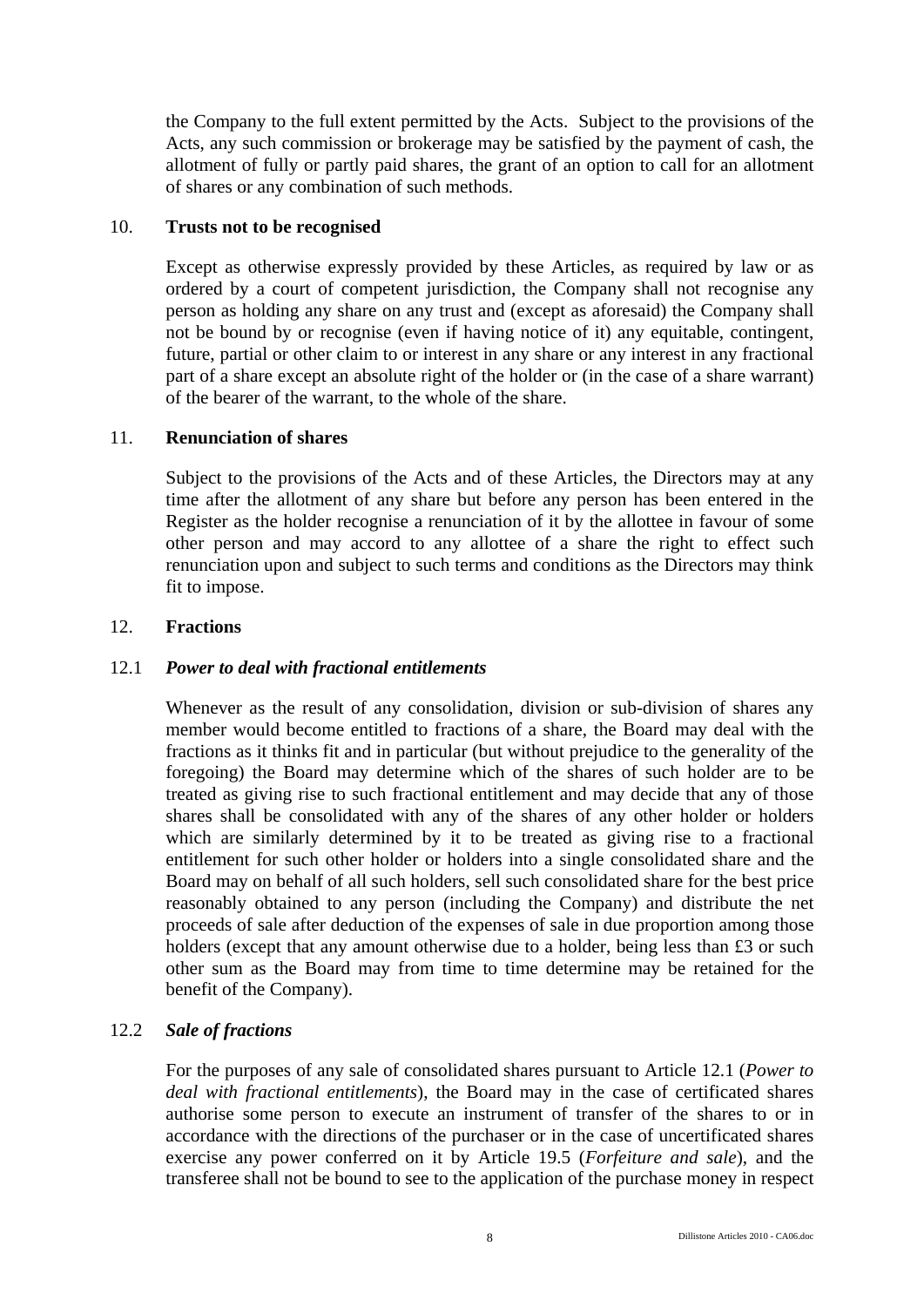the Company to the full extent permitted by the Acts. Subject to the provisions of the Acts, any such commission or brokerage may be satisfied by the payment of cash, the allotment of fully or partly paid shares, the grant of an option to call for an allotment of shares or any combination of such methods.

## 10. Trusts not to be recognised

Except as otherwise expressly provided by these Articles, as required by law or as ordered by a court of competent jurisdiction, the Company shall not recognise any person as holding any share on any trust and (except as aforesaid) the Company shall not be bound by or recognise (even if having notice of it) any equitable, contingent, future, partial or other claim to or interest in any share or any interest in any fractional part of a share except an absolute right of the holder or (in the case of a share warrant) of the bearer of the warrant, to the whole of the share.

## 11. Renunciation of shares

Subject to the provisions of the Acts and of these Articles, the Directors may at any time after the allotment of any share but before any person has been entered in the Register as the holder recognise a renunciation of it by the allottee in favour of some other person and may accord to any allottee of a share the right to effect such renunciation upon and subject to such terms and conditions as the Directors may think fit to impose.

## 12. Fractions

### 12.1 *Power to deal with fractional entitlements*

Whenever as the result of any consolidation, division or sub-division of shares any member would become entitled to fractions of a share, the Board may deal with the fractions as it thinks fit and in particular (but without prejudice to the generality of the foregoing) the Board may determine which of the shares of such holder are to be treated as giving rise to such fractional entitlement and may decide that any of those shares shall be consolidated with any of the shares of any other holder or holders which are similarly determined by it to be treated as giving rise to a fractional entitlement for such other holder or holders into a single consolidated share and the Board may on behalf of all such holders, sell such consolidated share for the best price reasonably obtained to any person (including the Company) and distribute the net proceeds of sale after deduction of the expenses of sale in due proportion among those holders (except that any amount otherwise due to a holder, being less than £3 or such other sum as the Board may from time to time determine may be retained for the benefit of the Company).

### 12.2 *Sale of fractions*

For the purposes of any sale of consolidated shares pursuant to Article 12.1 (*Power to deal with fractional entitlements*), the Board may in the case of certificated shares authorise some person to execute an instrument of transfer of the shares to or in accordance with the directions of the purchaser or in the case of uncertificated shares exercise any power conferred on it by Article 19.5 (*Forfeiture and sale*), and the transferee shall not be bound to see to the application of the purchase money in respect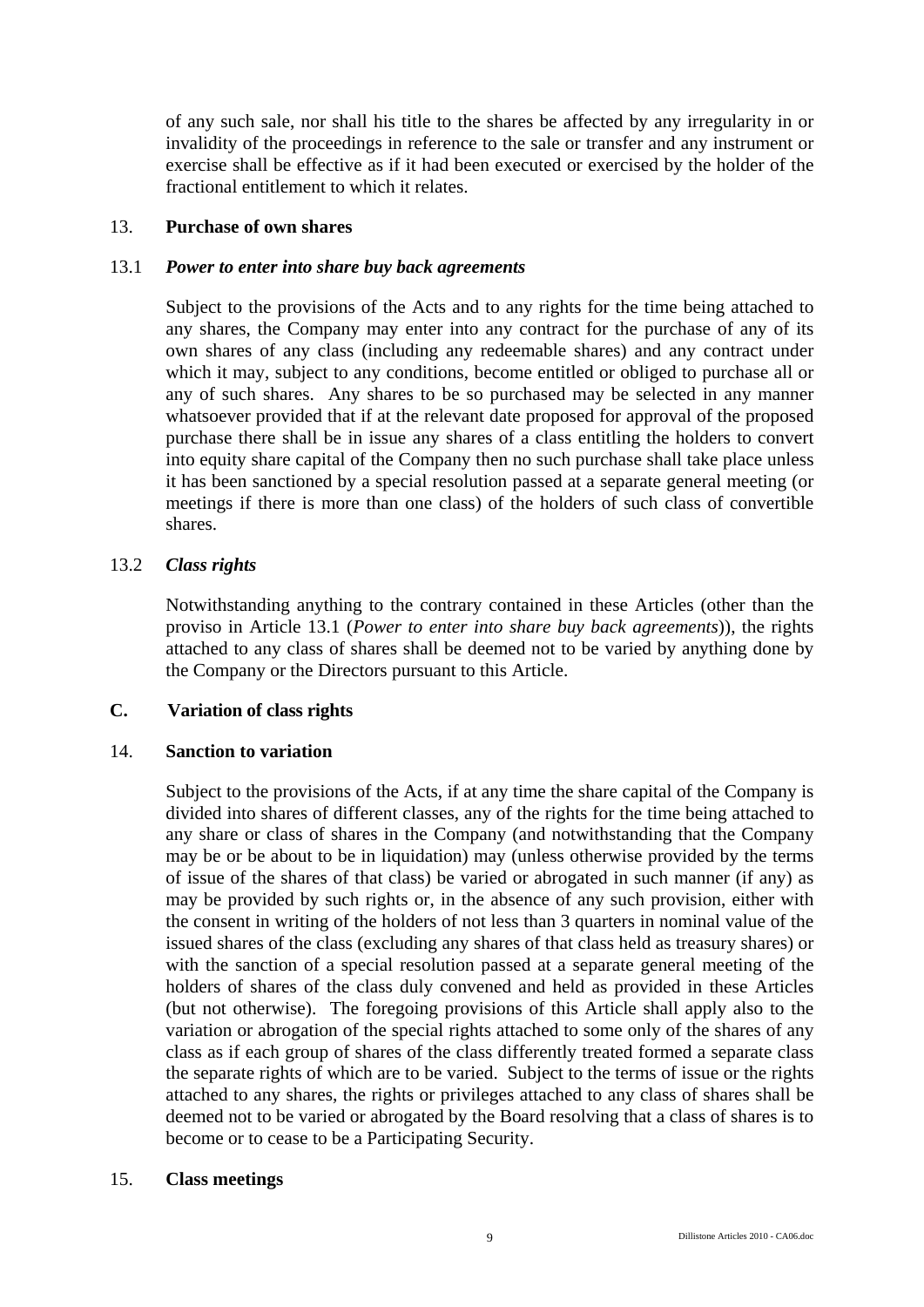of any such sale, nor shall his title to the shares be affected by any irregularity in or invalidity of the proceedings in reference to the sale or transfer and any instrument or exercise shall be effective as if it had been executed or exercised by the holder of the fractional entitlement to which it relates.

13. **Purchase of own shares**

13.1 ***Power to enter into share buy back agreements***

Subject to the provisions of the Acts and to any rights for the time being attached to any shares, the Company may enter into any contract for the purchase of any of its own shares of any class (including any redeemable shares) and any contract under which it may, subject to any conditions, become entitled or obliged to purchase all or any of such shares. Any shares to be so purchased may be selected in any manner whatsoever provided that if at the relevant date proposed for approval of the proposed purchase there shall be in issue any shares of a class entitling the holders to convert into equity share capital of the Company then no such purchase shall take place unless it has been sanctioned by a special resolution passed at a separate general meeting (or meetings if there is more than one class) of the holders of such class of convertible shares.

13.2 ***Class rights***

Notwithstanding anything to the contrary contained in these Articles (other than the proviso in Article 13.1 (*Power to enter into share buy back agreements*)), the rights attached to any class of shares shall be deemed not to be varied by anything done by the Company or the Directors pursuant to this Article.

**C. Variation of class rights**

14. **Sanction to variation**

Subject to the provisions of the Acts, if at any time the share capital of the Company is divided into shares of different classes, any of the rights for the time being attached to any share or class of shares in the Company (and notwithstanding that the Company may be or be about to be in liquidation) may (unless otherwise provided by the terms of issue of the shares of that class) be varied or abrogated in such manner (if any) as may be provided by such rights or, in the absence of any such provision, either with the consent in writing of the holders of not less than 3 quarters in nominal value of the issued shares of the class (excluding any shares of that class held as treasury shares) or with the sanction of a special resolution passed at a separate general meeting of the holders of shares of the class duly convened and held as provided in these Articles (but not otherwise). The foregoing provisions of this Article shall apply also to the variation or abrogation of the special rights attached to some only of the shares of any class as if each group of shares of the class differently treated formed a separate class the separate rights of which are to be varied. Subject to the terms of issue or the rights attached to any shares, the rights or privileges attached to any class of shares shall be deemed not to be varied or abrogated by the Board resolving that a class of shares is to become or to cease to be a Participating Security.

15. **Class meetings**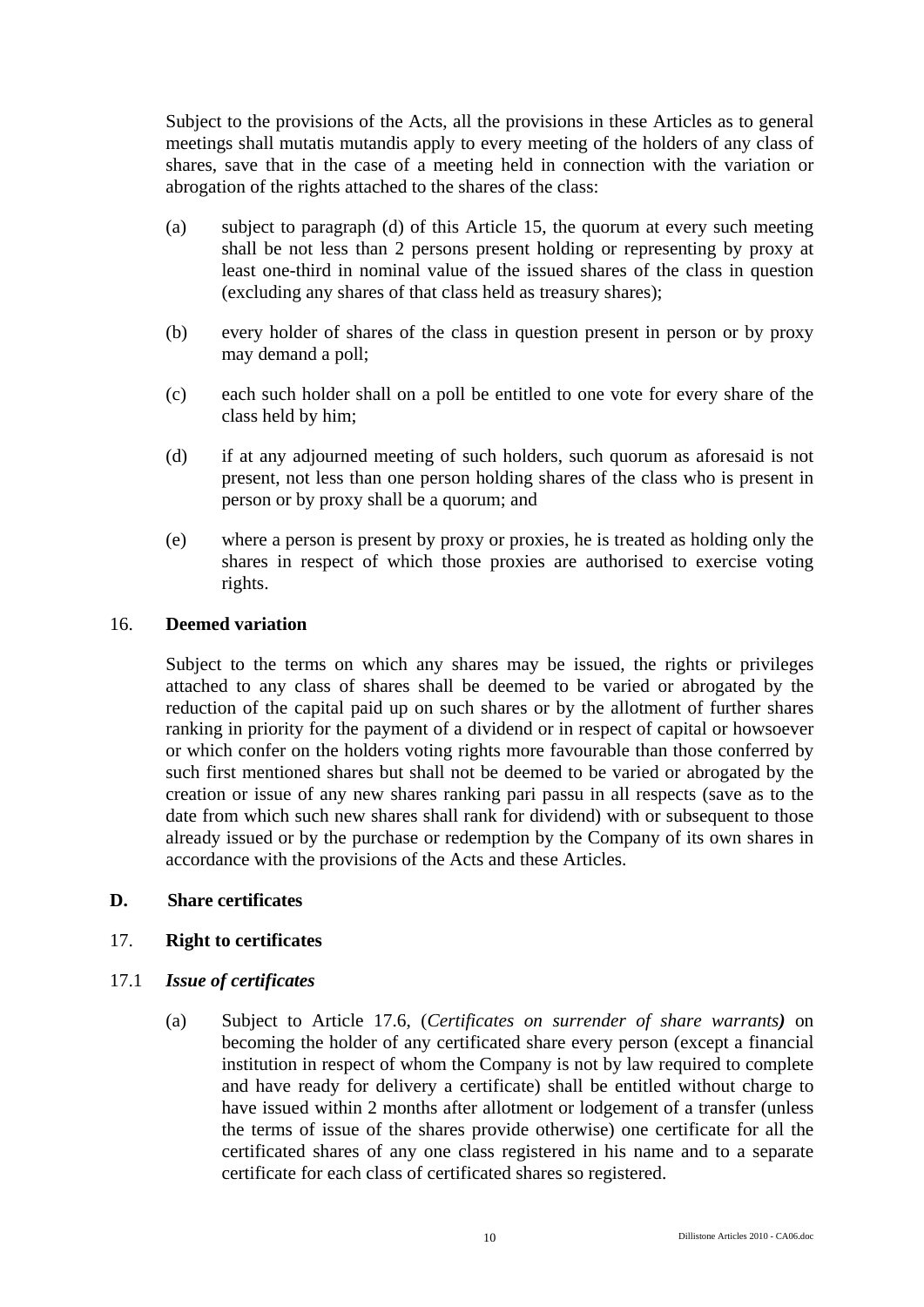Subject to the provisions of the Acts, all the provisions in these Articles as to general meetings shall mutatis mutandis apply to every meeting of the holders of any class of shares, save that in the case of a meeting held in connection with the variation or abrogation of the rights attached to the shares of the class:

(a) subject to paragraph (d) of this Article 15, the quorum at every such meeting shall be not less than 2 persons present holding or representing by proxy at least one-third in nominal value of the issued shares of the class in question (excluding any shares of that class held as treasury shares);

(b) every holder of shares of the class in question present in person or by proxy may demand a poll;

(c) each such holder shall on a poll be entitled to one vote for every share of the class held by him;

(d) if at any adjourned meeting of such holders, such quorum as aforesaid is not present, not less than one person holding shares of the class who is present in person or by proxy shall be a quorum; and

(e) where a person is present by proxy or proxies, he is treated as holding only the shares in respect of which those proxies are authorised to exercise voting rights.

## 16. **Deemed variation**

Subject to the terms on which any shares may be issued, the rights or privileges attached to any class of shares shall be deemed to be varied or abrogated by the reduction of the capital paid up on such shares or by the allotment of further shares ranking in priority for the payment of a dividend or in respect of capital or howsoever or which confer on the holders voting rights more favourable than those conferred by such first mentioned shares but shall not be deemed to be varied or abrogated by the creation or issue of any new shares ranking pari passu in all respects (save as to the date from which such new shares shall rank for dividend) with or subsequent to those already issued or by the purchase or redemption by the Company of its own shares in accordance with the provisions of the Acts and these Articles.

## D. **Share certificates**

## 17. **Right to certificates**

### 17.1 ***Issue of certificates***

(a) Subject to Article 17.6, (*Certificates on surrender of share warrants)* on becoming the holder of any certificated share every person (except a financial institution in respect of whom the Company is not by law required to complete and have ready for delivery a certificate) shall be entitled without charge to have issued within 2 months after allotment or lodgement of a transfer (unless the terms of issue of the shares provide otherwise) one certificate for all the certificated shares of any one class registered in his name and to a separate certificate for each class of certificated shares so registered.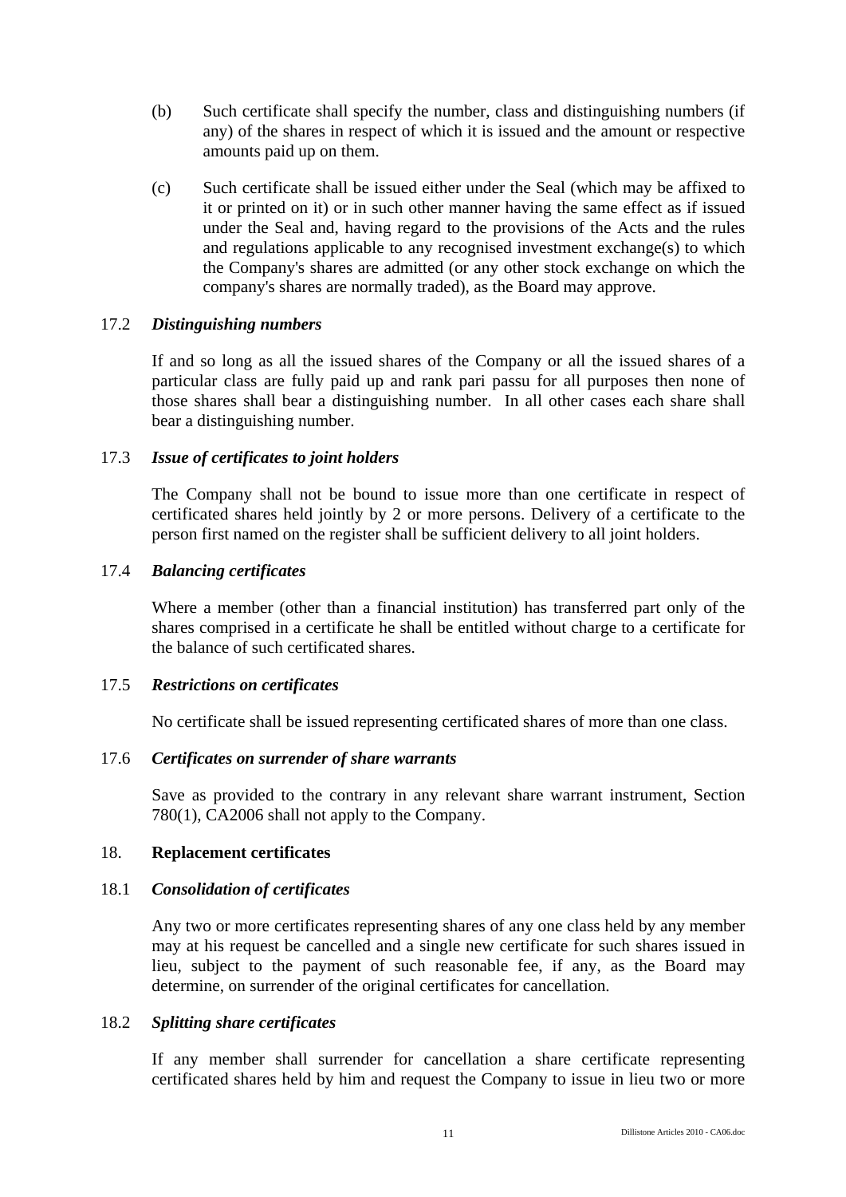(b) Such certificate shall specify the number, class and distinguishing numbers (if any) of the shares in respect of which it is issued and the amount or respective amounts paid up on them.

(c) Such certificate shall be issued either under the Seal (which may be affixed to it or printed on it) or in such other manner having the same effect as if issued under the Seal and, having regard to the provisions of the Acts and the rules and regulations applicable to any recognised investment exchange(s) to which the Company's shares are admitted (or any other stock exchange on which the company's shares are normally traded), as the Board may approve.

17.2 ***Distinguishing numbers***

If and so long as all the issued shares of the Company or all the issued shares of a particular class are fully paid up and rank pari passu for all purposes then none of those shares shall bear a distinguishing number. In all other cases each share shall bear a distinguishing number.

17.3 ***Issue of certificates to joint holders***

The Company shall not be bound to issue more than one certificate in respect of certificated shares held jointly by 2 or more persons. Delivery of a certificate to the person first named on the register shall be sufficient delivery to all joint holders.

17.4 ***Balancing certificates***

Where a member (other than a financial institution) has transferred part only of the shares comprised in a certificate he shall be entitled without charge to a certificate for the balance of such certificated shares.

17.5 ***Restrictions on certificates***

No certificate shall be issued representing certificated shares of more than one class.

17.6 ***Certificates on surrender of share warrants***

Save as provided to the contrary in any relevant share warrant instrument, Section 780(1), CA2006 shall not apply to the Company.

18. **Replacement certificates**

18.1 ***Consolidation of certificates***

Any two or more certificates representing shares of any one class held by any member may at his request be cancelled and a single new certificate for such shares issued in lieu, subject to the payment of such reasonable fee, if any, as the Board may determine, on surrender of the original certificates for cancellation.

18.2 ***Splitting share certificates***

If any member shall surrender for cancellation a share certificate representing certificated shares held by him and request the Company to issue in lieu two or more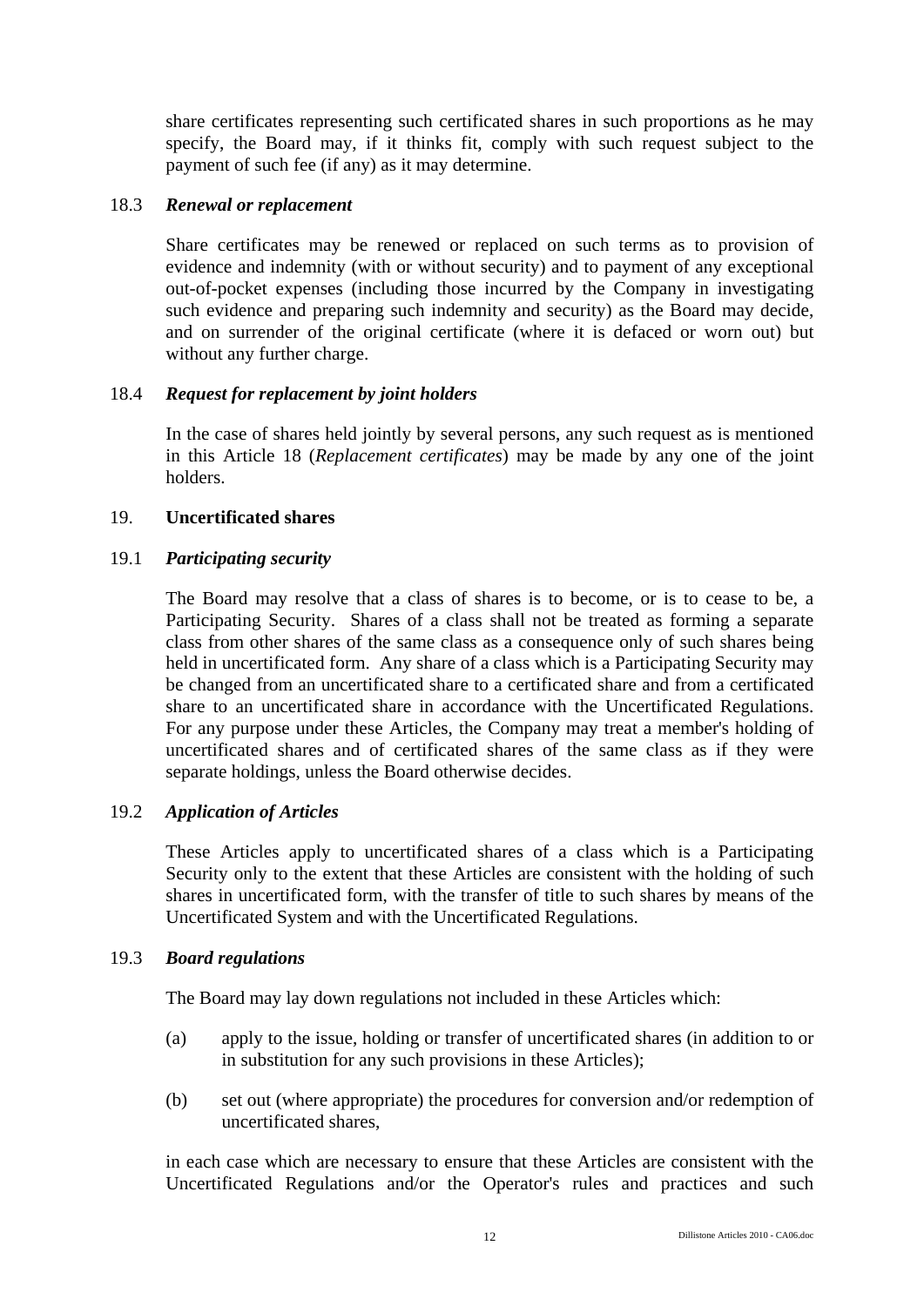share certificates representing such certificated shares in such proportions as he may specify, the Board may, if it thinks fit, comply with such request subject to the payment of such fee (if any) as it may determine.

18.3 ***Renewal or replacement***

Share certificates may be renewed or replaced on such terms as to provision of evidence and indemnity (with or without security) and to payment of any exceptional out-of-pocket expenses (including those incurred by the Company in investigating such evidence and preparing such indemnity and security) as the Board may decide, and on surrender of the original certificate (where it is defaced or worn out) but without any further charge.

18.4 ***Request for replacement by joint holders***

In the case of shares held jointly by several persons, any such request as is mentioned in this Article 18 (*Replacement certificates*) may be made by any one of the joint holders.

19. **Uncertificated shares**

19.1 ***Participating security***

The Board may resolve that a class of shares is to become, or is to cease to be, a Participating Security. Shares of a class shall not be treated as forming a separate class from other shares of the same class as a consequence only of such shares being held in uncertificated form. Any share of a class which is a Participating Security may be changed from an uncertificated share to a certificated share and from a certificated share to an uncertificated share in accordance with the Uncertificated Regulations. For any purpose under these Articles, the Company may treat a member's holding of uncertificated shares and of certificated shares of the same class as if they were separate holdings, unless the Board otherwise decides.

19.2 ***Application of Articles***

These Articles apply to uncertificated shares of a class which is a Participating Security only to the extent that these Articles are consistent with the holding of such shares in uncertificated form, with the transfer of title to such shares by means of the Uncertificated System and with the Uncertificated Regulations.

19.3 ***Board regulations***

The Board may lay down regulations not included in these Articles which:

(a) apply to the issue, holding or transfer of uncertificated shares (in addition to or in substitution for any such provisions in these Articles);

(b) set out (where appropriate) the procedures for conversion and/or redemption of uncertificated shares,

in each case which are necessary to ensure that these Articles are consistent with the Uncertificated Regulations and/or the Operator's rules and practices and such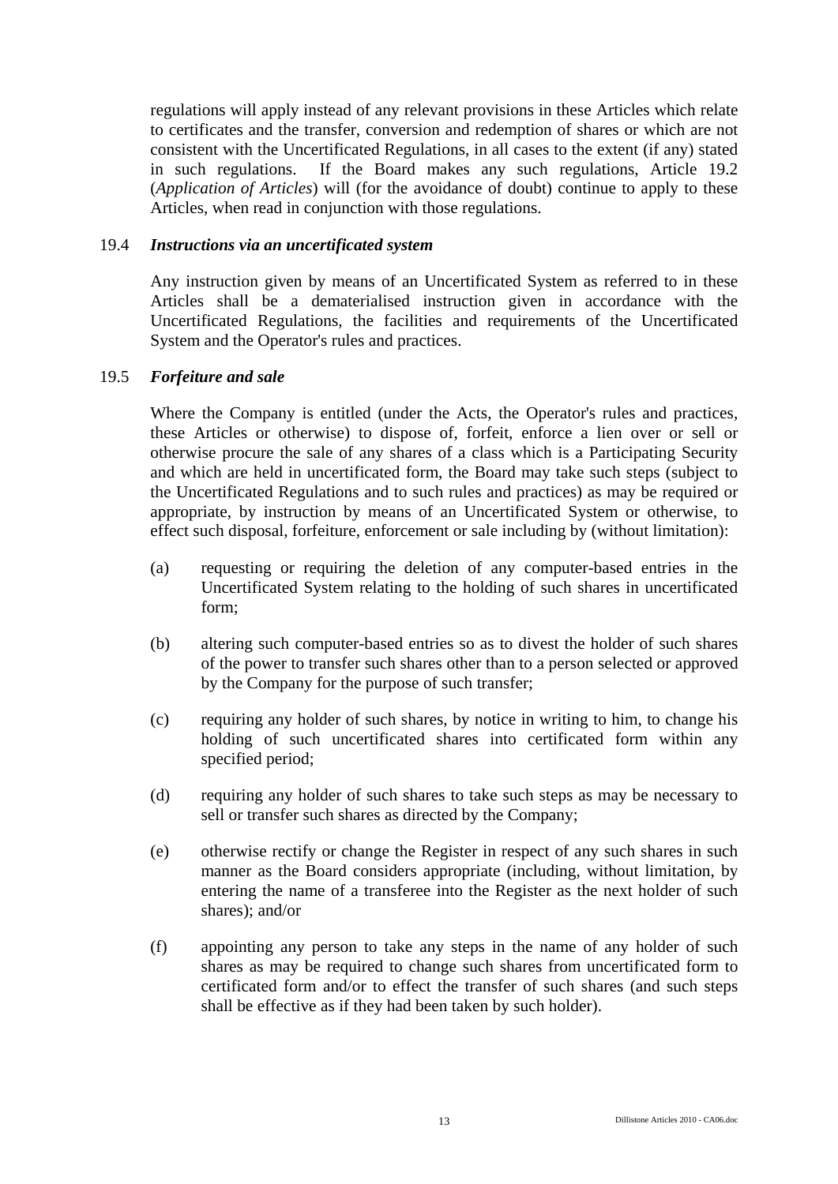regulations will apply instead of any relevant provisions in these Articles which relate to certificates and the transfer, conversion and redemption of shares or which are not consistent with the Uncertificated Regulations, in all cases to the extent (if any) stated in such regulations. If the Board makes any such regulations, Article 19.2 (*Application of Articles*) will (for the avoidance of doubt) continue to apply to these Articles, when read in conjunction with those regulations.

19.4 ***Instructions via an uncertificated system***

Any instruction given by means of an Uncertificated System as referred to in these Articles shall be a dematerialised instruction given in accordance with the Uncertificated Regulations, the facilities and requirements of the Uncertificated System and the Operator's rules and practices.

19.5 ***Forfeiture and sale***

Where the Company is entitled (under the Acts, the Operator's rules and practices, these Articles or otherwise) to dispose of, forfeit, enforce a lien over or sell or otherwise procure the sale of any shares of a class which is a Participating Security and which are held in uncertificated form, the Board may take such steps (subject to the Uncertificated Regulations and to such rules and practices) as may be required or appropriate, by instruction by means of an Uncertificated System or otherwise, to effect such disposal, forfeiture, enforcement or sale including by (without limitation):

(a) requesting or requiring the deletion of any computer-based entries in the Uncertificated System relating to the holding of such shares in uncertificated form;

(b) altering such computer-based entries so as to divest the holder of such shares of the power to transfer such shares other than to a person selected or approved by the Company for the purpose of such transfer;

(c) requiring any holder of such shares, by notice in writing to him, to change his holding of such uncertificated shares into certificated form within any specified period;

(d) requiring any holder of such shares to take such steps as may be necessary to sell or transfer such shares as directed by the Company;

(e) otherwise rectify or change the Register in respect of any such shares in such manner as the Board considers appropriate (including, without limitation, by entering the name of a transferee into the Register as the next holder of such shares); and/or

(f) appointing any person to take any steps in the name of any holder of such shares as may be required to change such shares from uncertificated form to certificated form and/or to effect the transfer of such shares (and such steps shall be effective as if they had been taken by such holder).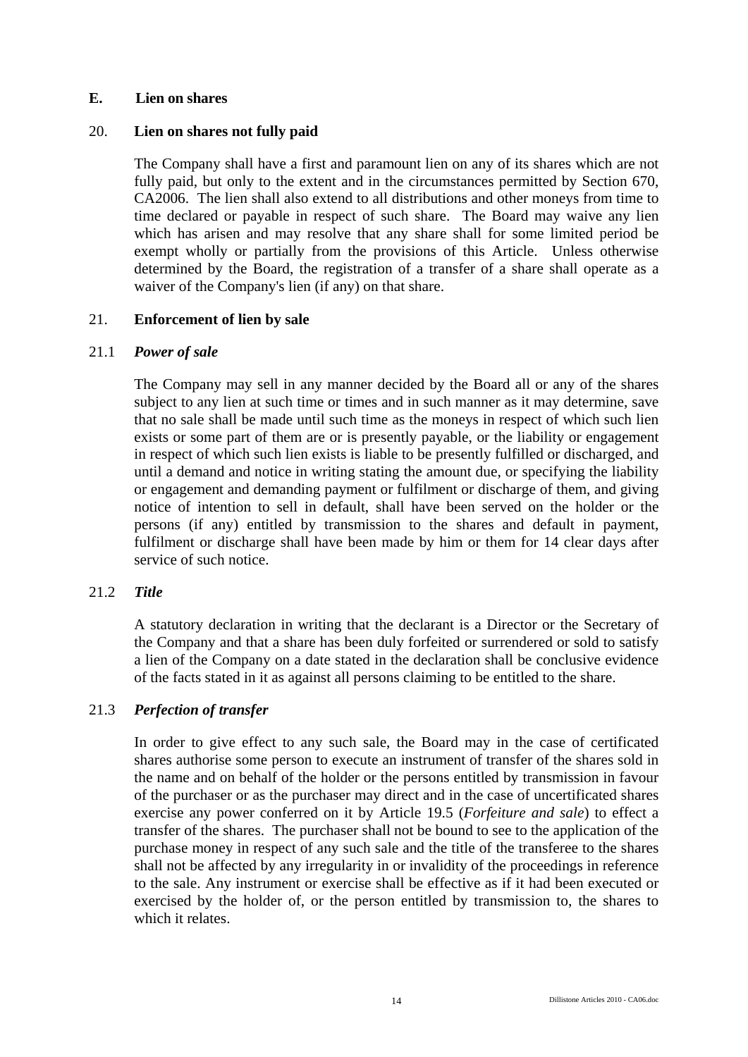## E. Lien on shares

### 20. Lien on shares not fully paid

The Company shall have a first and paramount lien on any of its shares which are not fully paid, but only to the extent and in the circumstances permitted by Section 670, CA2006. The lien shall also extend to all distributions and other moneys from time to time declared or payable in respect of such share. The Board may waive any lien which has arisen and may resolve that any share shall for some limited period be exempt wholly or partially from the provisions of this Article. Unless otherwise determined by the Board, the registration of a transfer of a share shall operate as a waiver of the Company's lien (if any) on that share.

### 21. Enforcement of lien by sale

#### 21.1 *Power of sale*

The Company may sell in any manner decided by the Board all or any of the shares subject to any lien at such time or times and in such manner as it may determine, save that no sale shall be made until such time as the moneys in respect of which such lien exists or some part of them are or is presently payable, or the liability or engagement in respect of which such lien exists is liable to be presently fulfilled or discharged, and until a demand and notice in writing stating the amount due, or specifying the liability or engagement and demanding payment or fulfilment or discharge of them, and giving notice of intention to sell in default, shall have been served on the holder or the persons (if any) entitled by transmission to the shares and default in payment, fulfilment or discharge shall have been made by him or them for 14 clear days after service of such notice.

#### 21.2 *Title*

A statutory declaration in writing that the declarant is a Director or the Secretary of the Company and that a share has been duly forfeited or surrendered or sold to satisfy a lien of the Company on a date stated in the declaration shall be conclusive evidence of the facts stated in it as against all persons claiming to be entitled to the share.

#### 21.3 *Perfection of transfer*

In order to give effect to any such sale, the Board may in the case of certificated shares authorise some person to execute an instrument of transfer of the shares sold in the name and on behalf of the holder or the persons entitled by transmission in favour of the purchaser or as the purchaser may direct and in the case of uncertificated shares exercise any power conferred on it by Article 19.5 (*Forfeiture and sale*) to effect a transfer of the shares. The purchaser shall not be bound to see to the application of the purchase money in respect of any such sale and the title of the transferee to the shares shall not be affected by any irregularity in or invalidity of the proceedings in reference to the sale. Any instrument or exercise shall be effective as if it had been executed or exercised by the holder of, or the person entitled by transmission to, the shares to which it relates.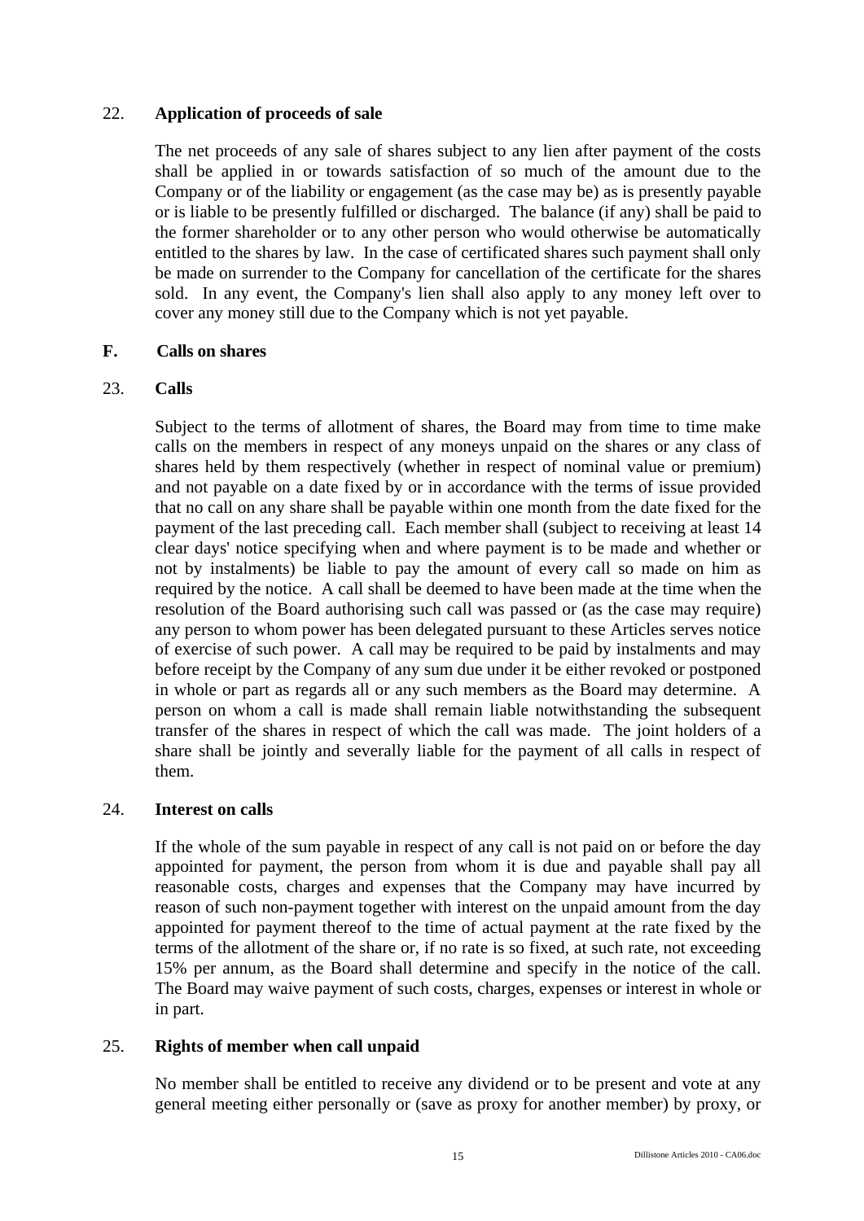## 22. Application of proceeds of sale

The net proceeds of any sale of shares subject to any lien after payment of the costs shall be applied in or towards satisfaction of so much of the amount due to the Company or of the liability or engagement (as the case may be) as is presently payable or is liable to be presently fulfilled or discharged. The balance (if any) shall be paid to the former shareholder or to any other person who would otherwise be automatically entitled to the shares by law. In the case of certificated shares such payment shall only be made on surrender to the Company for cancellation of the certificate for the shares sold. In any event, the Company's lien shall also apply to any money left over to cover any money still due to the Company which is not yet payable.

# F. Calls on shares

## 23. Calls

Subject to the terms of allotment of shares, the Board may from time to time make calls on the members in respect of any moneys unpaid on the shares or any class of shares held by them respectively (whether in respect of nominal value or premium) and not payable on a date fixed by or in accordance with the terms of issue provided that no call on any share shall be payable within one month from the date fixed for the payment of the last preceding call. Each member shall (subject to receiving at least 14 clear days' notice specifying when and where payment is to be made and whether or not by instalments) be liable to pay the amount of every call so made on him as required by the notice. A call shall be deemed to have been made at the time when the resolution of the Board authorising such call was passed or (as the case may require) any person to whom power has been delegated pursuant to these Articles serves notice of exercise of such power. A call may be required to be paid by instalments and may before receipt by the Company of any sum due under it be either revoked or postponed in whole or part as regards all or any such members as the Board may determine. A person on whom a call is made shall remain liable notwithstanding the subsequent transfer of the shares in respect of which the call was made. The joint holders of a share shall be jointly and severally liable for the payment of all calls in respect of them.

## 24. Interest on calls

If the whole of the sum payable in respect of any call is not paid on or before the day appointed for payment, the person from whom it is due and payable shall pay all reasonable costs, charges and expenses that the Company may have incurred by reason of such non-payment together with interest on the unpaid amount from the day appointed for payment thereof to the time of actual payment at the rate fixed by the terms of the allotment of the share or, if no rate is so fixed, at such rate, not exceeding 15% per annum, as the Board shall determine and specify in the notice of the call. The Board may waive payment of such costs, charges, expenses or interest in whole or in part.

## 25. Rights of member when call unpaid

No member shall be entitled to receive any dividend or to be present and vote at any general meeting either personally or (save as proxy for another member) by proxy, or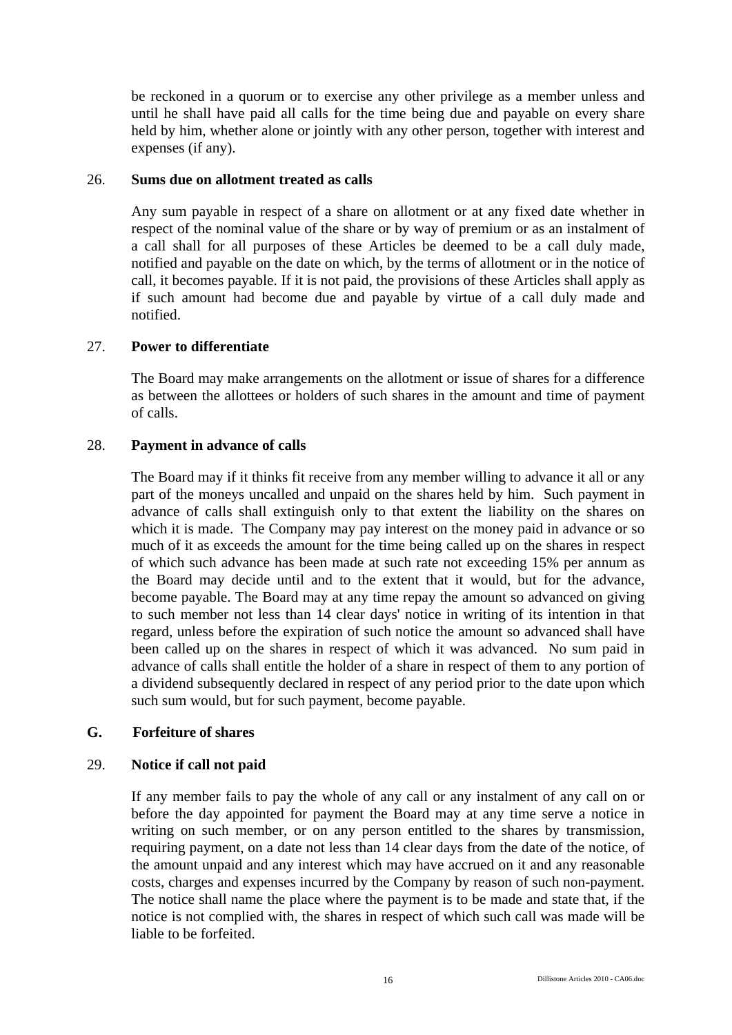be reckoned in a quorum or to exercise any other privilege as a member unless and until he shall have paid all calls for the time being due and payable on every share held by him, whether alone or jointly with any other person, together with interest and expenses (if any).

26. **Sums due on allotment treated as calls**

Any sum payable in respect of a share on allotment or at any fixed date whether in respect of the nominal value of the share or by way of premium or as an instalment of a call shall for all purposes of these Articles be deemed to be a call duly made, notified and payable on the date on which, by the terms of allotment or in the notice of call, it becomes payable. If it is not paid, the provisions of these Articles shall apply as if such amount had become due and payable by virtue of a call duly made and notified.

27. **Power to differentiate**

The Board may make arrangements on the allotment or issue of shares for a difference as between the allottees or holders of such shares in the amount and time of payment of calls.

28. **Payment in advance of calls**

The Board may if it thinks fit receive from any member willing to advance it all or any part of the moneys uncalled and unpaid on the shares held by him. Such payment in advance of calls shall extinguish only to that extent the liability on the shares on which it is made. The Company may pay interest on the money paid in advance or so much of it as exceeds the amount for the time being called up on the shares in respect of which such advance has been made at such rate not exceeding 15% per annum as the Board may decide until and to the extent that it would, but for the advance, become payable. The Board may at any time repay the amount so advanced on giving to such member not less than 14 clear days' notice in writing of its intention in that regard, unless before the expiration of such notice the amount so advanced shall have been called up on the shares in respect of which it was advanced. No sum paid in advance of calls shall entitle the holder of a share in respect of them to any portion of a dividend subsequently declared in respect of any period prior to the date upon which such sum would, but for such payment, become payable.

## G. Forfeiture of shares

29. **Notice if call not paid**

If any member fails to pay the whole of any call or any instalment of any call on or before the day appointed for payment the Board may at any time serve a notice in writing on such member, or on any person entitled to the shares by transmission, requiring payment, on a date not less than 14 clear days from the date of the notice, of the amount unpaid and any interest which may have accrued on it and any reasonable costs, charges and expenses incurred by the Company by reason of such non-payment. The notice shall name the place where the payment is to be made and state that, if the notice is not complied with, the shares in respect of which such call was made will be liable to be forfeited.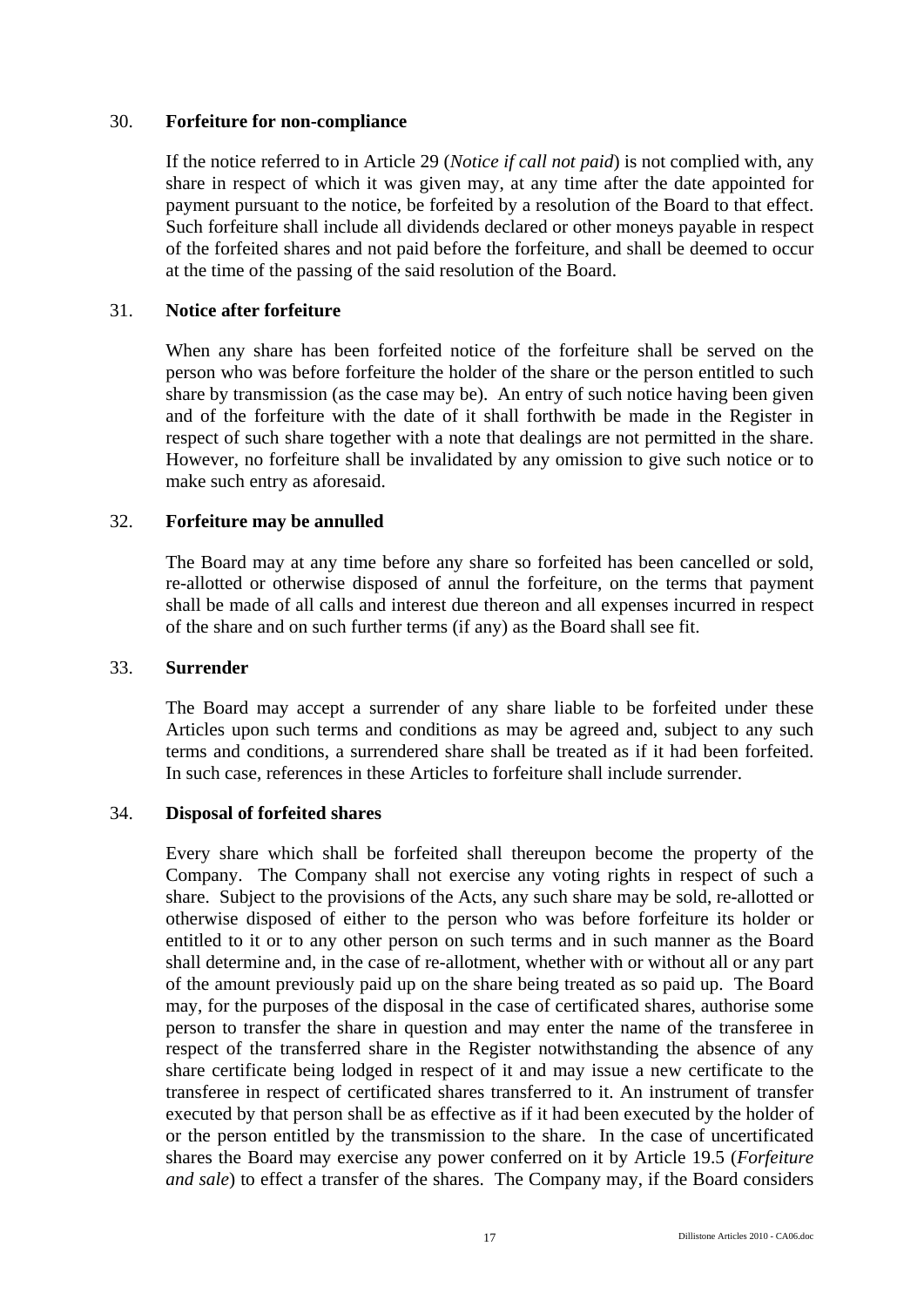### 30. **Forfeiture for non-compliance**

If the notice referred to in Article 29 (*Notice if call not paid*) is not complied with, any share in respect of which it was given may, at any time after the date appointed for payment pursuant to the notice, be forfeited by a resolution of the Board to that effect. Such forfeiture shall include all dividends declared or other moneys payable in respect of the forfeited shares and not paid before the forfeiture, and shall be deemed to occur at the time of the passing of the said resolution of the Board.

### 31. **Notice after forfeiture**

When any share has been forfeited notice of the forfeiture shall be served on the person who was before forfeiture the holder of the share or the person entitled to such share by transmission (as the case may be). An entry of such notice having been given and of the forfeiture with the date of it shall forthwith be made in the Register in respect of such share together with a note that dealings are not permitted in the share. However, no forfeiture shall be invalidated by any omission to give such notice or to make such entry as aforesaid.

### 32. **Forfeiture may be annulled**

The Board may at any time before any share so forfeited has been cancelled or sold, re-allotted or otherwise disposed of annul the forfeiture, on the terms that payment shall be made of all calls and interest due thereon and all expenses incurred in respect of the share and on such further terms (if any) as the Board shall see fit.

### 33. **Surrender**

The Board may accept a surrender of any share liable to be forfeited under these Articles upon such terms and conditions as may be agreed and, subject to any such terms and conditions, a surrendered share shall be treated as if it had been forfeited. In such case, references in these Articles to forfeiture shall include surrender.

### 34. **Disposal of forfeited shares**

Every share which shall be forfeited shall thereupon become the property of the Company. The Company shall not exercise any voting rights in respect of such a share. Subject to the provisions of the Acts, any such share may be sold, re-allotted or otherwise disposed of either to the person who was before forfeiture its holder or entitled to it or to any other person on such terms and in such manner as the Board shall determine and, in the case of re-allotment, whether with or without all or any part of the amount previously paid up on the share being treated as so paid up. The Board may, for the purposes of the disposal in the case of certificated shares, authorise some person to transfer the share in question and may enter the name of the transferee in respect of the transferred share in the Register notwithstanding the absence of any share certificate being lodged in respect of it and may issue a new certificate to the transferee in respect of certificated shares transferred to it. An instrument of transfer executed by that person shall be as effective as if it had been executed by the holder of or the person entitled by the transmission to the share. In the case of uncertificated shares the Board may exercise any power conferred on it by Article 19.5 (*Forfeiture and sale*) to effect a transfer of the shares. The Company may, if the Board considers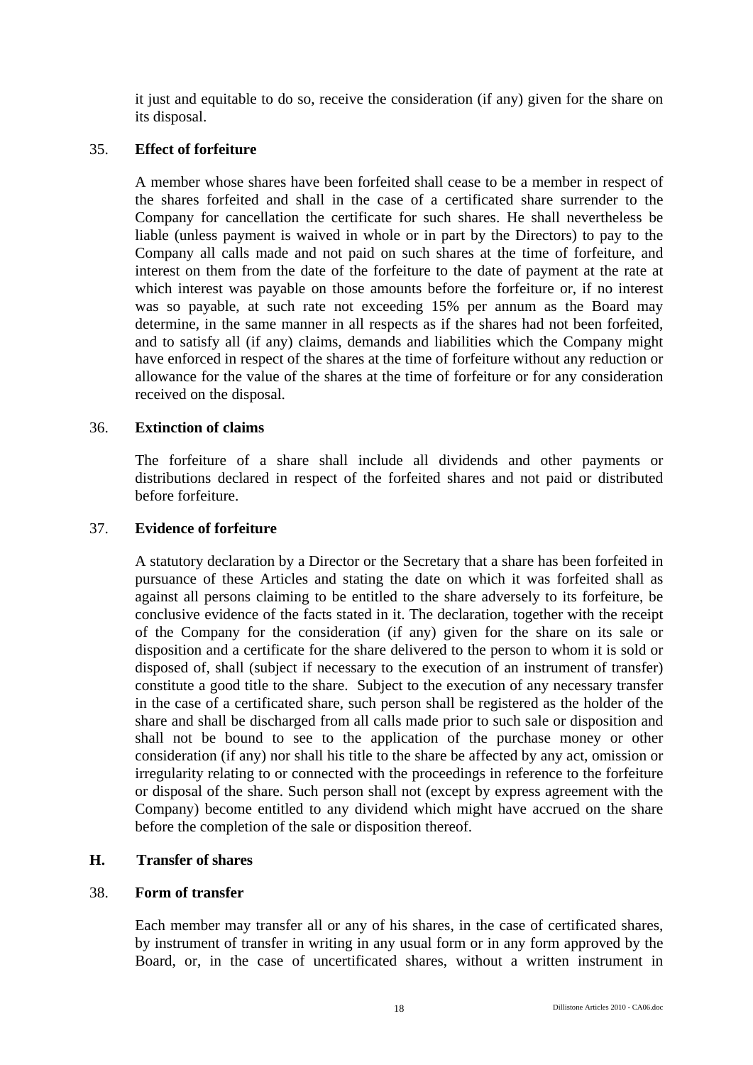it just and equitable to do so, receive the consideration (if any) given for the share on its disposal.

35. **Effect of forfeiture**

A member whose shares have been forfeited shall cease to be a member in respect of the shares forfeited and shall in the case of a certificated share surrender to the Company for cancellation the certificate for such shares. He shall nevertheless be liable (unless payment is waived in whole or in part by the Directors) to pay to the Company all calls made and not paid on such shares at the time of forfeiture, and interest on them from the date of the forfeiture to the date of payment at the rate at which interest was payable on those amounts before the forfeiture or, if no interest was so payable, at such rate not exceeding 15% per annum as the Board may determine, in the same manner in all respects as if the shares had not been forfeited, and to satisfy all (if any) claims, demands and liabilities which the Company might have enforced in respect of the shares at the time of forfeiture without any reduction or allowance for the value of the shares at the time of forfeiture or for any consideration received on the disposal.

36. **Extinction of claims**

The forfeiture of a share shall include all dividends and other payments or distributions declared in respect of the forfeited shares and not paid or distributed before forfeiture.

37. **Evidence of forfeiture**

A statutory declaration by a Director or the Secretary that a share has been forfeited in pursuance of these Articles and stating the date on which it was forfeited shall as against all persons claiming to be entitled to the share adversely to its forfeiture, be conclusive evidence of the facts stated in it. The declaration, together with the receipt of the Company for the consideration (if any) given for the share on its sale or disposition and a certificate for the share delivered to the person to whom it is sold or disposed of, shall (subject if necessary to the execution of an instrument of transfer) constitute a good title to the share. Subject to the execution of any necessary transfer in the case of a certificated share, such person shall be registered as the holder of the share and shall be discharged from all calls made prior to such sale or disposition and shall not be bound to see to the application of the purchase money or other consideration (if any) nor shall his title to the share be affected by any act, omission or irregularity relating to or connected with the proceedings in reference to the forfeiture or disposal of the share. Such person shall not (except by express agreement with the Company) become entitled to any dividend which might have accrued on the share before the completion of the sale or disposition thereof.

## H. Transfer of shares

38. **Form of transfer**

Each member may transfer all or any of his shares, in the case of certificated shares, by instrument of transfer in writing in any usual form or in any form approved by the Board, or, in the case of uncertificated shares, without a written instrument in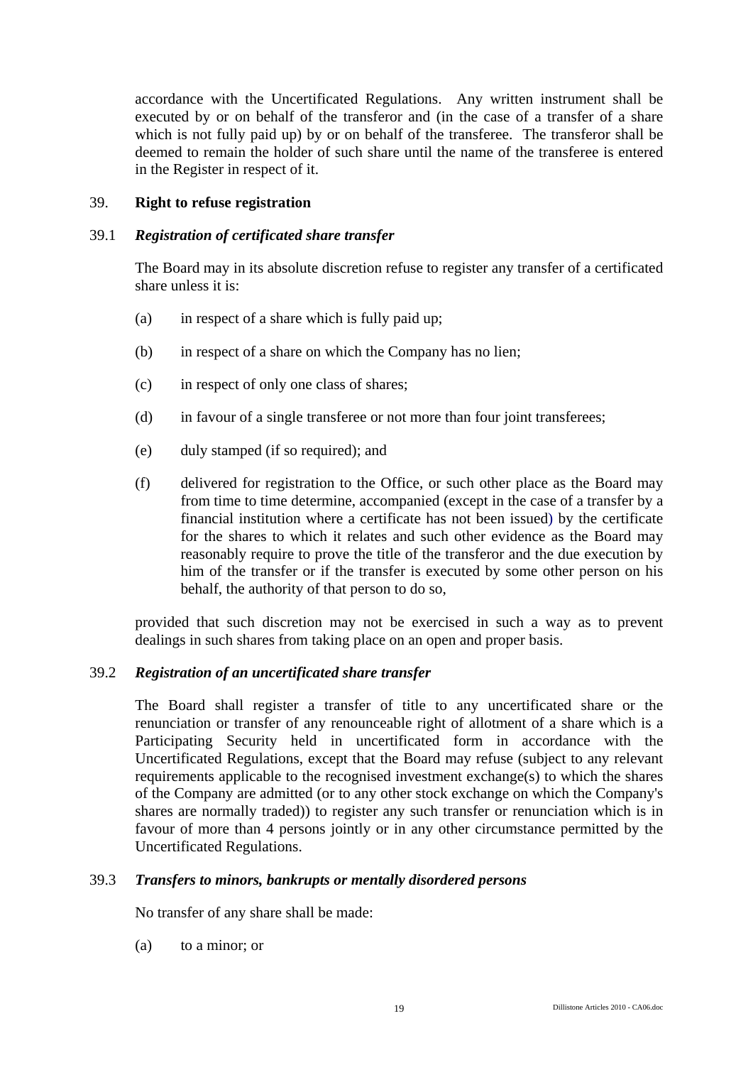accordance with the Uncertificated Regulations. Any written instrument shall be executed by or on behalf of the transferor and (in the case of a transfer of a share which is not fully paid up) by or on behalf of the transferee. The transferor shall be deemed to remain the holder of such share until the name of the transferee is entered in the Register in respect of it.

39. **Right to refuse registration**

39.1 ***Registration of certificated share transfer***

The Board may in its absolute discretion refuse to register any transfer of a certificated share unless it is:

(a) in respect of a share which is fully paid up;

(b) in respect of a share on which the Company has no lien;

(c) in respect of only one class of shares;

(d) in favour of a single transferee or not more than four joint transferees;

(e) duly stamped (if so required); and

(f) delivered for registration to the Office, or such other place as the Board may from time to time determine, accompanied (except in the case of a transfer by a financial institution where a certificate has not been issued) by the certificate for the shares to which it relates and such other evidence as the Board may reasonably require to prove the title of the transferor and the due execution by him of the transfer or if the transfer is executed by some other person on his behalf, the authority of that person to do so,

provided that such discretion may not be exercised in such a way as to prevent dealings in such shares from taking place on an open and proper basis.

39.2 ***Registration of an uncertificated share transfer***

The Board shall register a transfer of title to any uncertificated share or the renunciation or transfer of any renounceable right of allotment of a share which is a Participating Security held in uncertificated form in accordance with the Uncertificated Regulations, except that the Board may refuse (subject to any relevant requirements applicable to the recognised investment exchange(s) to which the shares of the Company are admitted (or to any other stock exchange on which the Company's shares are normally traded)) to register any such transfer or renunciation which is in favour of more than 4 persons jointly or in any other circumstance permitted by the Uncertificated Regulations.

39.3 ***Transfers to minors, bankrupts or mentally disordered persons***

No transfer of any share shall be made:

(a) to a minor; or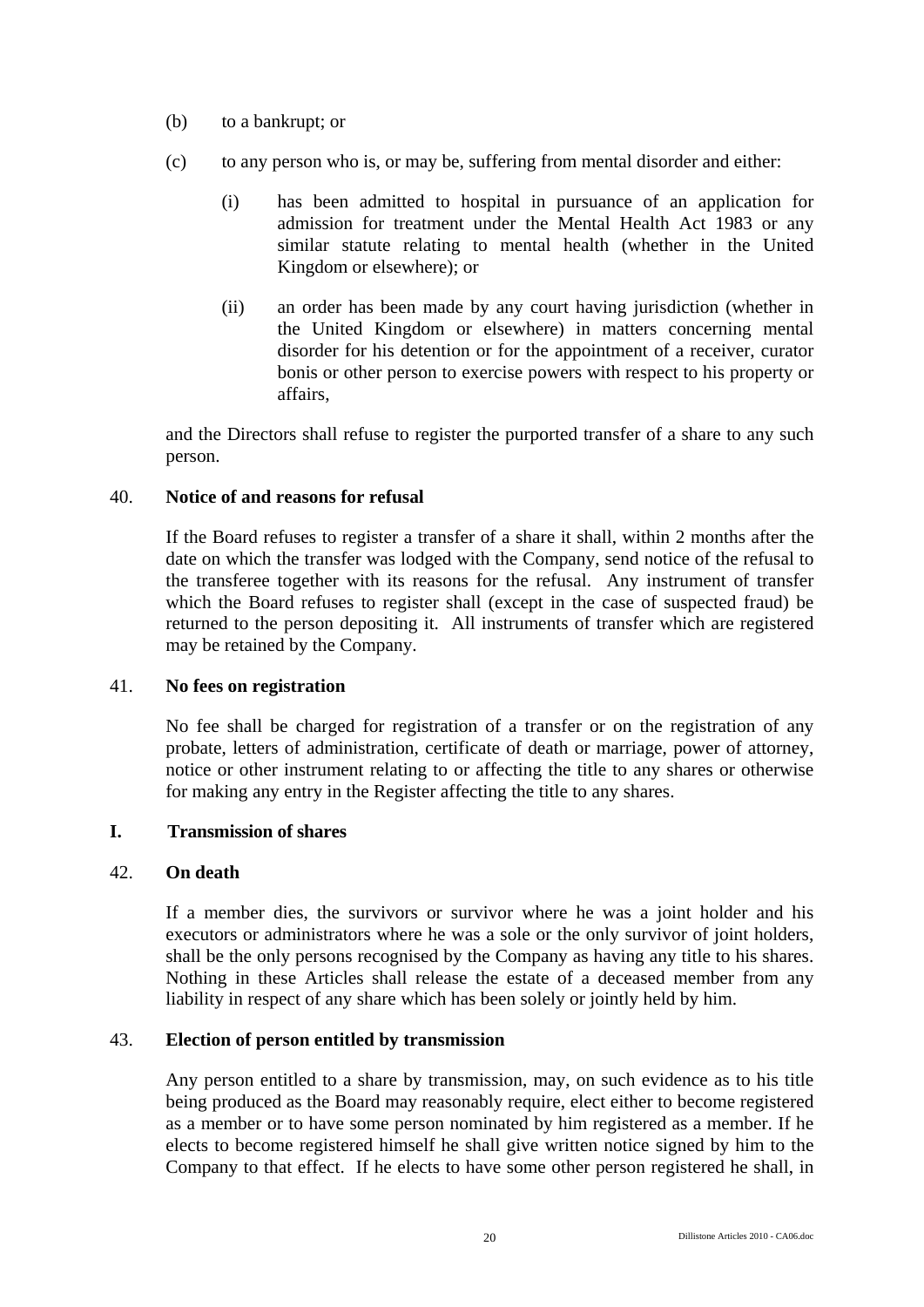(b) to a bankrupt; or

(c) to any person who is, or may be, suffering from mental disorder and either:

  (i) has been admitted to hospital in pursuance of an application for admission for treatment under the Mental Health Act 1983 or any similar statute relating to mental health (whether in the United Kingdom or elsewhere); or

  (ii) an order has been made by any court having jurisdiction (whether in the United Kingdom or elsewhere) in matters concerning mental disorder for his detention or for the appointment of a receiver, curator bonis or other person to exercise powers with respect to his property or affairs,

and the Directors shall refuse to register the purported transfer of a share to any such person.

40. **Notice of and reasons for refusal**

If the Board refuses to register a transfer of a share it shall, within 2 months after the date on which the transfer was lodged with the Company, send notice of the refusal to the transferee together with its reasons for the refusal. Any instrument of transfer which the Board refuses to register shall (except in the case of suspected fraud) be returned to the person depositing it. All instruments of transfer which are registered may be retained by the Company.

41. **No fees on registration**

No fee shall be charged for registration of a transfer or on the registration of any probate, letters of administration, certificate of death or marriage, power of attorney, notice or other instrument relating to or affecting the title to any shares or otherwise for making any entry in the Register affecting the title to any shares.

**I. Transmission of shares**

42. **On death**

If a member dies, the survivors or survivor where he was a joint holder and his executors or administrators where he was a sole or the only survivor of joint holders, shall be the only persons recognised by the Company as having any title to his shares. Nothing in these Articles shall release the estate of a deceased member from any liability in respect of any share which has been solely or jointly held by him.

43. **Election of person entitled by transmission**

Any person entitled to a share by transmission, may, on such evidence as to his title being produced as the Board may reasonably require, elect either to become registered as a member or to have some person nominated by him registered as a member. If he elects to become registered himself he shall give written notice signed by him to the Company to that effect. If he elects to have some other person registered he shall, in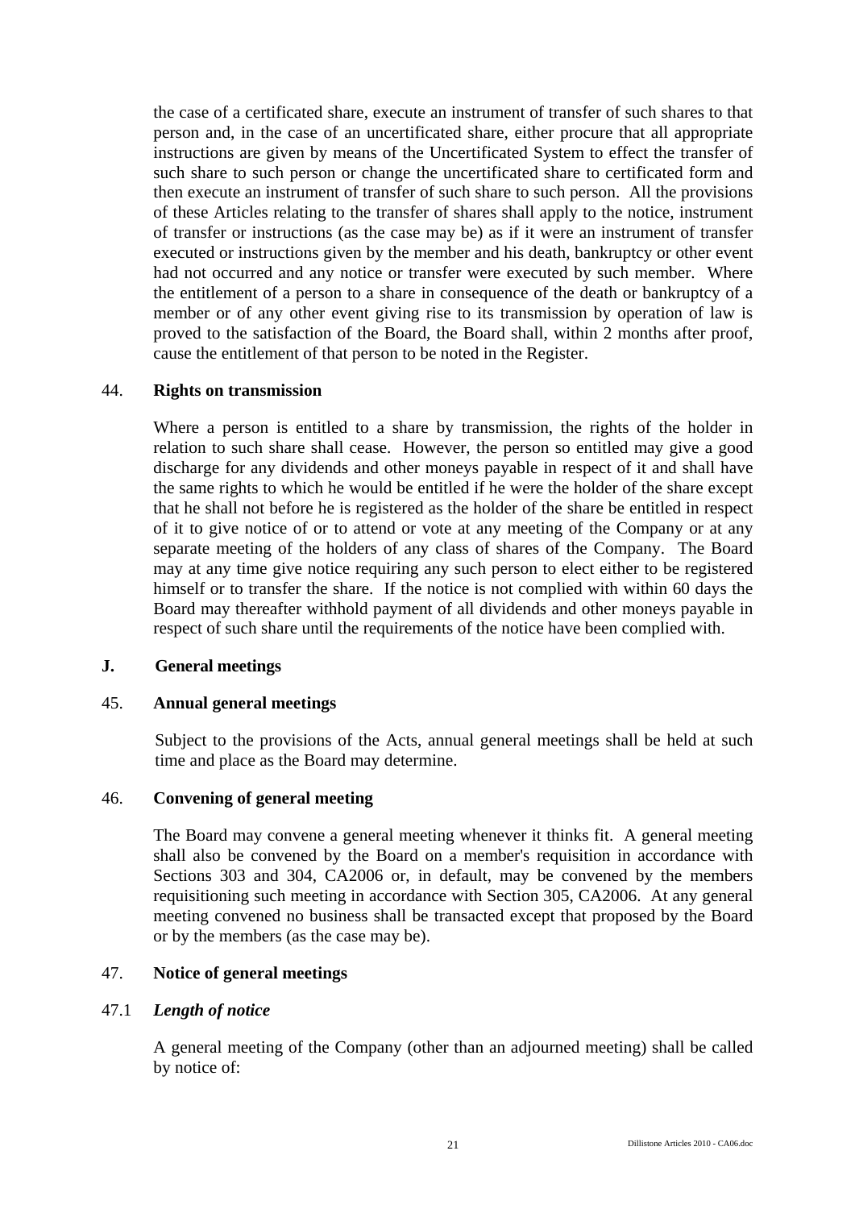the case of a certificated share, execute an instrument of transfer of such shares to that person and, in the case of an uncertificated share, either procure that all appropriate instructions are given by means of the Uncertificated System to effect the transfer of such share to such person or change the uncertificated share to certificated form and then execute an instrument of transfer of such share to such person. All the provisions of these Articles relating to the transfer of shares shall apply to the notice, instrument of transfer or instructions (as the case may be) as if it were an instrument of transfer executed or instructions given by the member and his death, bankruptcy or other event had not occurred and any notice or transfer were executed by such member. Where the entitlement of a person to a share in consequence of the death or bankruptcy of a member or of any other event giving rise to its transmission by operation of law is proved to the satisfaction of the Board, the Board shall, within 2 months after proof, cause the entitlement of that person to be noted in the Register.

### 44. Rights on transmission

Where a person is entitled to a share by transmission, the rights of the holder in relation to such share shall cease. However, the person so entitled may give a good discharge for any dividends and other moneys payable in respect of it and shall have the same rights to which he would be entitled if he were the holder of the share except that he shall not before he is registered as the holder of the share be entitled in respect of it to give notice of or to attend or vote at any meeting of the Company or at any separate meeting of the holders of any class of shares of the Company. The Board may at any time give notice requiring any such person to elect either to be registered himself or to transfer the share. If the notice is not complied with within 60 days the Board may thereafter withhold payment of all dividends and other moneys payable in respect of such share until the requirements of the notice have been complied with.

## J. General meetings

### 45. Annual general meetings

Subject to the provisions of the Acts, annual general meetings shall be held at such time and place as the Board may determine.

### 46. Convening of general meeting

The Board may convene a general meeting whenever it thinks fit. A general meeting shall also be convened by the Board on a member's requisition in accordance with Sections 303 and 304, CA2006 or, in default, may be convened by the members requisitioning such meeting in accordance with Section 305, CA2006. At any general meeting convened no business shall be transacted except that proposed by the Board or by the members (as the case may be).

### 47. Notice of general meetings

#### 47.1 *Length of notice*

A general meeting of the Company (other than an adjourned meeting) shall be called by notice of: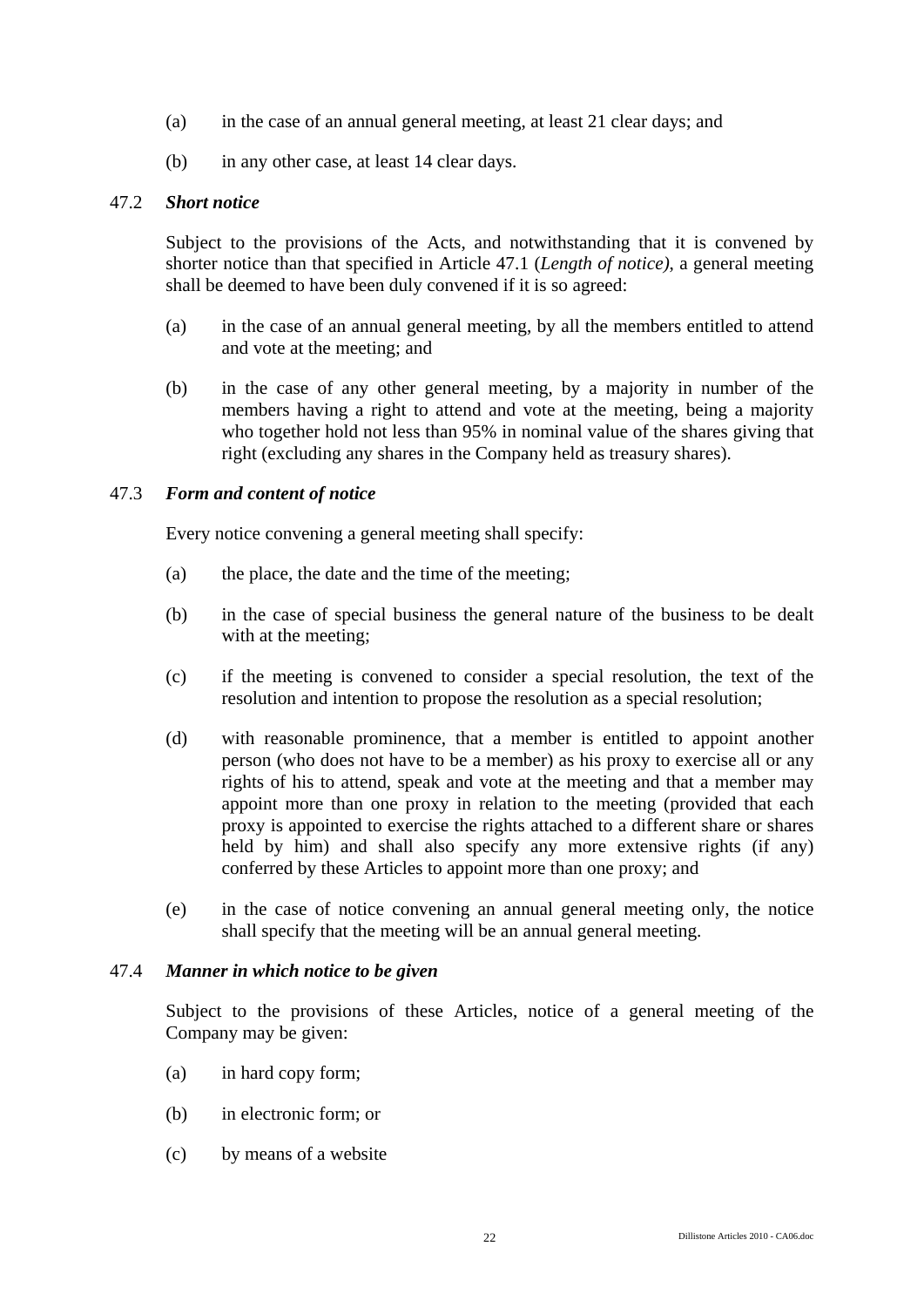(a) in the case of an annual general meeting, at least 21 clear days; and

(b) in any other case, at least 14 clear days.

47.2 ***Short notice***

Subject to the provisions of the Acts, and notwithstanding that it is convened by shorter notice than that specified in Article 47.1 (*Length of notice)*, a general meeting shall be deemed to have been duly convened if it is so agreed:

(a) in the case of an annual general meeting, by all the members entitled to attend and vote at the meeting; and

(b) in the case of any other general meeting, by a majority in number of the members having a right to attend and vote at the meeting, being a majority who together hold not less than 95% in nominal value of the shares giving that right (excluding any shares in the Company held as treasury shares).

47.3 ***Form and content of notice***

Every notice convening a general meeting shall specify:

(a) the place, the date and the time of the meeting;

(b) in the case of special business the general nature of the business to be dealt with at the meeting;

(c) if the meeting is convened to consider a special resolution, the text of the resolution and intention to propose the resolution as a special resolution;

(d) with reasonable prominence, that a member is entitled to appoint another person (who does not have to be a member) as his proxy to exercise all or any rights of his to attend, speak and vote at the meeting and that a member may appoint more than one proxy in relation to the meeting (provided that each proxy is appointed to exercise the rights attached to a different share or shares held by him) and shall also specify any more extensive rights (if any) conferred by these Articles to appoint more than one proxy; and

(e) in the case of notice convening an annual general meeting only, the notice shall specify that the meeting will be an annual general meeting.

47.4 ***Manner in which notice to be given***

Subject to the provisions of these Articles, notice of a general meeting of the Company may be given:

(a) in hard copy form;

(b) in electronic form; or

(c) by means of a website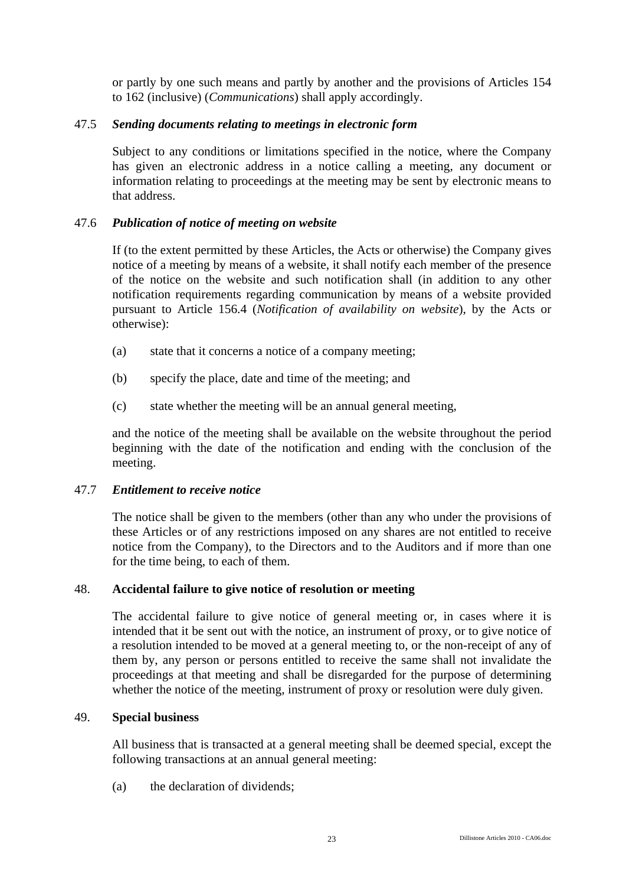or partly by one such means and partly by another and the provisions of Articles 154 to 162 (inclusive) (*Communications*) shall apply accordingly.

### 47.5 *Sending documents relating to meetings in electronic form*

Subject to any conditions or limitations specified in the notice, where the Company has given an electronic address in a notice calling a meeting, any document or information relating to proceedings at the meeting may be sent by electronic means to that address.

### 47.6 *Publication of notice of meeting on website*

If (to the extent permitted by these Articles, the Acts or otherwise) the Company gives notice of a meeting by means of a website, it shall notify each member of the presence of the notice on the website and such notification shall (in addition to any other notification requirements regarding communication by means of a website provided pursuant to Article 156.4 (*Notification of availability on website*), by the Acts or otherwise):

(a) state that it concerns a notice of a company meeting;

(b) specify the place, date and time of the meeting; and

(c) state whether the meeting will be an annual general meeting,

and the notice of the meeting shall be available on the website throughout the period beginning with the date of the notification and ending with the conclusion of the meeting.

### 47.7 *Entitlement to receive notice*

The notice shall be given to the members (other than any who under the provisions of these Articles or of any restrictions imposed on any shares are not entitled to receive notice from the Company), to the Directors and to the Auditors and if more than one for the time being, to each of them.

## 48. Accidental failure to give notice of resolution or meeting

The accidental failure to give notice of general meeting or, in cases where it is intended that it be sent out with the notice, an instrument of proxy, or to give notice of a resolution intended to be moved at a general meeting to, or the non-receipt of any of them by, any person or persons entitled to receive the same shall not invalidate the proceedings at that meeting and shall be disregarded for the purpose of determining whether the notice of the meeting, instrument of proxy or resolution were duly given.

## 49. Special business

All business that is transacted at a general meeting shall be deemed special, except the following transactions at an annual general meeting:

(a) the declaration of dividends;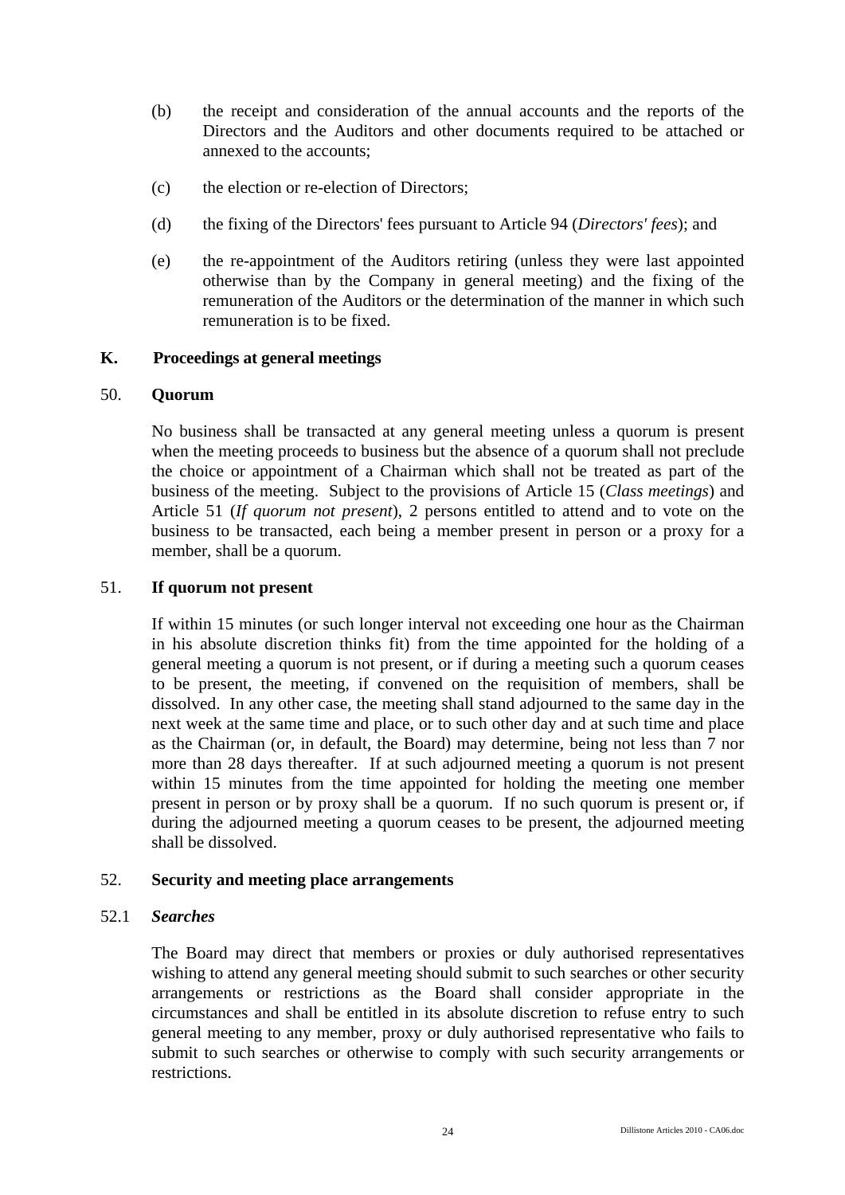(b) the receipt and consideration of the annual accounts and the reports of the Directors and the Auditors and other documents required to be attached or annexed to the accounts;

(c) the election or re-election of Directors;

(d) the fixing of the Directors' fees pursuant to Article 94 (*Directors' fees*); and

(e) the re-appointment of the Auditors retiring (unless they were last appointed otherwise than by the Company in general meeting) and the fixing of the remuneration of the Auditors or the determination of the manner in which such remuneration is to be fixed.

## K. Proceedings at general meetings

### 50. Quorum

No business shall be transacted at any general meeting unless a quorum is present when the meeting proceeds to business but the absence of a quorum shall not preclude the choice or appointment of a Chairman which shall not be treated as part of the business of the meeting. Subject to the provisions of Article 15 (*Class meetings*) and Article 51 (*If quorum not present*), 2 persons entitled to attend and to vote on the business to be transacted, each being a member present in person or a proxy for a member, shall be a quorum.

### 51. If quorum not present

If within 15 minutes (or such longer interval not exceeding one hour as the Chairman in his absolute discretion thinks fit) from the time appointed for the holding of a general meeting a quorum is not present, or if during a meeting such a quorum ceases to be present, the meeting, if convened on the requisition of members, shall be dissolved. In any other case, the meeting shall stand adjourned to the same day in the next week at the same time and place, or to such other day and at such time and place as the Chairman (or, in default, the Board) may determine, being not less than 7 nor more than 28 days thereafter. If at such adjourned meeting a quorum is not present within 15 minutes from the time appointed for holding the meeting one member present in person or by proxy shall be a quorum. If no such quorum is present or, if during the adjourned meeting a quorum ceases to be present, the adjourned meeting shall be dissolved.

### 52. Security and meeting place arrangements

#### 52.1 *Searches*

The Board may direct that members or proxies or duly authorised representatives wishing to attend any general meeting should submit to such searches or other security arrangements or restrictions as the Board shall consider appropriate in the circumstances and shall be entitled in its absolute discretion to refuse entry to such general meeting to any member, proxy or duly authorised representative who fails to submit to such searches or otherwise to comply with such security arrangements or restrictions.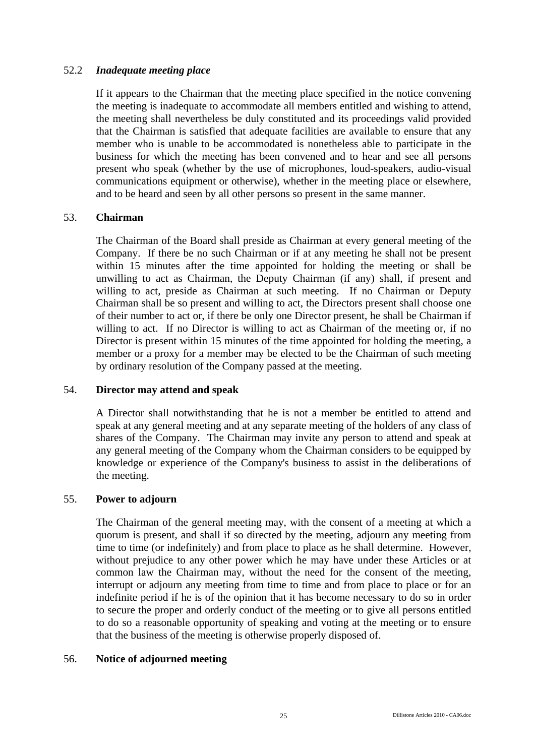### 52.2 *Inadequate meeting place*

If it appears to the Chairman that the meeting place specified in the notice convening the meeting is inadequate to accommodate all members entitled and wishing to attend, the meeting shall nevertheless be duly constituted and its proceedings valid provided that the Chairman is satisfied that adequate facilities are available to ensure that any member who is unable to be accommodated is nonetheless able to participate in the business for which the meeting has been convened and to hear and see all persons present who speak (whether by the use of microphones, loud-speakers, audio-visual communications equipment or otherwise), whether in the meeting place or elsewhere, and to be heard and seen by all other persons so present in the same manner.

## 53. **Chairman**

The Chairman of the Board shall preside as Chairman at every general meeting of the Company. If there be no such Chairman or if at any meeting he shall not be present within 15 minutes after the time appointed for holding the meeting or shall be unwilling to act as Chairman, the Deputy Chairman (if any) shall, if present and willing to act, preside as Chairman at such meeting. If no Chairman or Deputy Chairman shall be so present and willing to act, the Directors present shall choose one of their number to act or, if there be only one Director present, he shall be Chairman if willing to act. If no Director is willing to act as Chairman of the meeting or, if no Director is present within 15 minutes of the time appointed for holding the meeting, a member or a proxy for a member may be elected to be the Chairman of such meeting by ordinary resolution of the Company passed at the meeting.

## 54. **Director may attend and speak**

A Director shall notwithstanding that he is not a member be entitled to attend and speak at any general meeting and at any separate meeting of the holders of any class of shares of the Company. The Chairman may invite any person to attend and speak at any general meeting of the Company whom the Chairman considers to be equipped by knowledge or experience of the Company's business to assist in the deliberations of the meeting.

## 55. **Power to adjourn**

The Chairman of the general meeting may, with the consent of a meeting at which a quorum is present, and shall if so directed by the meeting, adjourn any meeting from time to time (or indefinitely) and from place to place as he shall determine. However, without prejudice to any other power which he may have under these Articles or at common law the Chairman may, without the need for the consent of the meeting, interrupt or adjourn any meeting from time to time and from place to place or for an indefinite period if he is of the opinion that it has become necessary to do so in order to secure the proper and orderly conduct of the meeting or to give all persons entitled to do so a reasonable opportunity of speaking and voting at the meeting or to ensure that the business of the meeting is otherwise properly disposed of.

## 56. **Notice of adjourned meeting**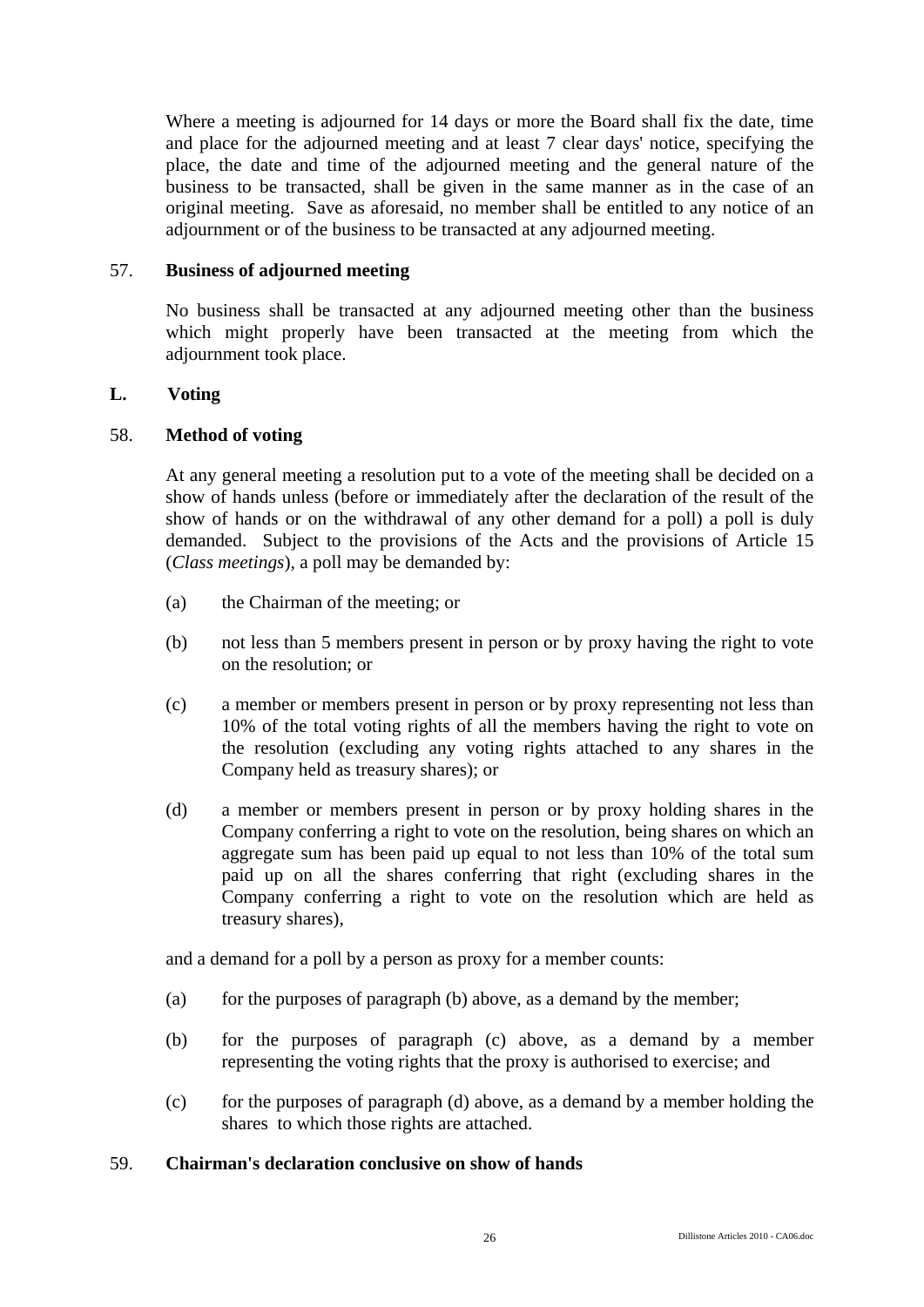Where a meeting is adjourned for 14 days or more the Board shall fix the date, time and place for the adjourned meeting and at least 7 clear days' notice, specifying the place, the date and time of the adjourned meeting and the general nature of the business to be transacted, shall be given in the same manner as in the case of an original meeting. Save as aforesaid, no member shall be entitled to any notice of an adjournment or of the business to be transacted at any adjourned meeting.

57. **Business of adjourned meeting**

No business shall be transacted at any adjourned meeting other than the business which might properly have been transacted at the meeting from which the adjournment took place.

## L. Voting

58. **Method of voting**

At any general meeting a resolution put to a vote of the meeting shall be decided on a show of hands unless (before or immediately after the declaration of the result of the show of hands or on the withdrawal of any other demand for a poll) a poll is duly demanded. Subject to the provisions of the Acts and the provisions of Article 15 (*Class meetings*), a poll may be demanded by:

(a) the Chairman of the meeting; or

(b) not less than 5 members present in person or by proxy having the right to vote on the resolution; or

(c) a member or members present in person or by proxy representing not less than 10% of the total voting rights of all the members having the right to vote on the resolution (excluding any voting rights attached to any shares in the Company held as treasury shares); or

(d) a member or members present in person or by proxy holding shares in the Company conferring a right to vote on the resolution, being shares on which an aggregate sum has been paid up equal to not less than 10% of the total sum paid up on all the shares conferring that right (excluding shares in the Company conferring a right to vote on the resolution which are held as treasury shares),

and a demand for a poll by a person as proxy for a member counts:

(a) for the purposes of paragraph (b) above, as a demand by the member;

(b) for the purposes of paragraph (c) above, as a demand by a member representing the voting rights that the proxy is authorised to exercise; and

(c) for the purposes of paragraph (d) above, as a demand by a member holding the shares to which those rights are attached.

59. **Chairman's declaration conclusive on show of hands**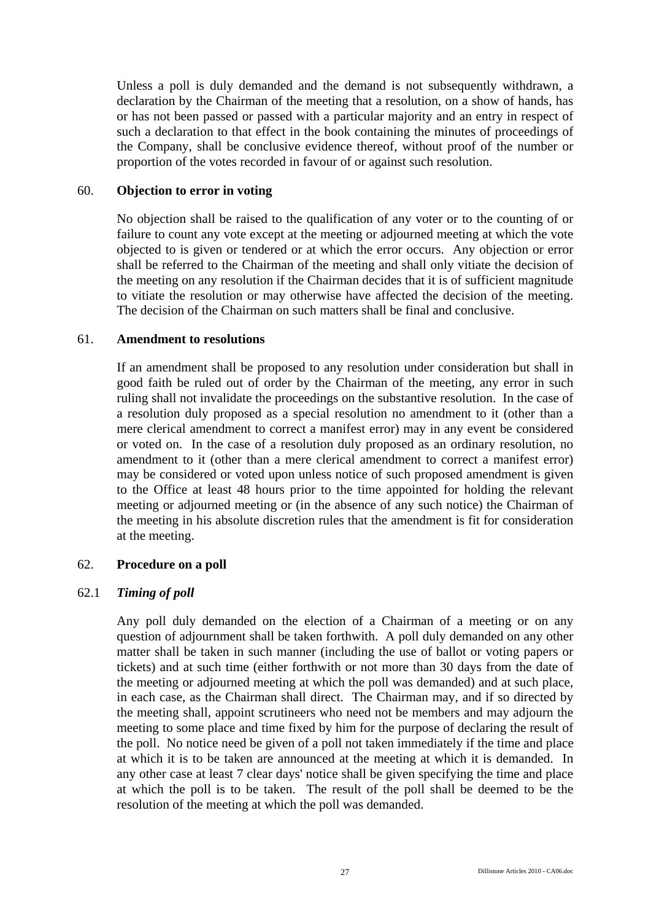Unless a poll is duly demanded and the demand is not subsequently withdrawn, a declaration by the Chairman of the meeting that a resolution, on a show of hands, has or has not been passed or passed with a particular majority and an entry in respect of such a declaration to that effect in the book containing the minutes of proceedings of the Company, shall be conclusive evidence thereof, without proof of the number or proportion of the votes recorded in favour of or against such resolution.

## 60. Objection to error in voting

No objection shall be raised to the qualification of any voter or to the counting of or failure to count any vote except at the meeting or adjourned meeting at which the vote objected to is given or tendered or at which the error occurs. Any objection or error shall be referred to the Chairman of the meeting and shall only vitiate the decision of the meeting on any resolution if the Chairman decides that it is of sufficient magnitude to vitiate the resolution or may otherwise have affected the decision of the meeting. The decision of the Chairman on such matters shall be final and conclusive.

## 61. Amendment to resolutions

If an amendment shall be proposed to any resolution under consideration but shall in good faith be ruled out of order by the Chairman of the meeting, any error in such ruling shall not invalidate the proceedings on the substantive resolution. In the case of a resolution duly proposed as a special resolution no amendment to it (other than a mere clerical amendment to correct a manifest error) may in any event be considered or voted on. In the case of a resolution duly proposed as an ordinary resolution, no amendment to it (other than a mere clerical amendment to correct a manifest error) may be considered or voted upon unless notice of such proposed amendment is given to the Office at least 48 hours prior to the time appointed for holding the relevant meeting or adjourned meeting or (in the absence of any such notice) the Chairman of the meeting in his absolute discretion rules that the amendment is fit for consideration at the meeting.

## 62. Procedure on a poll

### 62.1 *Timing of poll*

Any poll duly demanded on the election of a Chairman of a meeting or on any question of adjournment shall be taken forthwith. A poll duly demanded on any other matter shall be taken in such manner (including the use of ballot or voting papers or tickets) and at such time (either forthwith or not more than 30 days from the date of the meeting or adjourned meeting at which the poll was demanded) and at such place, in each case, as the Chairman shall direct. The Chairman may, and if so directed by the meeting shall, appoint scrutineers who need not be members and may adjourn the meeting to some place and time fixed by him for the purpose of declaring the result of the poll. No notice need be given of a poll not taken immediately if the time and place at which it is to be taken are announced at the meeting at which it is demanded. In any other case at least 7 clear days' notice shall be given specifying the time and place at which the poll is to be taken. The result of the poll shall be deemed to be the resolution of the meeting at which the poll was demanded.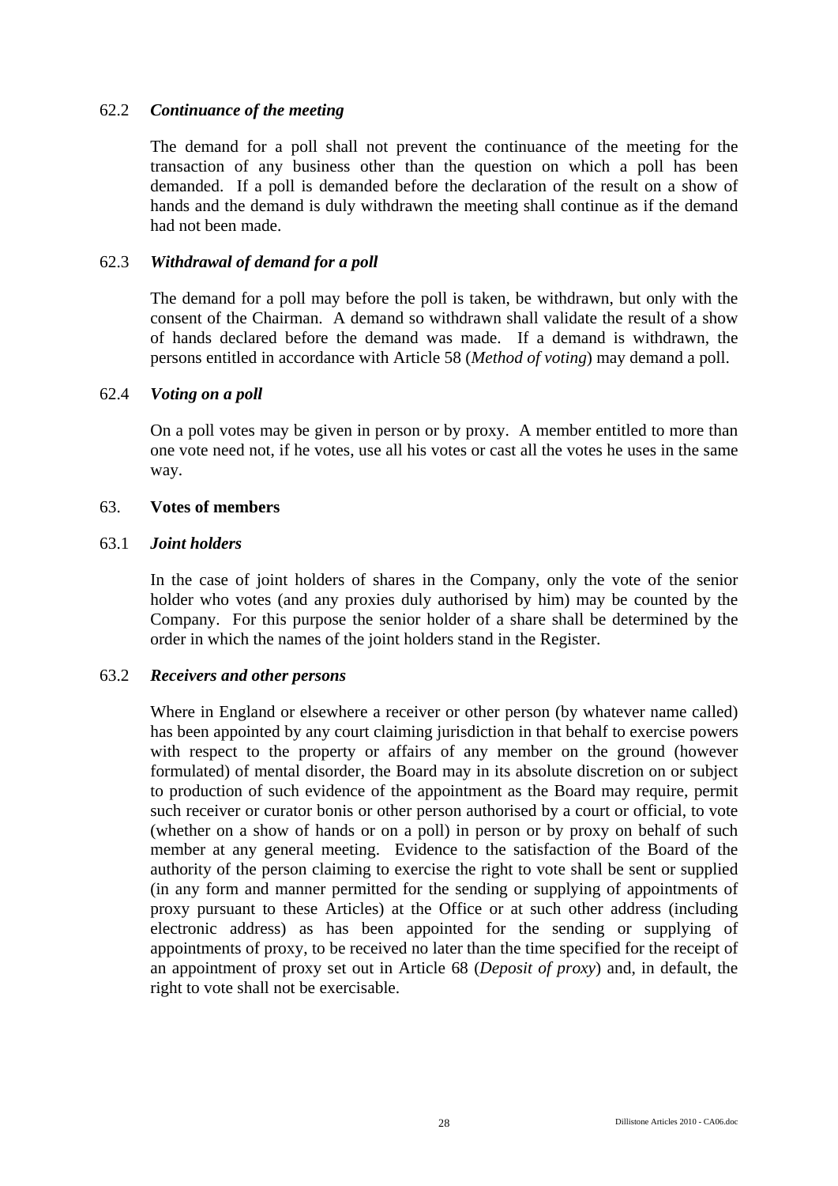### 62.2 *Continuance of the meeting*

The demand for a poll shall not prevent the continuance of the meeting for the transaction of any business other than the question on which a poll has been demanded. If a poll is demanded before the declaration of the result on a show of hands and the demand is duly withdrawn the meeting shall continue as if the demand had not been made.

### 62.3 *Withdrawal of demand for a poll*

The demand for a poll may before the poll is taken, be withdrawn, but only with the consent of the Chairman. A demand so withdrawn shall validate the result of a show of hands declared before the demand was made. If a demand is withdrawn, the persons entitled in accordance with Article 58 (*Method of voting*) may demand a poll.

### 62.4 *Voting on a poll*

On a poll votes may be given in person or by proxy. A member entitled to more than one vote need not, if he votes, use all his votes or cast all the votes he uses in the same way.

## 63. **Votes of members**

### 63.1 *Joint holders*

In the case of joint holders of shares in the Company, only the vote of the senior holder who votes (and any proxies duly authorised by him) may be counted by the Company. For this purpose the senior holder of a share shall be determined by the order in which the names of the joint holders stand in the Register.

### 63.2 *Receivers and other persons*

Where in England or elsewhere a receiver or other person (by whatever name called) has been appointed by any court claiming jurisdiction in that behalf to exercise powers with respect to the property or affairs of any member on the ground (however formulated) of mental disorder, the Board may in its absolute discretion on or subject to production of such evidence of the appointment as the Board may require, permit such receiver or curator bonis or other person authorised by a court or official, to vote (whether on a show of hands or on a poll) in person or by proxy on behalf of such member at any general meeting. Evidence to the satisfaction of the Board of the authority of the person claiming to exercise the right to vote shall be sent or supplied (in any form and manner permitted for the sending or supplying of appointments of proxy pursuant to these Articles) at the Office or at such other address (including electronic address) as has been appointed for the sending or supplying of appointments of proxy, to be received no later than the time specified for the receipt of an appointment of proxy set out in Article 68 (*Deposit of proxy*) and, in default, the right to vote shall not be exercisable.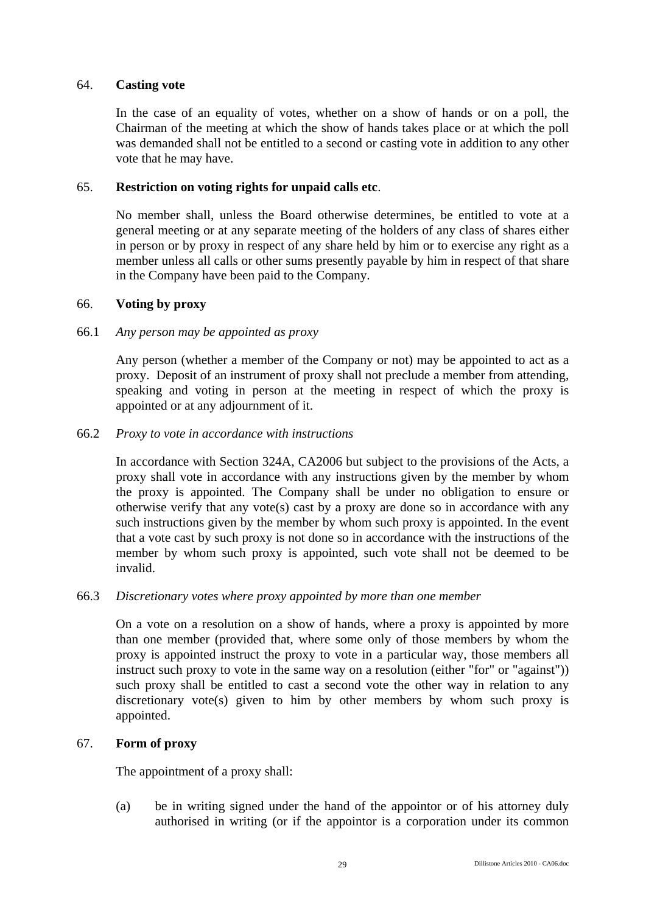## 64. **Casting vote**

In the case of an equality of votes, whether on a show of hands or on a poll, the Chairman of the meeting at which the show of hands takes place or at which the poll was demanded shall not be entitled to a second or casting vote in addition to any other vote that he may have.

## 65. **Restriction on voting rights for unpaid calls etc**.

No member shall, unless the Board otherwise determines, be entitled to vote at a general meeting or at any separate meeting of the holders of any class of shares either in person or by proxy in respect of any share held by him or to exercise any right as a member unless all calls or other sums presently payable by him in respect of that share in the Company have been paid to the Company.

## 66. **Voting by proxy**

66.1 *Any person may be appointed as proxy*

Any person (whether a member of the Company or not) may be appointed to act as a proxy. Deposit of an instrument of proxy shall not preclude a member from attending, speaking and voting in person at the meeting in respect of which the proxy is appointed or at any adjournment of it.

66.2 *Proxy to vote in accordance with instructions*

In accordance with Section 324A, CA2006 but subject to the provisions of the Acts, a proxy shall vote in accordance with any instructions given by the member by whom the proxy is appointed. The Company shall be under no obligation to ensure or otherwise verify that any vote(s) cast by a proxy are done so in accordance with any such instructions given by the member by whom such proxy is appointed. In the event that a vote cast by such proxy is not done so in accordance with the instructions of the member by whom such proxy is appointed, such vote shall not be deemed to be invalid.

66.3 *Discretionary votes where proxy appointed by more than one member*

On a vote on a resolution on a show of hands, where a proxy is appointed by more than one member (provided that, where some only of those members by whom the proxy is appointed instruct the proxy to vote in a particular way, those members all instruct such proxy to vote in the same way on a resolution (either "for" or "against")) such proxy shall be entitled to cast a second vote the other way in relation to any discretionary vote(s) given to him by other members by whom such proxy is appointed.

## 67. **Form of proxy**

The appointment of a proxy shall:

(a) be in writing signed under the hand of the appointor or of his attorney duly authorised in writing (or if the appointor is a corporation under its common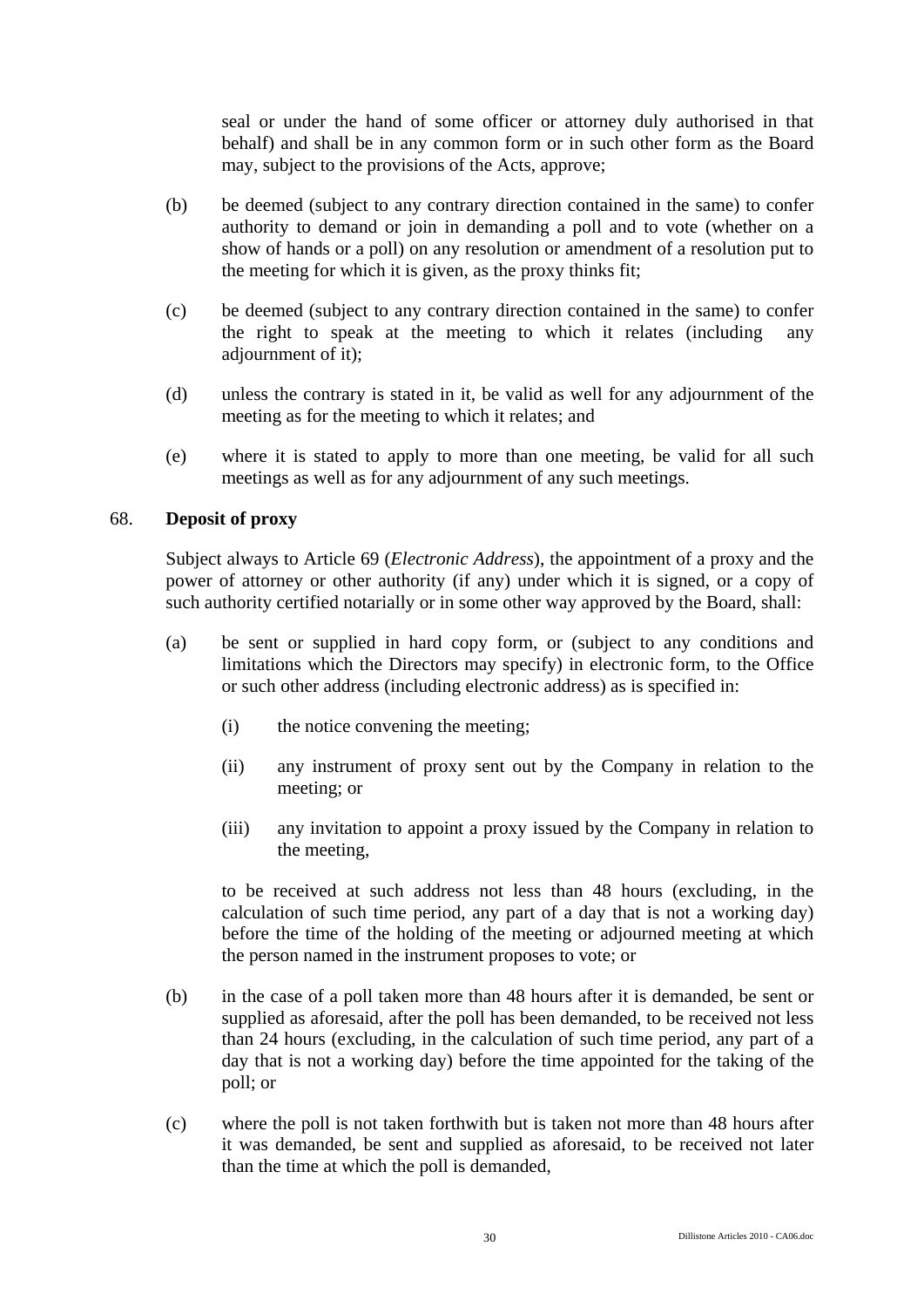seal or under the hand of some officer or attorney duly authorised in that behalf) and shall be in any common form or in such other form as the Board may, subject to the provisions of the Acts, approve;

(b) be deemed (subject to any contrary direction contained in the same) to confer authority to demand or join in demanding a poll and to vote (whether on a show of hands or a poll) on any resolution or amendment of a resolution put to the meeting for which it is given, as the proxy thinks fit;

(c) be deemed (subject to any contrary direction contained in the same) to confer the right to speak at the meeting to which it relates (including any adjournment of it);

(d) unless the contrary is stated in it, be valid as well for any adjournment of the meeting as for the meeting to which it relates; and

(e) where it is stated to apply to more than one meeting, be valid for all such meetings as well as for any adjournment of any such meetings.

68. **Deposit of proxy**

Subject always to Article 69 (*Electronic Address*), the appointment of a proxy and the power of attorney or other authority (if any) under which it is signed, or a copy of such authority certified notarially or in some other way approved by the Board, shall:

(a) be sent or supplied in hard copy form, or (subject to any conditions and limitations which the Directors may specify) in electronic form, to the Office or such other address (including electronic address) as is specified in:

 (i) the notice convening the meeting;

 (ii) any instrument of proxy sent out by the Company in relation to the meeting; or

 (iii) any invitation to appoint a proxy issued by the Company in relation to the meeting,

 to be received at such address not less than 48 hours (excluding, in the calculation of such time period, any part of a day that is not a working day) before the time of the holding of the meeting or adjourned meeting at which the person named in the instrument proposes to vote; or

(b) in the case of a poll taken more than 48 hours after it is demanded, be sent or supplied as aforesaid, after the poll has been demanded, to be received not less than 24 hours (excluding, in the calculation of such time period, any part of a day that is not a working day) before the time appointed for the taking of the poll; or

(c) where the poll is not taken forthwith but is taken not more than 48 hours after it was demanded, be sent and supplied as aforesaid, to be received not later than the time at which the poll is demanded,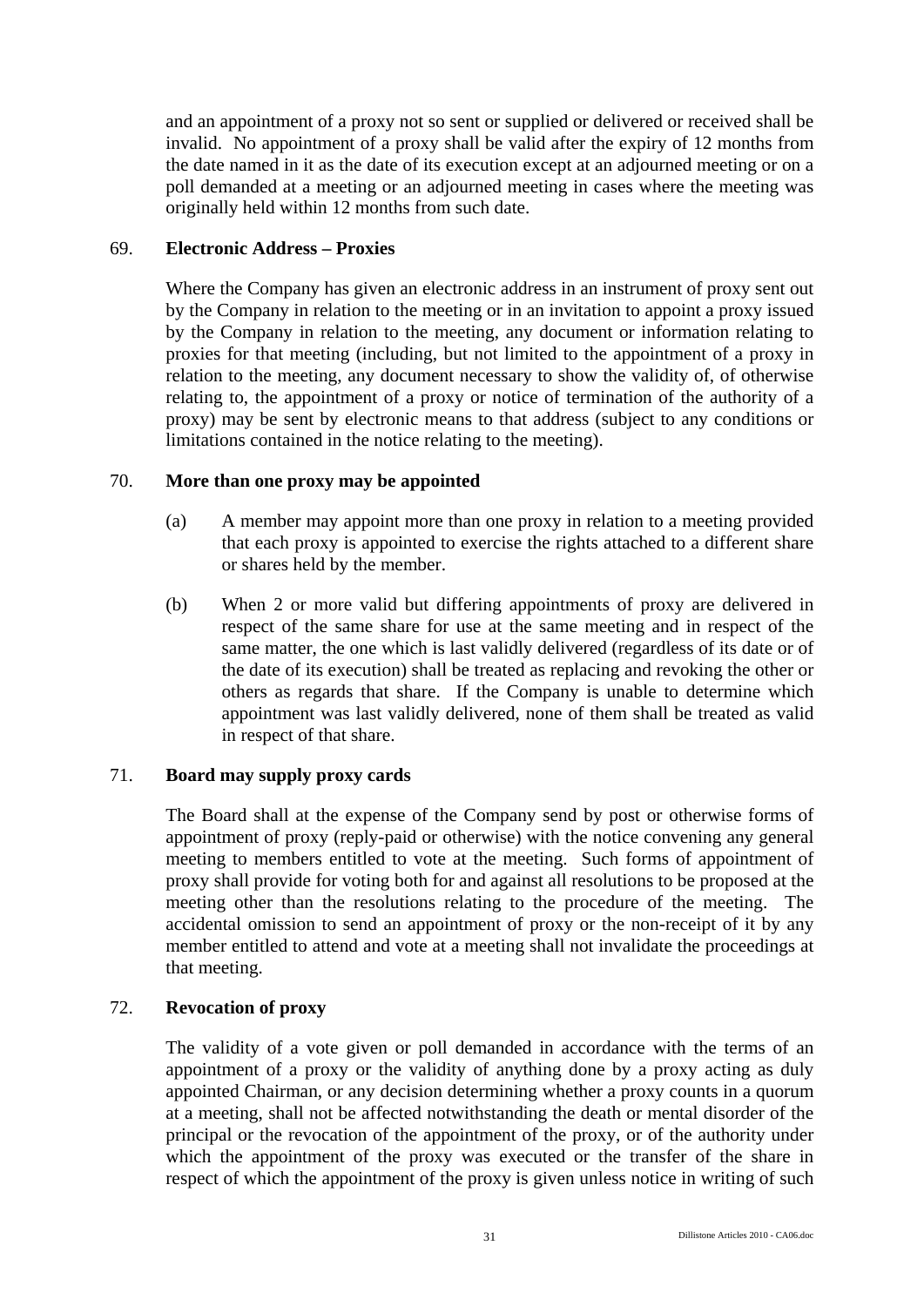and an appointment of a proxy not so sent or supplied or delivered or received shall be invalid. No appointment of a proxy shall be valid after the expiry of 12 months from the date named in it as the date of its execution except at an adjourned meeting or on a poll demanded at a meeting or an adjourned meeting in cases where the meeting was originally held within 12 months from such date.

69. **Electronic Address – Proxies**

Where the Company has given an electronic address in an instrument of proxy sent out by the Company in relation to the meeting or in an invitation to appoint a proxy issued by the Company in relation to the meeting, any document or information relating to proxies for that meeting (including, but not limited to the appointment of a proxy in relation to the meeting, any document necessary to show the validity of, of otherwise relating to, the appointment of a proxy or notice of termination of the authority of a proxy) may be sent by electronic means to that address (subject to any conditions or limitations contained in the notice relating to the meeting).

70. **More than one proxy may be appointed**

(a) A member may appoint more than one proxy in relation to a meeting provided that each proxy is appointed to exercise the rights attached to a different share or shares held by the member.

(b) When 2 or more valid but differing appointments of proxy are delivered in respect of the same share for use at the same meeting and in respect of the same matter, the one which is last validly delivered (regardless of its date or of the date of its execution) shall be treated as replacing and revoking the other or others as regards that share. If the Company is unable to determine which appointment was last validly delivered, none of them shall be treated as valid in respect of that share.

71. **Board may supply proxy cards**

The Board shall at the expense of the Company send by post or otherwise forms of appointment of proxy (reply-paid or otherwise) with the notice convening any general meeting to members entitled to vote at the meeting. Such forms of appointment of proxy shall provide for voting both for and against all resolutions to be proposed at the meeting other than the resolutions relating to the procedure of the meeting. The accidental omission to send an appointment of proxy or the non-receipt of it by any member entitled to attend and vote at a meeting shall not invalidate the proceedings at that meeting.

72. **Revocation of proxy**

The validity of a vote given or poll demanded in accordance with the terms of an appointment of a proxy or the validity of anything done by a proxy acting as duly appointed Chairman, or any decision determining whether a proxy counts in a quorum at a meeting, shall not be affected notwithstanding the death or mental disorder of the principal or the revocation of the appointment of the proxy, or of the authority under which the appointment of the proxy was executed or the transfer of the share in respect of which the appointment of the proxy is given unless notice in writing of such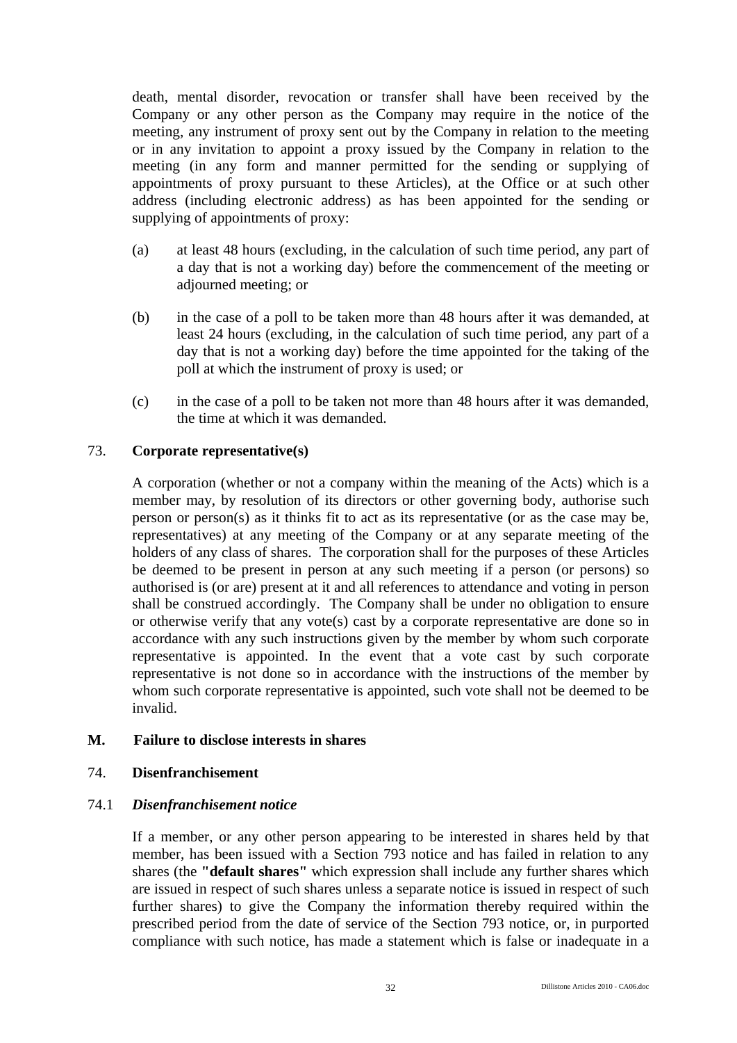death, mental disorder, revocation or transfer shall have been received by the Company or any other person as the Company may require in the notice of the meeting, any instrument of proxy sent out by the Company in relation to the meeting or in any invitation to appoint a proxy issued by the Company in relation to the meeting (in any form and manner permitted for the sending or supplying of appointments of proxy pursuant to these Articles), at the Office or at such other address (including electronic address) as has been appointed for the sending or supplying of appointments of proxy:

(a) at least 48 hours (excluding, in the calculation of such time period, any part of a day that is not a working day) before the commencement of the meeting or adjourned meeting; or

(b) in the case of a poll to be taken more than 48 hours after it was demanded, at least 24 hours (excluding, in the calculation of such time period, any part of a day that is not a working day) before the time appointed for the taking of the poll at which the instrument of proxy is used; or

(c) in the case of a poll to be taken not more than 48 hours after it was demanded, the time at which it was demanded.

### 73. **Corporate representative(s)**

A corporation (whether or not a company within the meaning of the Acts) which is a member may, by resolution of its directors or other governing body, authorise such person or person(s) as it thinks fit to act as its representative (or as the case may be, representatives) at any meeting of the Company or at any separate meeting of the holders of any class of shares. The corporation shall for the purposes of these Articles be deemed to be present in person at any such meeting if a person (or persons) so authorised is (or are) present at it and all references to attendance and voting in person shall be construed accordingly. The Company shall be under no obligation to ensure or otherwise verify that any vote(s) cast by a corporate representative are done so in accordance with any such instructions given by the member by whom such corporate representative is appointed. In the event that a vote cast by such corporate representative is not done so in accordance with the instructions of the member by whom such corporate representative is appointed, such vote shall not be deemed to be invalid.

## M. Failure to disclose interests in shares

### 74. **Disenfranchisement**

#### 74.1 ***Disenfranchisement notice***

If a member, or any other person appearing to be interested in shares held by that member, has been issued with a Section 793 notice and has failed in relation to any shares (the **"default shares"** which expression shall include any further shares which are issued in respect of such shares unless a separate notice is issued in respect of such further shares) to give the Company the information thereby required within the prescribed period from the date of service of the Section 793 notice, or, in purported compliance with such notice, has made a statement which is false or inadequate in a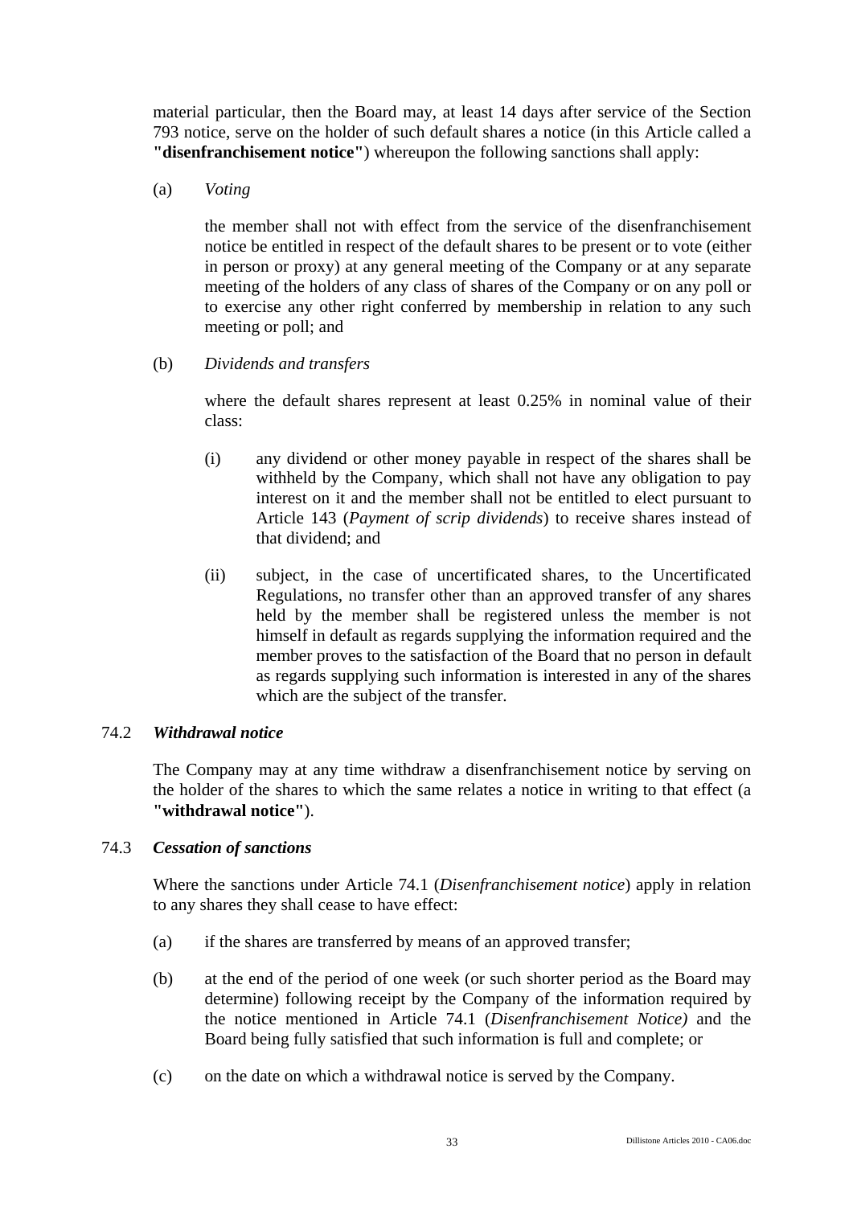material particular, then the Board may, at least 14 days after service of the Section 793 notice, serve on the holder of such default shares a notice (in this Article called a **"disenfranchisement notice"**) whereupon the following sanctions shall apply:

(a) *Voting*

the member shall not with effect from the service of the disenfranchisement notice be entitled in respect of the default shares to be present or to vote (either in person or proxy) at any general meeting of the Company or at any separate meeting of the holders of any class of shares of the Company or on any poll or to exercise any other right conferred by membership in relation to any such meeting or poll; and

(b) *Dividends and transfers*

where the default shares represent at least 0.25% in nominal value of their class:

(i) any dividend or other money payable in respect of the shares shall be withheld by the Company, which shall not have any obligation to pay interest on it and the member shall not be entitled to elect pursuant to Article 143 (*Payment of scrip dividends*) to receive shares instead of that dividend; and

(ii) subject, in the case of uncertificated shares, to the Uncertificated Regulations, no transfer other than an approved transfer of any shares held by the member shall be registered unless the member is not himself in default as regards supplying the information required and the member proves to the satisfaction of the Board that no person in default as regards supplying such information is interested in any of the shares which are the subject of the transfer.

74.2 ***Withdrawal notice***

The Company may at any time withdraw a disenfranchisement notice by serving on the holder of the shares to which the same relates a notice in writing to that effect (a **"withdrawal notice"**).

74.3 ***Cessation of sanctions***

Where the sanctions under Article 74.1 (*Disenfranchisement notice*) apply in relation to any shares they shall cease to have effect:

(a) if the shares are transferred by means of an approved transfer;

(b) at the end of the period of one week (or such shorter period as the Board may determine) following receipt by the Company of the information required by the notice mentioned in Article 74.1 (*Disenfranchisement Notice)* and the Board being fully satisfied that such information is full and complete; or

(c) on the date on which a withdrawal notice is served by the Company.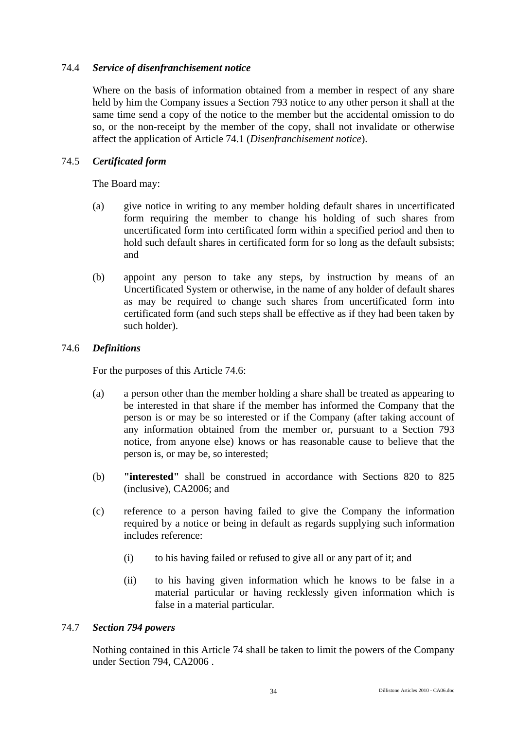### 74.4 *Service of disenfranchisement notice*

Where on the basis of information obtained from a member in respect of any share held by him the Company issues a Section 793 notice to any other person it shall at the same time send a copy of the notice to the member but the accidental omission to do so, or the non-receipt by the member of the copy, shall not invalidate or otherwise affect the application of Article 74.1 (*Disenfranchisement notice*).

### 74.5 *Certificated form*

The Board may:

(a) give notice in writing to any member holding default shares in uncertificated form requiring the member to change his holding of such shares from uncertificated form into certificated form within a specified period and then to hold such default shares in certificated form for so long as the default subsists; and

(b) appoint any person to take any steps, by instruction by means of an Uncertificated System or otherwise, in the name of any holder of default shares as may be required to change such shares from uncertificated form into certificated form (and such steps shall be effective as if they had been taken by such holder).

### 74.6 *Definitions*

For the purposes of this Article 74.6:

(a) a person other than the member holding a share shall be treated as appearing to be interested in that share if the member has informed the Company that the person is or may be so interested or if the Company (after taking account of any information obtained from the member or, pursuant to a Section 793 notice, from anyone else) knows or has reasonable cause to believe that the person is, or may be, so interested;

(b) **"interested"** shall be construed in accordance with Sections 820 to 825 (inclusive), CA2006; and

(c) reference to a person having failed to give the Company the information required by a notice or being in default as regards supplying such information includes reference:

   (i) to his having failed or refused to give all or any part of it; and

   (ii) to his having given information which he knows to be false in a material particular or having recklessly given information which is false in a material particular.

### 74.7 *Section 794 powers*

Nothing contained in this Article 74 shall be taken to limit the powers of the Company under Section 794, CA2006 .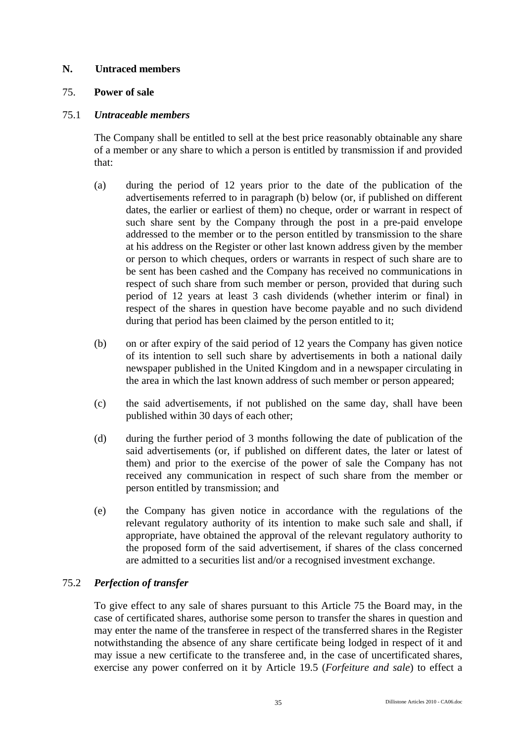## N. Untraced members

### 75. Power of sale

#### 75.1 *Untraceable members*

The Company shall be entitled to sell at the best price reasonably obtainable any share of a member or any share to which a person is entitled by transmission if and provided that:

(a) during the period of 12 years prior to the date of the publication of the advertisements referred to in paragraph (b) below (or, if published on different dates, the earlier or earliest of them) no cheque, order or warrant in respect of such share sent by the Company through the post in a pre-paid envelope addressed to the member or to the person entitled by transmission to the share at his address on the Register or other last known address given by the member or person to which cheques, orders or warrants in respect of such share are to be sent has been cashed and the Company has received no communications in respect of such share from such member or person, provided that during such period of 12 years at least 3 cash dividends (whether interim or final) in respect of the shares in question have become payable and no such dividend during that period has been claimed by the person entitled to it;

(b) on or after expiry of the said period of 12 years the Company has given notice of its intention to sell such share by advertisements in both a national daily newspaper published in the United Kingdom and in a newspaper circulating in the area in which the last known address of such member or person appeared;

(c) the said advertisements, if not published on the same day, shall have been published within 30 days of each other;

(d) during the further period of 3 months following the date of publication of the said advertisements (or, if published on different dates, the later or latest of them) and prior to the exercise of the power of sale the Company has not received any communication in respect of such share from the member or person entitled by transmission; and

(e) the Company has given notice in accordance with the regulations of the relevant regulatory authority of its intention to make such sale and shall, if appropriate, have obtained the approval of the relevant regulatory authority to the proposed form of the said advertisement, if shares of the class concerned are admitted to a securities list and/or a recognised investment exchange.

#### 75.2 *Perfection of transfer*

To give effect to any sale of shares pursuant to this Article 75 the Board may, in the case of certificated shares, authorise some person to transfer the shares in question and may enter the name of the transferee in respect of the transferred shares in the Register notwithstanding the absence of any share certificate being lodged in respect of it and may issue a new certificate to the transferee and, in the case of uncertificated shares, exercise any power conferred on it by Article 19.5 (*Forfeiture and sale*) to effect a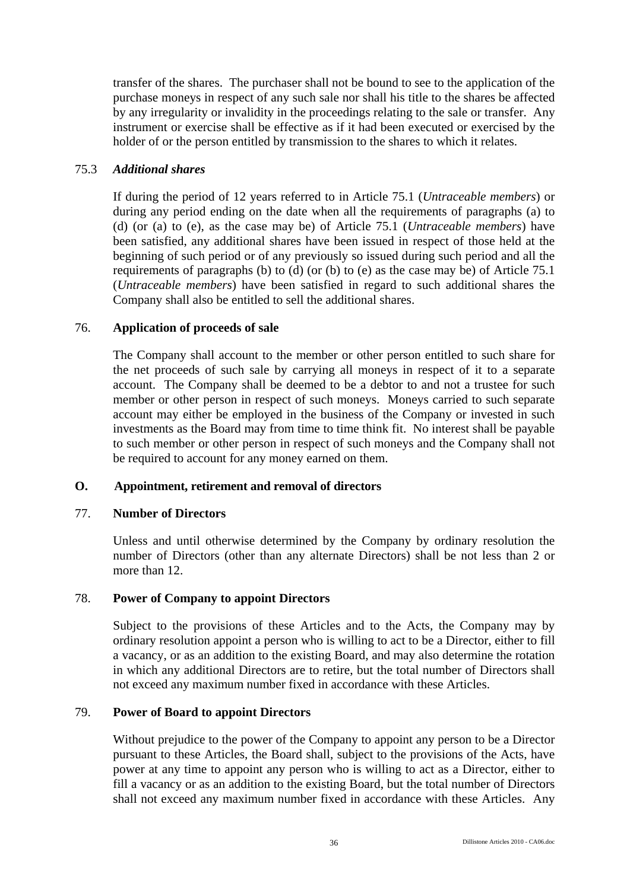transfer of the shares. The purchaser shall not be bound to see to the application of the purchase moneys in respect of any such sale nor shall his title to the shares be affected by any irregularity or invalidity in the proceedings relating to the sale or transfer. Any instrument or exercise shall be effective as if it had been executed or exercised by the holder of or the person entitled by transmission to the shares to which it relates.

75.3 ***Additional shares***

If during the period of 12 years referred to in Article 75.1 (*Untraceable members*) or during any period ending on the date when all the requirements of paragraphs (a) to (d) (or (a) to (e), as the case may be) of Article 75.1 (*Untraceable members*) have been satisfied, any additional shares have been issued in respect of those held at the beginning of such period or of any previously so issued during such period and all the requirements of paragraphs (b) to (d) (or (b) to (e) as the case may be) of Article 75.1 (*Untraceable members*) have been satisfied in regard to such additional shares the Company shall also be entitled to sell the additional shares.

76. **Application of proceeds of sale**

The Company shall account to the member or other person entitled to such share for the net proceeds of such sale by carrying all moneys in respect of it to a separate account. The Company shall be deemed to be a debtor to and not a trustee for such member or other person in respect of such moneys. Moneys carried to such separate account may either be employed in the business of the Company or invested in such investments as the Board may from time to time think fit. No interest shall be payable to such member or other person in respect of such moneys and the Company shall not be required to account for any money earned on them.

## O. Appointment, retirement and removal of directors

77. **Number of Directors**

Unless and until otherwise determined by the Company by ordinary resolution the number of Directors (other than any alternate Directors) shall be not less than 2 or more than 12.

78. **Power of Company to appoint Directors**

Subject to the provisions of these Articles and to the Acts, the Company may by ordinary resolution appoint a person who is willing to act to be a Director, either to fill a vacancy, or as an addition to the existing Board, and may also determine the rotation in which any additional Directors are to retire, but the total number of Directors shall not exceed any maximum number fixed in accordance with these Articles.

79. **Power of Board to appoint Directors**

Without prejudice to the power of the Company to appoint any person to be a Director pursuant to these Articles, the Board shall, subject to the provisions of the Acts, have power at any time to appoint any person who is willing to act as a Director, either to fill a vacancy or as an addition to the existing Board, but the total number of Directors shall not exceed any maximum number fixed in accordance with these Articles. Any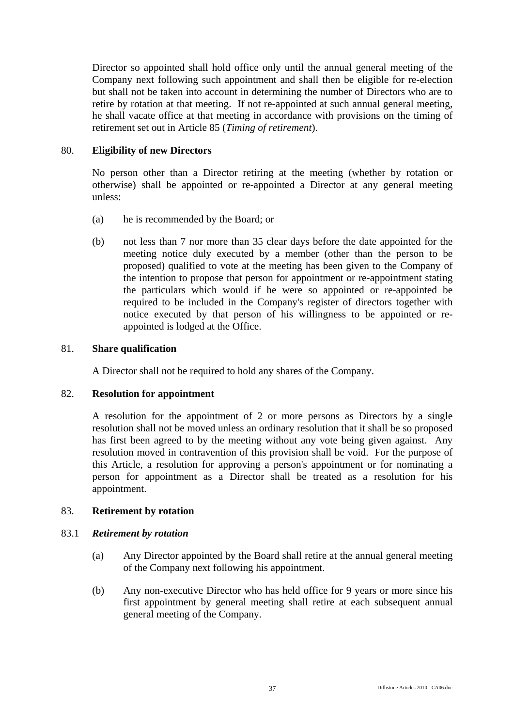Director so appointed shall hold office only until the annual general meeting of the Company next following such appointment and shall then be eligible for re-election but shall not be taken into account in determining the number of Directors who are to retire by rotation at that meeting. If not re-appointed at such annual general meeting, he shall vacate office at that meeting in accordance with provisions on the timing of retirement set out in Article 85 (*Timing of retirement*).

## 80. Eligibility of new Directors

No person other than a Director retiring at the meeting (whether by rotation or otherwise) shall be appointed or re-appointed a Director at any general meeting unless:

(a) he is recommended by the Board; or

(b) not less than 7 nor more than 35 clear days before the date appointed for the meeting notice duly executed by a member (other than the person to be proposed) qualified to vote at the meeting has been given to the Company of the intention to propose that person for appointment or re-appointment stating the particulars which would if he were so appointed or re-appointed be required to be included in the Company's register of directors together with notice executed by that person of his willingness to be appointed or re-appointed is lodged at the Office.

## 81. Share qualification

A Director shall not be required to hold any shares of the Company.

## 82. Resolution for appointment

A resolution for the appointment of 2 or more persons as Directors by a single resolution shall not be moved unless an ordinary resolution that it shall be so proposed has first been agreed to by the meeting without any vote being given against. Any resolution moved in contravention of this provision shall be void. For the purpose of this Article, a resolution for approving a person's appointment or for nominating a person for appointment as a Director shall be treated as a resolution for his appointment.

## 83. Retirement by rotation

### 83.1 *Retirement by rotation*

(a) Any Director appointed by the Board shall retire at the annual general meeting of the Company next following his appointment.

(b) Any non-executive Director who has held office for 9 years or more since his first appointment by general meeting shall retire at each subsequent annual general meeting of the Company.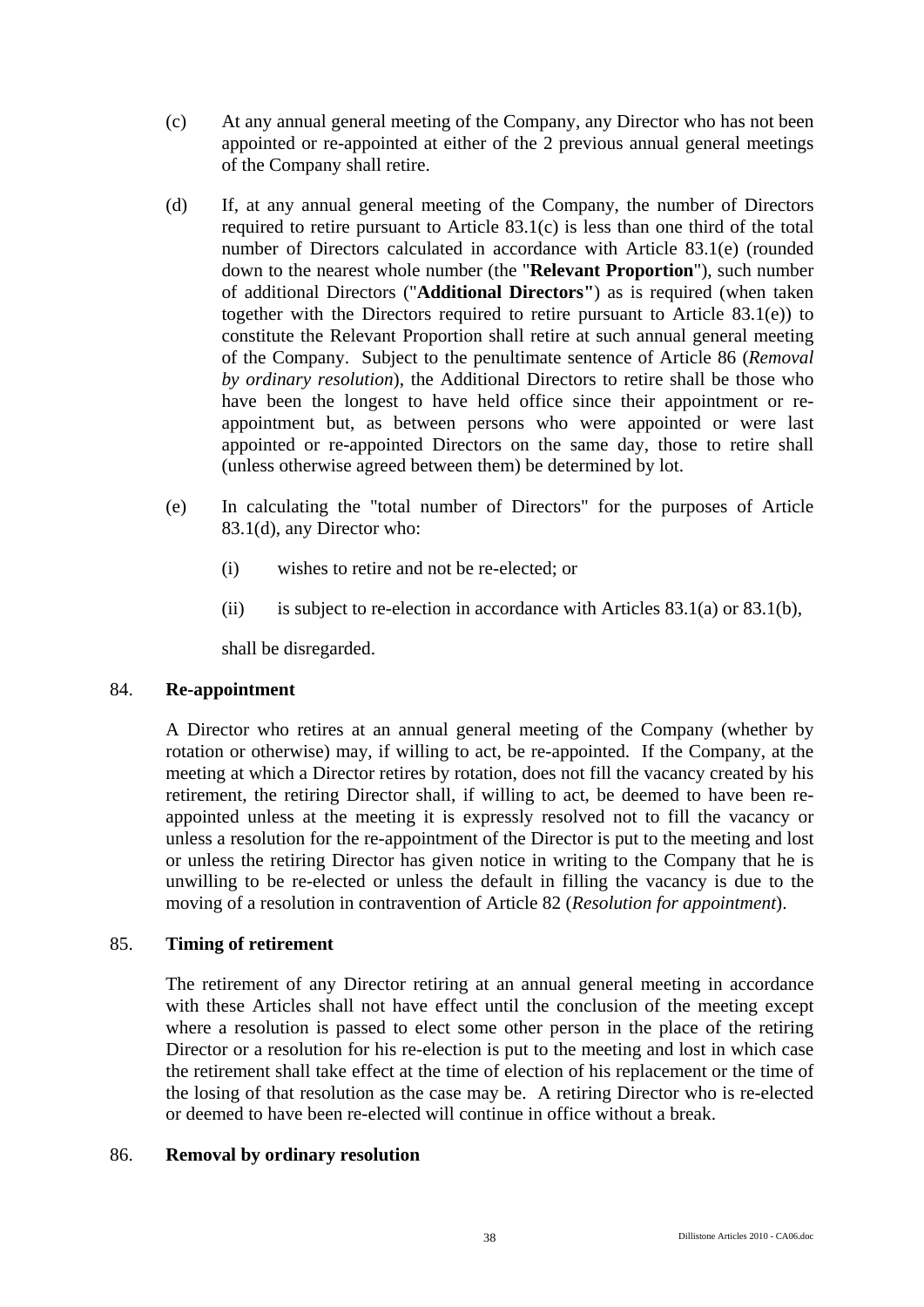(c) At any annual general meeting of the Company, any Director who has not been appointed or re-appointed at either of the 2 previous annual general meetings of the Company shall retire.

(d) If, at any annual general meeting of the Company, the number of Directors required to retire pursuant to Article 83.1(c) is less than one third of the total number of Directors calculated in accordance with Article 83.1(e) (rounded down to the nearest whole number (the "**Relevant Proportion**"), such number of additional Directors ("**Additional Directors"**) as is required (when taken together with the Directors required to retire pursuant to Article 83.1(e)) to constitute the Relevant Proportion shall retire at such annual general meeting of the Company. Subject to the penultimate sentence of Article 86 (*Removal by ordinary resolution*), the Additional Directors to retire shall be those who have been the longest to have held office since their appointment or re-appointment but, as between persons who were appointed or were last appointed or re-appointed Directors on the same day, those to retire shall (unless otherwise agreed between them) be determined by lot.

(e) In calculating the "total number of Directors" for the purposes of Article 83.1(d), any Director who:

(i) wishes to retire and not be re-elected; or

(ii) is subject to re-election in accordance with Articles 83.1(a) or 83.1(b),

shall be disregarded.

### 84. **Re-appointment**

A Director who retires at an annual general meeting of the Company (whether by rotation or otherwise) may, if willing to act, be re-appointed. If the Company, at the meeting at which a Director retires by rotation, does not fill the vacancy created by his retirement, the retiring Director shall, if willing to act, be deemed to have been re-appointed unless at the meeting it is expressly resolved not to fill the vacancy or unless a resolution for the re-appointment of the Director is put to the meeting and lost or unless the retiring Director has given notice in writing to the Company that he is unwilling to be re-elected or unless the default in filling the vacancy is due to the moving of a resolution in contravention of Article 82 (*Resolution for appointment*).

### 85. **Timing of retirement**

The retirement of any Director retiring at an annual general meeting in accordance with these Articles shall not have effect until the conclusion of the meeting except where a resolution is passed to elect some other person in the place of the retiring Director or a resolution for his re-election is put to the meeting and lost in which case the retirement shall take effect at the time of election of his replacement or the time of the losing of that resolution as the case may be. A retiring Director who is re-elected or deemed to have been re-elected will continue in office without a break.

### 86. **Removal by ordinary resolution**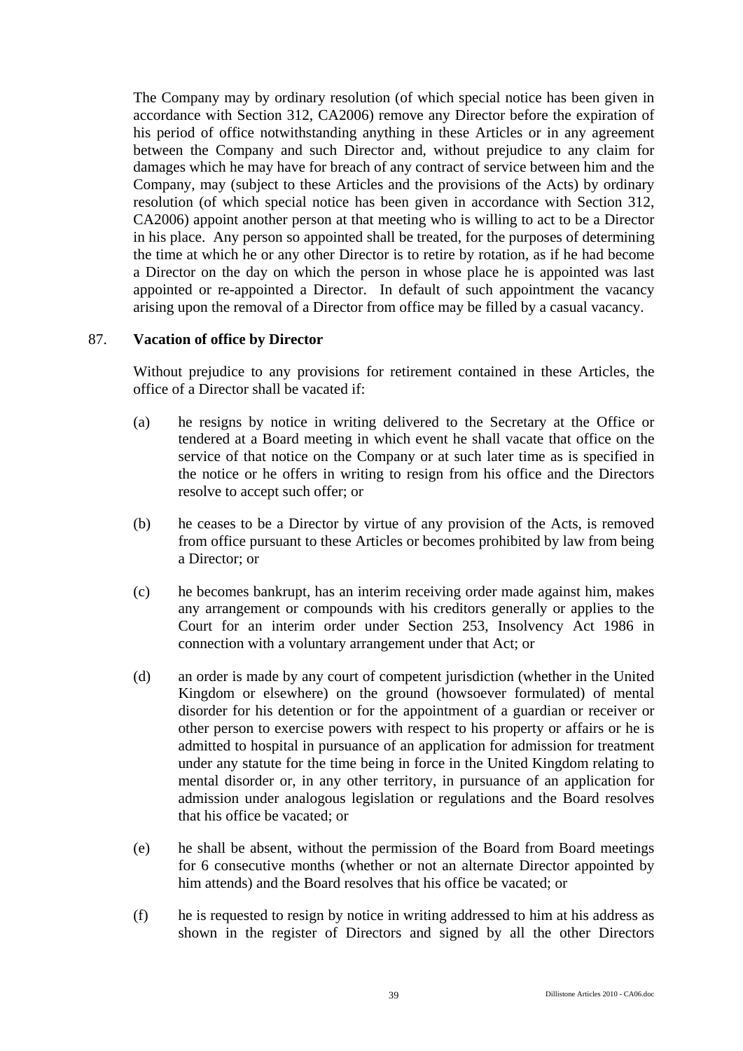The Company may by ordinary resolution (of which special notice has been given in accordance with Section 312, CA2006) remove any Director before the expiration of his period of office notwithstanding anything in these Articles or in any agreement between the Company and such Director and, without prejudice to any claim for damages which he may have for breach of any contract of service between him and the Company, may (subject to these Articles and the provisions of the Acts) by ordinary resolution (of which special notice has been given in accordance with Section 312, CA2006) appoint another person at that meeting who is willing to act to be a Director in his place. Any person so appointed shall be treated, for the purposes of determining the time at which he or any other Director is to retire by rotation, as if he had become a Director on the day on which the person in whose place he is appointed was last appointed or re-appointed a Director. In default of such appointment the vacancy arising upon the removal of a Director from office may be filled by a casual vacancy.

## 87. **Vacation of office by Director**

Without prejudice to any provisions for retirement contained in these Articles, the office of a Director shall be vacated if:

(a) he resigns by notice in writing delivered to the Secretary at the Office or tendered at a Board meeting in which event he shall vacate that office on the service of that notice on the Company or at such later time as is specified in the notice or he offers in writing to resign from his office and the Directors resolve to accept such offer; or

(b) he ceases to be a Director by virtue of any provision of the Acts, is removed from office pursuant to these Articles or becomes prohibited by law from being a Director; or

(c) he becomes bankrupt, has an interim receiving order made against him, makes any arrangement or compounds with his creditors generally or applies to the Court for an interim order under Section 253, Insolvency Act 1986 in connection with a voluntary arrangement under that Act; or

(d) an order is made by any court of competent jurisdiction (whether in the United Kingdom or elsewhere) on the ground (howsoever formulated) of mental disorder for his detention or for the appointment of a guardian or receiver or other person to exercise powers with respect to his property or affairs or he is admitted to hospital in pursuance of an application for admission for treatment under any statute for the time being in force in the United Kingdom relating to mental disorder or, in any other territory, in pursuance of an application for admission under analogous legislation or regulations and the Board resolves that his office be vacated; or

(e) he shall be absent, without the permission of the Board from Board meetings for 6 consecutive months (whether or not an alternate Director appointed by him attends) and the Board resolves that his office be vacated; or

(f) he is requested to resign by notice in writing addressed to him at his address as shown in the register of Directors and signed by all the other Directors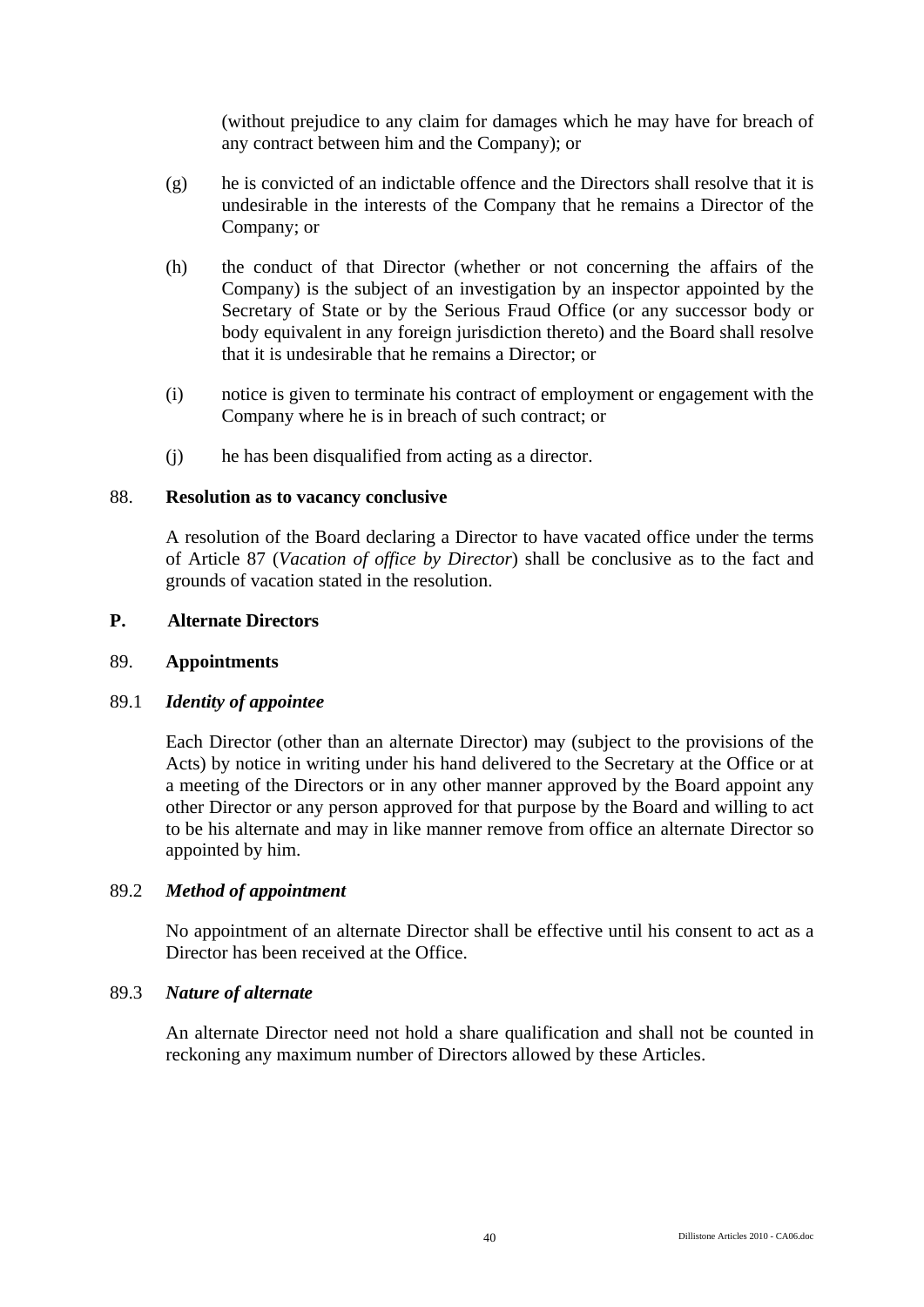(without prejudice to any claim for damages which he may have for breach of any contract between him and the Company); or

(g) he is convicted of an indictable offence and the Directors shall resolve that it is undesirable in the interests of the Company that he remains a Director of the Company; or

(h) the conduct of that Director (whether or not concerning the affairs of the Company) is the subject of an investigation by an inspector appointed by the Secretary of State or by the Serious Fraud Office (or any successor body or body equivalent in any foreign jurisdiction thereto) and the Board shall resolve that it is undesirable that he remains a Director; or

(i) notice is given to terminate his contract of employment or engagement with the Company where he is in breach of such contract; or

(j) he has been disqualified from acting as a director.

88. **Resolution as to vacancy conclusive**

A resolution of the Board declaring a Director to have vacated office under the terms of Article 87 (*Vacation of office by Director*) shall be conclusive as to the fact and grounds of vacation stated in the resolution.

## P. Alternate Directors

89. **Appointments**

89.1 ***Identity of appointee***

Each Director (other than an alternate Director) may (subject to the provisions of the Acts) by notice in writing under his hand delivered to the Secretary at the Office or at a meeting of the Directors or in any other manner approved by the Board appoint any other Director or any person approved for that purpose by the Board and willing to act to be his alternate and may in like manner remove from office an alternate Director so appointed by him.

89.2 ***Method of appointment***

No appointment of an alternate Director shall be effective until his consent to act as a Director has been received at the Office.

89.3 ***Nature of alternate***

An alternate Director need not hold a share qualification and shall not be counted in reckoning any maximum number of Directors allowed by these Articles.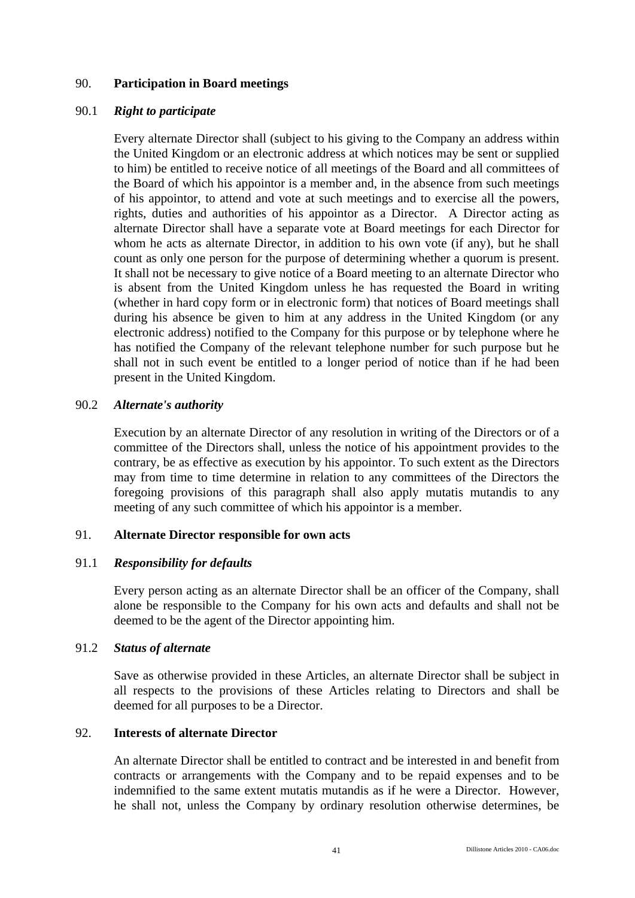## 90. Participation in Board meetings

### 90.1 *Right to participate*

Every alternate Director shall (subject to his giving to the Company an address within the United Kingdom or an electronic address at which notices may be sent or supplied to him) be entitled to receive notice of all meetings of the Board and all committees of the Board of which his appointor is a member and, in the absence from such meetings of his appointor, to attend and vote at such meetings and to exercise all the powers, rights, duties and authorities of his appointor as a Director. A Director acting as alternate Director shall have a separate vote at Board meetings for each Director for whom he acts as alternate Director, in addition to his own vote (if any), but he shall count as only one person for the purpose of determining whether a quorum is present. It shall not be necessary to give notice of a Board meeting to an alternate Director who is absent from the United Kingdom unless he has requested the Board in writing (whether in hard copy form or in electronic form) that notices of Board meetings shall during his absence be given to him at any address in the United Kingdom (or any electronic address) notified to the Company for this purpose or by telephone where he has notified the Company of the relevant telephone number for such purpose but he shall not in such event be entitled to a longer period of notice than if he had been present in the United Kingdom.

### 90.2 *Alternate's authority*

Execution by an alternate Director of any resolution in writing of the Directors or of a committee of the Directors shall, unless the notice of his appointment provides to the contrary, be as effective as execution by his appointor. To such extent as the Directors may from time to time determine in relation to any committees of the Directors the foregoing provisions of this paragraph shall also apply mutatis mutandis to any meeting of any such committee of which his appointor is a member.

## 91. Alternate Director responsible for own acts

### 91.1 *Responsibility for defaults*

Every person acting as an alternate Director shall be an officer of the Company, shall alone be responsible to the Company for his own acts and defaults and shall not be deemed to be the agent of the Director appointing him.

### 91.2 *Status of alternate*

Save as otherwise provided in these Articles, an alternate Director shall be subject in all respects to the provisions of these Articles relating to Directors and shall be deemed for all purposes to be a Director.

## 92. Interests of alternate Director

An alternate Director shall be entitled to contract and be interested in and benefit from contracts or arrangements with the Company and to be repaid expenses and to be indemnified to the same extent mutatis mutandis as if he were a Director. However, he shall not, unless the Company by ordinary resolution otherwise determines, be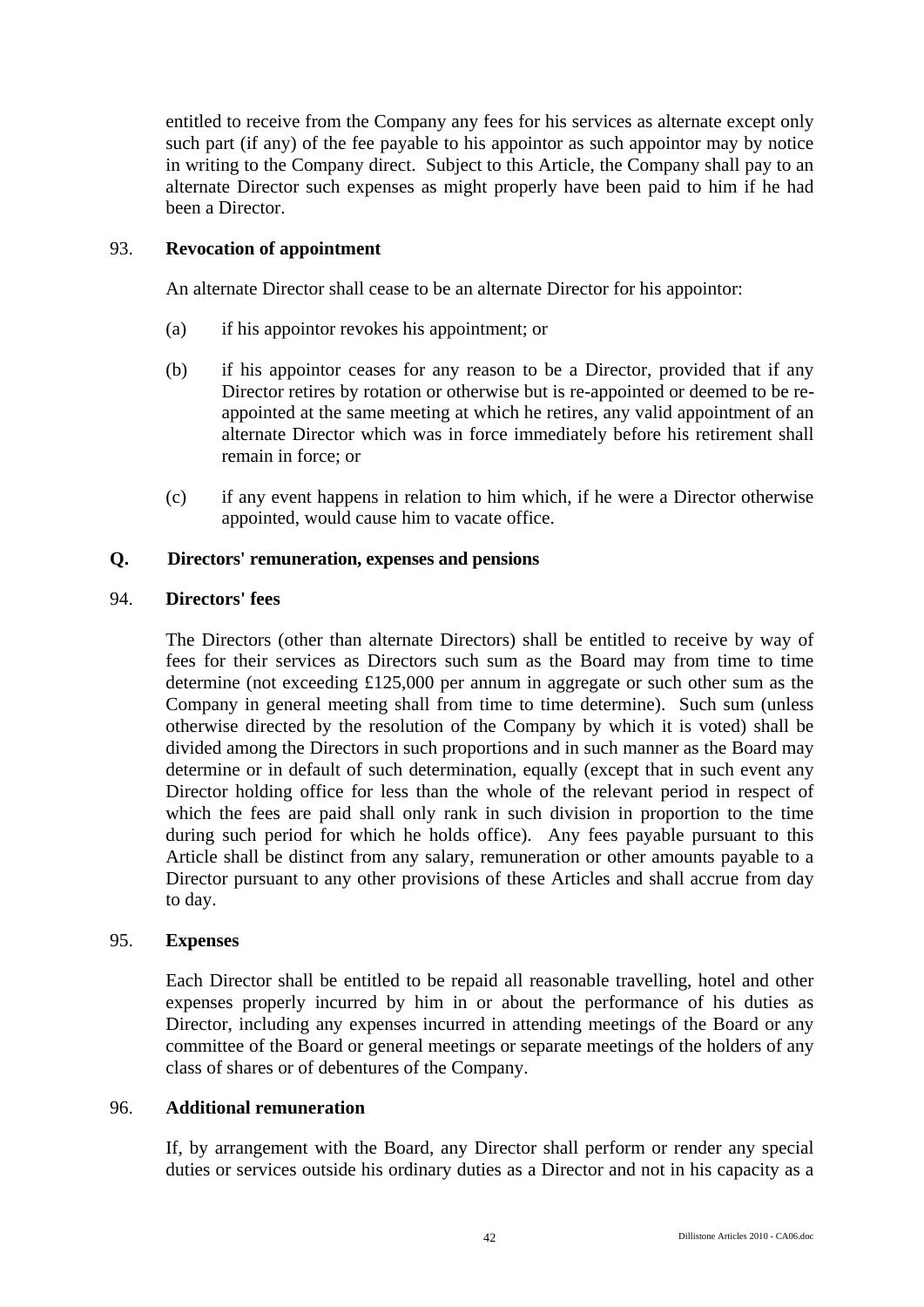entitled to receive from the Company any fees for his services as alternate except only such part (if any) of the fee payable to his appointor as such appointor may by notice in writing to the Company direct. Subject to this Article, the Company shall pay to an alternate Director such expenses as might properly have been paid to him if he had been a Director.

93. **Revocation of appointment**

An alternate Director shall cease to be an alternate Director for his appointor:

(a) if his appointor revokes his appointment; or

(b) if his appointor ceases for any reason to be a Director, provided that if any Director retires by rotation or otherwise but is re-appointed or deemed to be re-appointed at the same meeting at which he retires, any valid appointment of an alternate Director which was in force immediately before his retirement shall remain in force; or

(c) if any event happens in relation to him which, if he were a Director otherwise appointed, would cause him to vacate office.

## Q. Directors' remuneration, expenses and pensions

94. **Directors' fees**

The Directors (other than alternate Directors) shall be entitled to receive by way of fees for their services as Directors such sum as the Board may from time to time determine (not exceeding £125,000 per annum in aggregate or such other sum as the Company in general meeting shall from time to time determine). Such sum (unless otherwise directed by the resolution of the Company by which it is voted) shall be divided among the Directors in such proportions and in such manner as the Board may determine or in default of such determination, equally (except that in such event any Director holding office for less than the whole of the relevant period in respect of which the fees are paid shall only rank in such division in proportion to the time during such period for which he holds office). Any fees payable pursuant to this Article shall be distinct from any salary, remuneration or other amounts payable to a Director pursuant to any other provisions of these Articles and shall accrue from day to day.

95. **Expenses**

Each Director shall be entitled to be repaid all reasonable travelling, hotel and other expenses properly incurred by him in or about the performance of his duties as Director, including any expenses incurred in attending meetings of the Board or any committee of the Board or general meetings or separate meetings of the holders of any class of shares or of debentures of the Company.

96. **Additional remuneration**

If, by arrangement with the Board, any Director shall perform or render any special duties or services outside his ordinary duties as a Director and not in his capacity as a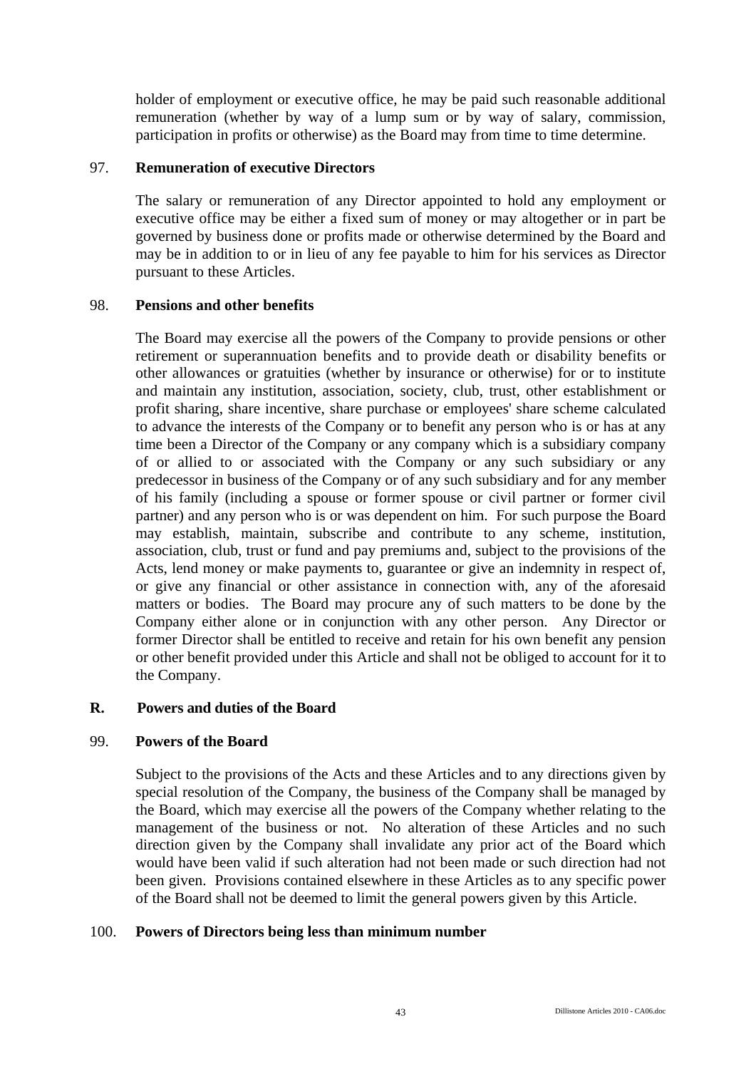holder of employment or executive office, he may be paid such reasonable additional remuneration (whether by way of a lump sum or by way of salary, commission, participation in profits or otherwise) as the Board may from time to time determine.

### 97. **Remuneration of executive Directors**

The salary or remuneration of any Director appointed to hold any employment or executive office may be either a fixed sum of money or may altogether or in part be governed by business done or profits made or otherwise determined by the Board and may be in addition to or in lieu of any fee payable to him for his services as Director pursuant to these Articles.

### 98. **Pensions and other benefits**

The Board may exercise all the powers of the Company to provide pensions or other retirement or superannuation benefits and to provide death or disability benefits or other allowances or gratuities (whether by insurance or otherwise) for or to institute and maintain any institution, association, society, club, trust, other establishment or profit sharing, share incentive, share purchase or employees' share scheme calculated to advance the interests of the Company or to benefit any person who is or has at any time been a Director of the Company or any company which is a subsidiary company of or allied to or associated with the Company or any such subsidiary or any predecessor in business of the Company or of any such subsidiary and for any member of his family (including a spouse or former spouse or civil partner or former civil partner) and any person who is or was dependent on him. For such purpose the Board may establish, maintain, subscribe and contribute to any scheme, institution, association, club, trust or fund and pay premiums and, subject to the provisions of the Acts, lend money or make payments to, guarantee or give an indemnity in respect of, or give any financial or other assistance in connection with, any of the aforesaid matters or bodies. The Board may procure any of such matters to be done by the Company either alone or in conjunction with any other person. Any Director or former Director shall be entitled to receive and retain for his own benefit any pension or other benefit provided under this Article and shall not be obliged to account for it to the Company.

## R. Powers and duties of the Board

### 99. **Powers of the Board**

Subject to the provisions of the Acts and these Articles and to any directions given by special resolution of the Company, the business of the Company shall be managed by the Board, which may exercise all the powers of the Company whether relating to the management of the business or not. No alteration of these Articles and no such direction given by the Company shall invalidate any prior act of the Board which would have been valid if such alteration had not been made or such direction had not been given. Provisions contained elsewhere in these Articles as to any specific power of the Board shall not be deemed to limit the general powers given by this Article.

### 100. **Powers of Directors being less than minimum number**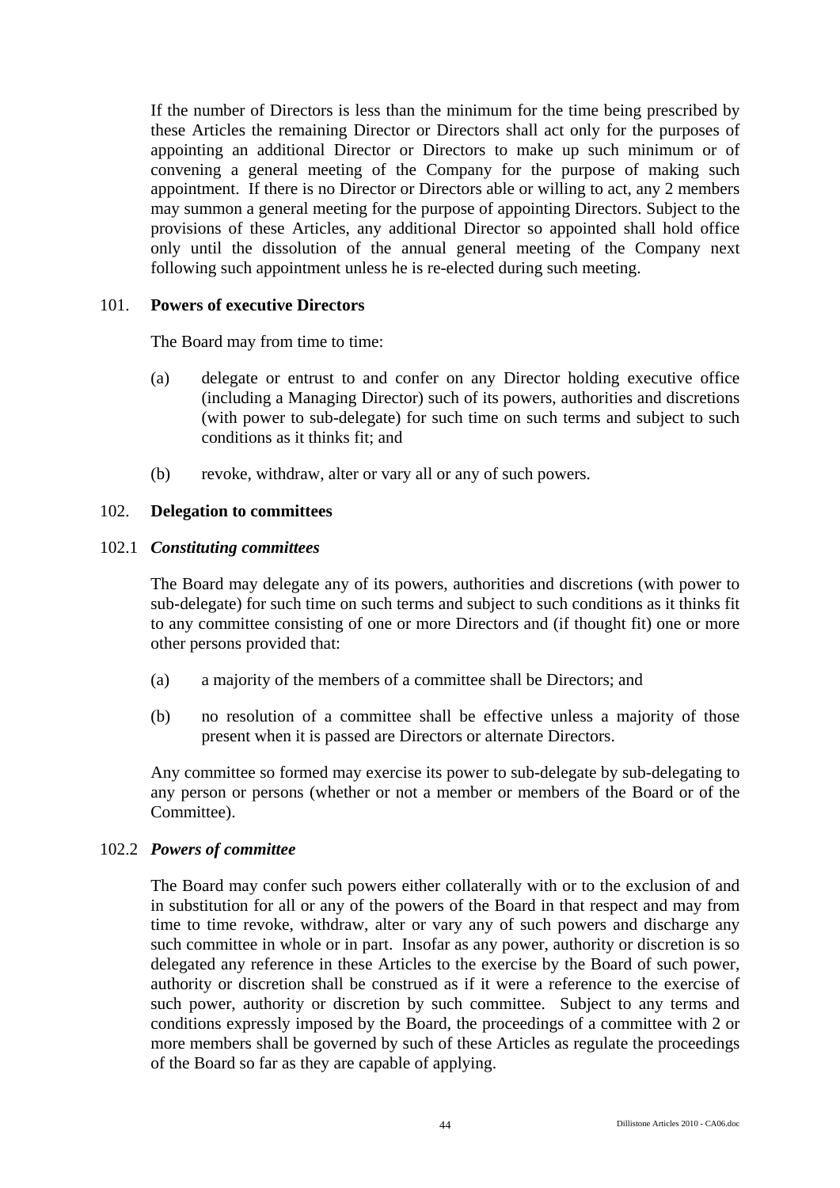If the number of Directors is less than the minimum for the time being prescribed by these Articles the remaining Director or Directors shall act only for the purposes of appointing an additional Director or Directors to make up such minimum or of convening a general meeting of the Company for the purpose of making such appointment. If there is no Director or Directors able or willing to act, any 2 members may summon a general meeting for the purpose of appointing Directors. Subject to the provisions of these Articles, any additional Director so appointed shall hold office only until the dissolution of the annual general meeting of the Company next following such appointment unless he is re-elected during such meeting.

## 101. Powers of executive Directors

The Board may from time to time:

(a) delegate or entrust to and confer on any Director holding executive office (including a Managing Director) such of its powers, authorities and discretions (with power to sub-delegate) for such time on such terms and subject to such conditions as it thinks fit; and

(b) revoke, withdraw, alter or vary all or any of such powers.

## 102. Delegation to committees

### 102.1 *Constituting committees*

The Board may delegate any of its powers, authorities and discretions (with power to sub-delegate) for such time on such terms and subject to such conditions as it thinks fit to any committee consisting of one or more Directors and (if thought fit) one or more other persons provided that:

(a) a majority of the members of a committee shall be Directors; and

(b) no resolution of a committee shall be effective unless a majority of those present when it is passed are Directors or alternate Directors.

Any committee so formed may exercise its power to sub-delegate by sub-delegating to any person or persons (whether or not a member or members of the Board or of the Committee).

### 102.2 *Powers of committee*

The Board may confer such powers either collaterally with or to the exclusion of and in substitution for all or any of the powers of the Board in that respect and may from time to time revoke, withdraw, alter or vary any of such powers and discharge any such committee in whole or in part. Insofar as any power, authority or discretion is so delegated any reference in these Articles to the exercise by the Board of such power, authority or discretion shall be construed as if it were a reference to the exercise of such power, authority or discretion by such committee. Subject to any terms and conditions expressly imposed by the Board, the proceedings of a committee with 2 or more members shall be governed by such of these Articles as regulate the proceedings of the Board so far as they are capable of applying.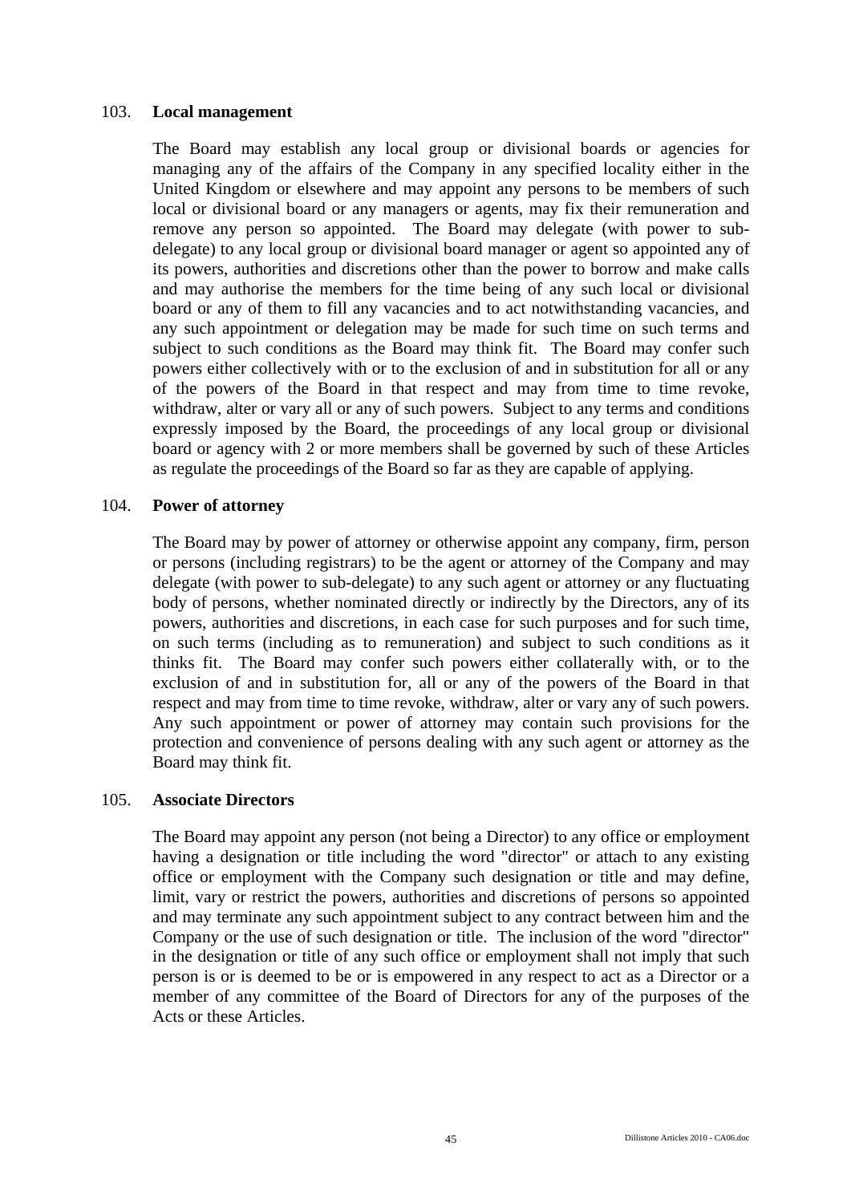## 103. Local management

The Board may establish any local group or divisional boards or agencies for managing any of the affairs of the Company in any specified locality either in the United Kingdom or elsewhere and may appoint any persons to be members of such local or divisional board or any managers or agents, may fix their remuneration and remove any person so appointed. The Board may delegate (with power to sub-delegate) to any local group or divisional board manager or agent so appointed any of its powers, authorities and discretions other than the power to borrow and make calls and may authorise the members for the time being of any such local or divisional board or any of them to fill any vacancies and to act notwithstanding vacancies, and any such appointment or delegation may be made for such time on such terms and subject to such conditions as the Board may think fit. The Board may confer such powers either collectively with or to the exclusion of and in substitution for all or any of the powers of the Board in that respect and may from time to time revoke, withdraw, alter or vary all or any of such powers. Subject to any terms and conditions expressly imposed by the Board, the proceedings of any local group or divisional board or agency with 2 or more members shall be governed by such of these Articles as regulate the proceedings of the Board so far as they are capable of applying.

## 104. Power of attorney

The Board may by power of attorney or otherwise appoint any company, firm, person or persons (including registrars) to be the agent or attorney of the Company and may delegate (with power to sub-delegate) to any such agent or attorney or any fluctuating body of persons, whether nominated directly or indirectly by the Directors, any of its powers, authorities and discretions, in each case for such purposes and for such time, on such terms (including as to remuneration) and subject to such conditions as it thinks fit. The Board may confer such powers either collaterally with, or to the exclusion of and in substitution for, all or any of the powers of the Board in that respect and may from time to time revoke, withdraw, alter or vary any of such powers. Any such appointment or power of attorney may contain such provisions for the protection and convenience of persons dealing with any such agent or attorney as the Board may think fit.

## 105. Associate Directors

The Board may appoint any person (not being a Director) to any office or employment having a designation or title including the word "director" or attach to any existing office or employment with the Company such designation or title and may define, limit, vary or restrict the powers, authorities and discretions of persons so appointed and may terminate any such appointment subject to any contract between him and the Company or the use of such designation or title. The inclusion of the word "director" in the designation or title of any such office or employment shall not imply that such person is or is deemed to be or is empowered in any respect to act as a Director or a member of any committee of the Board of Directors for any of the purposes of the Acts or these Articles.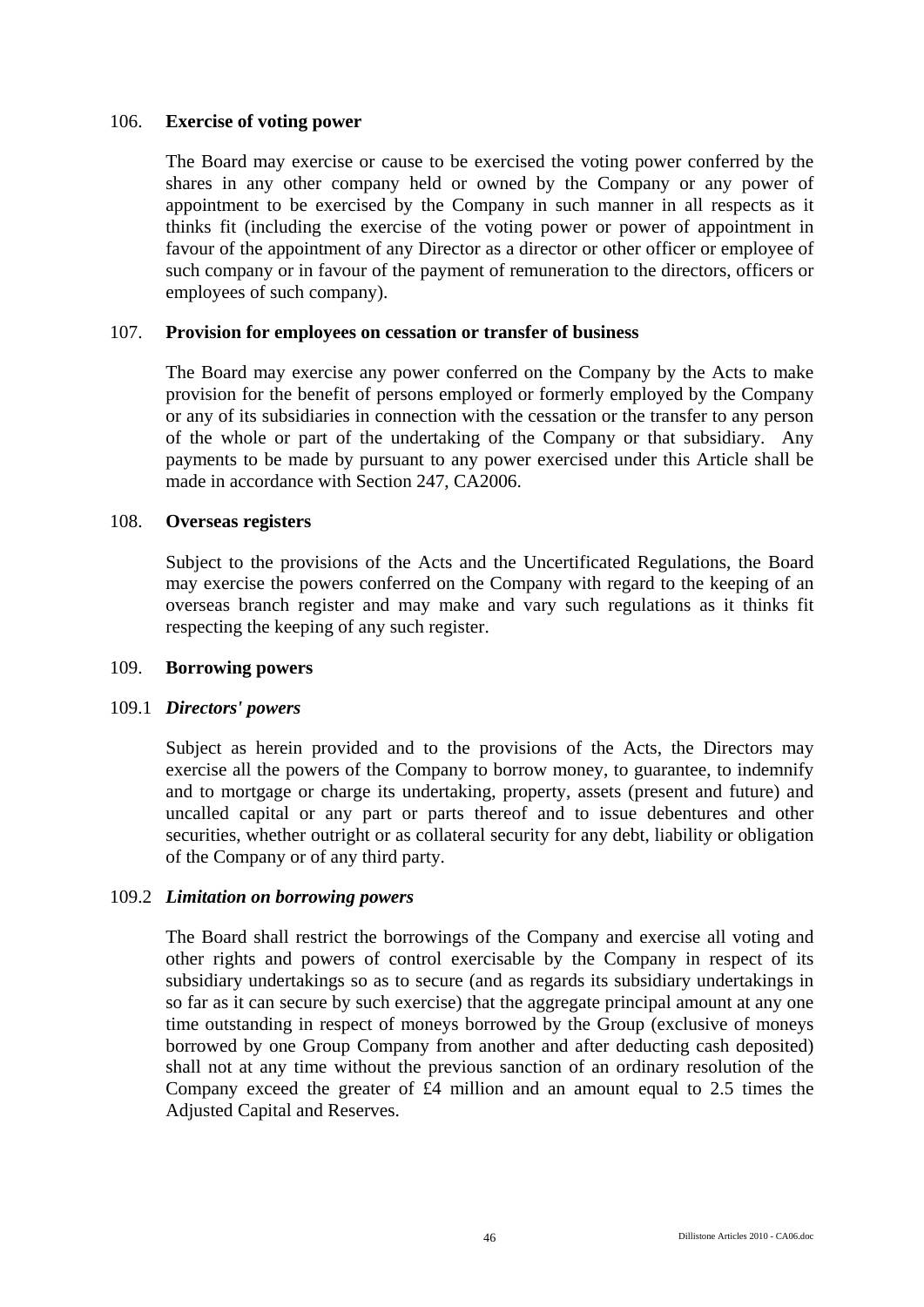## 106. Exercise of voting power

The Board may exercise or cause to be exercised the voting power conferred by the shares in any other company held or owned by the Company or any power of appointment to be exercised by the Company in such manner in all respects as it thinks fit (including the exercise of the voting power or power of appointment in favour of the appointment of any Director as a director or other officer or employee of such company or in favour of the payment of remuneration to the directors, officers or employees of such company).

## 107. Provision for employees on cessation or transfer of business

The Board may exercise any power conferred on the Company by the Acts to make provision for the benefit of persons employed or formerly employed by the Company or any of its subsidiaries in connection with the cessation or the transfer to any person of the whole or part of the undertaking of the Company or that subsidiary. Any payments to be made by pursuant to any power exercised under this Article shall be made in accordance with Section 247, CA2006.

## 108. Overseas registers

Subject to the provisions of the Acts and the Uncertificated Regulations, the Board may exercise the powers conferred on the Company with regard to the keeping of an overseas branch register and may make and vary such regulations as it thinks fit respecting the keeping of any such register.

## 109. Borrowing powers

### 109.1 *Directors' powers*

Subject as herein provided and to the provisions of the Acts, the Directors may exercise all the powers of the Company to borrow money, to guarantee, to indemnify and to mortgage or charge its undertaking, property, assets (present and future) and uncalled capital or any part or parts thereof and to issue debentures and other securities, whether outright or as collateral security for any debt, liability or obligation of the Company or of any third party.

### 109.2 *Limitation on borrowing powers*

The Board shall restrict the borrowings of the Company and exercise all voting and other rights and powers of control exercisable by the Company in respect of its subsidiary undertakings so as to secure (and as regards its subsidiary undertakings in so far as it can secure by such exercise) that the aggregate principal amount at any one time outstanding in respect of moneys borrowed by the Group (exclusive of moneys borrowed by one Group Company from another and after deducting cash deposited) shall not at any time without the previous sanction of an ordinary resolution of the Company exceed the greater of £4 million and an amount equal to 2.5 times the Adjusted Capital and Reserves.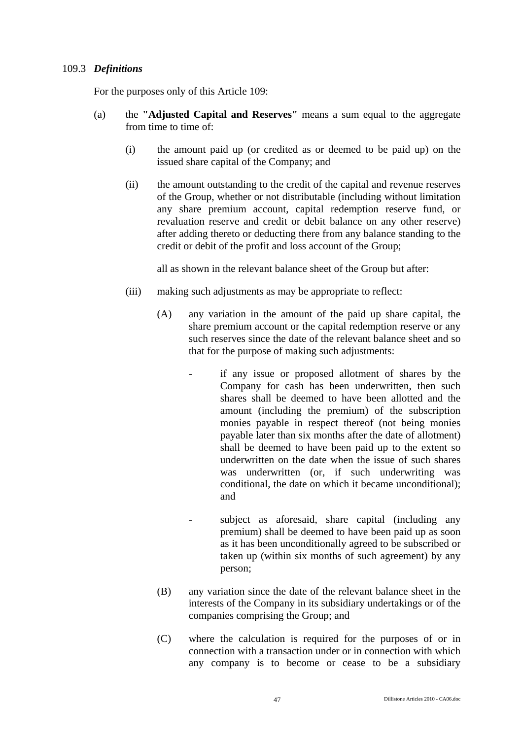### 109.3 *Definitions*

For the purposes only of this Article 109:

(a) the **"Adjusted Capital and Reserves"** means a sum equal to the aggregate from time to time of:

   (i) the amount paid up (or credited as or deemed to be paid up) on the issued share capital of the Company; and

   (ii) the amount outstanding to the credit of the capital and revenue reserves of the Group, whether or not distributable (including without limitation any share premium account, capital redemption reserve fund, or revaluation reserve and credit or debit balance on any other reserve) after adding thereto or deducting there from any balance standing to the credit or debit of the profit and loss account of the Group;

   all as shown in the relevant balance sheet of the Group but after:

   (iii) making such adjustments as may be appropriate to reflect:

      (A) any variation in the amount of the paid up share capital, the share premium account or the capital redemption reserve or any such reserves since the date of the relevant balance sheet and so that for the purpose of making such adjustments:

         - if any issue or proposed allotment of shares by the Company for cash has been underwritten, then such shares shall be deemed to have been allotted and the amount (including the premium) of the subscription monies payable in respect thereof (not being monies payable later than six months after the date of allotment) shall be deemed to have been paid up to the extent so underwritten on the date when the issue of such shares was underwritten (or, if such underwriting was conditional, the date on which it became unconditional); and

         - subject as aforesaid, share capital (including any premium) shall be deemed to have been paid up as soon as it has been unconditionally agreed to be subscribed or taken up (within six months of such agreement) by any person;

      (B) any variation since the date of the relevant balance sheet in the interests of the Company in its subsidiary undertakings or of the companies comprising the Group; and

      (C) where the calculation is required for the purposes of or in connection with a transaction under or in connection with which any company is to become or cease to be a subsidiary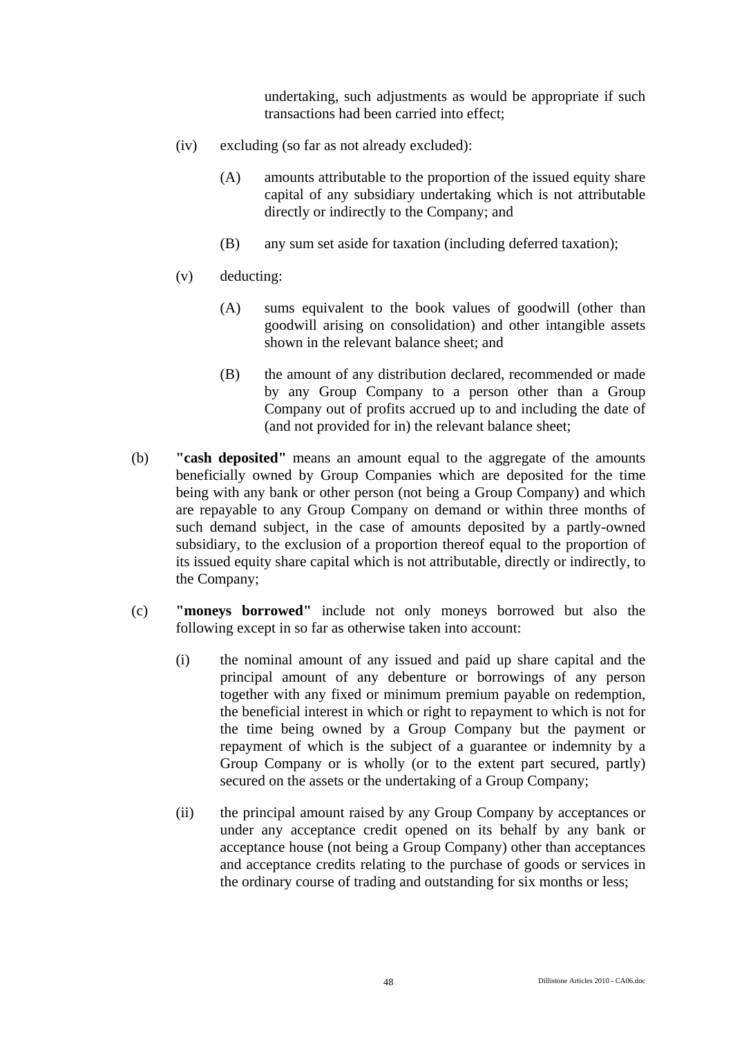undertaking, such adjustments as would be appropriate if such transactions had been carried into effect;

(iv) excluding (so far as not already excluded):

(A) amounts attributable to the proportion of the issued equity share capital of any subsidiary undertaking which is not attributable directly or indirectly to the Company; and

(B) any sum set aside for taxation (including deferred taxation);

(v) deducting:

(A) sums equivalent to the book values of goodwill (other than goodwill arising on consolidation) and other intangible assets shown in the relevant balance sheet; and

(B) the amount of any distribution declared, recommended or made by any Group Company to a person other than a Group Company out of profits accrued up to and including the date of (and not provided for in) the relevant balance sheet;

(b) **"cash deposited"** means an amount equal to the aggregate of the amounts beneficially owned by Group Companies which are deposited for the time being with any bank or other person (not being a Group Company) and which are repayable to any Group Company on demand or within three months of such demand subject, in the case of amounts deposited by a partly-owned subsidiary, to the exclusion of a proportion thereof equal to the proportion of its issued equity share capital which is not attributable, directly or indirectly, to the Company;

(c) **"moneys borrowed"** include not only moneys borrowed but also the following except in so far as otherwise taken into account:

(i) the nominal amount of any issued and paid up share capital and the principal amount of any debenture or borrowings of any person together with any fixed or minimum premium payable on redemption, the beneficial interest in which or right to repayment to which is not for the time being owned by a Group Company but the payment or repayment of which is the subject of a guarantee or indemnity by a Group Company or is wholly (or to the extent part secured, partly) secured on the assets or the undertaking of a Group Company;

(ii) the principal amount raised by any Group Company by acceptances or under any acceptance credit opened on its behalf by any bank or acceptance house (not being a Group Company) other than acceptances and acceptance credits relating to the purchase of goods or services in the ordinary course of trading and outstanding for six months or less;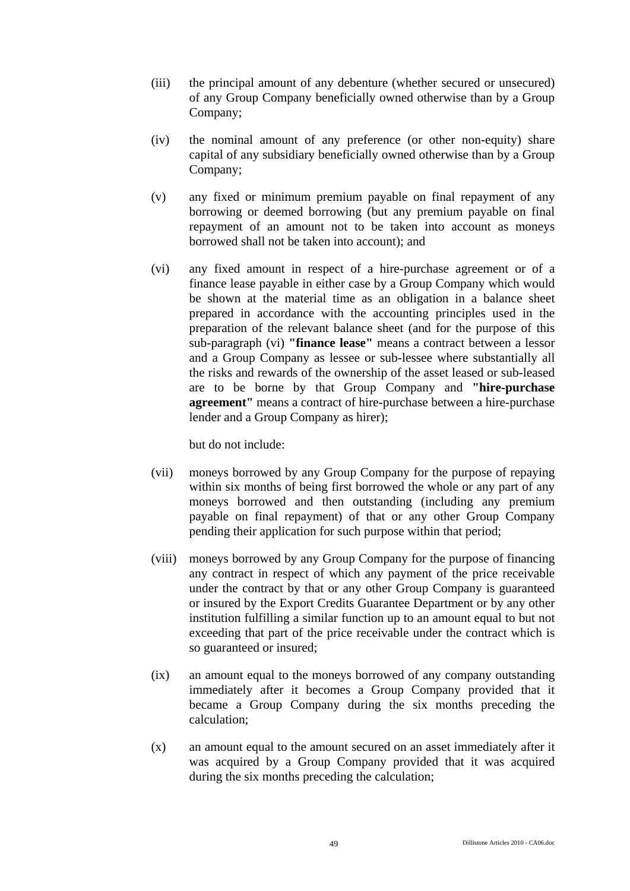(iii) the principal amount of any debenture (whether secured or unsecured) of any Group Company beneficially owned otherwise than by a Group Company;

(iv) the nominal amount of any preference (or other non-equity) share capital of any subsidiary beneficially owned otherwise than by a Group Company;

(v) any fixed or minimum premium payable on final repayment of any borrowing or deemed borrowing (but any premium payable on final repayment of an amount not to be taken into account as moneys borrowed shall not be taken into account); and

(vi) any fixed amount in respect of a hire-purchase agreement or of a finance lease payable in either case by a Group Company which would be shown at the material time as an obligation in a balance sheet prepared in accordance with the accounting principles used in the preparation of the relevant balance sheet (and for the purpose of this sub-paragraph (vi) **"finance lease"** means a contract between a lessor and a Group Company as lessee or sub-lessee where substantially all the risks and rewards of the ownership of the asset leased or sub-leased are to be borne by that Group Company and **"hire-purchase agreement"** means a contract of hire-purchase between a hire-purchase lender and a Group Company as hirer);

but do not include:

(vii) moneys borrowed by any Group Company for the purpose of repaying within six months of being first borrowed the whole or any part of any moneys borrowed and then outstanding (including any premium payable on final repayment) of that or any other Group Company pending their application for such purpose within that period;

(viii) moneys borrowed by any Group Company for the purpose of financing any contract in respect of which any payment of the price receivable under the contract by that or any other Group Company is guaranteed or insured by the Export Credits Guarantee Department or by any other institution fulfilling a similar function up to an amount equal to but not exceeding that part of the price receivable under the contract which is so guaranteed or insured;

(ix) an amount equal to the moneys borrowed of any company outstanding immediately after it becomes a Group Company provided that it became a Group Company during the six months preceding the calculation;

(x) an amount equal to the amount secured on an asset immediately after it was acquired by a Group Company provided that it was acquired during the six months preceding the calculation;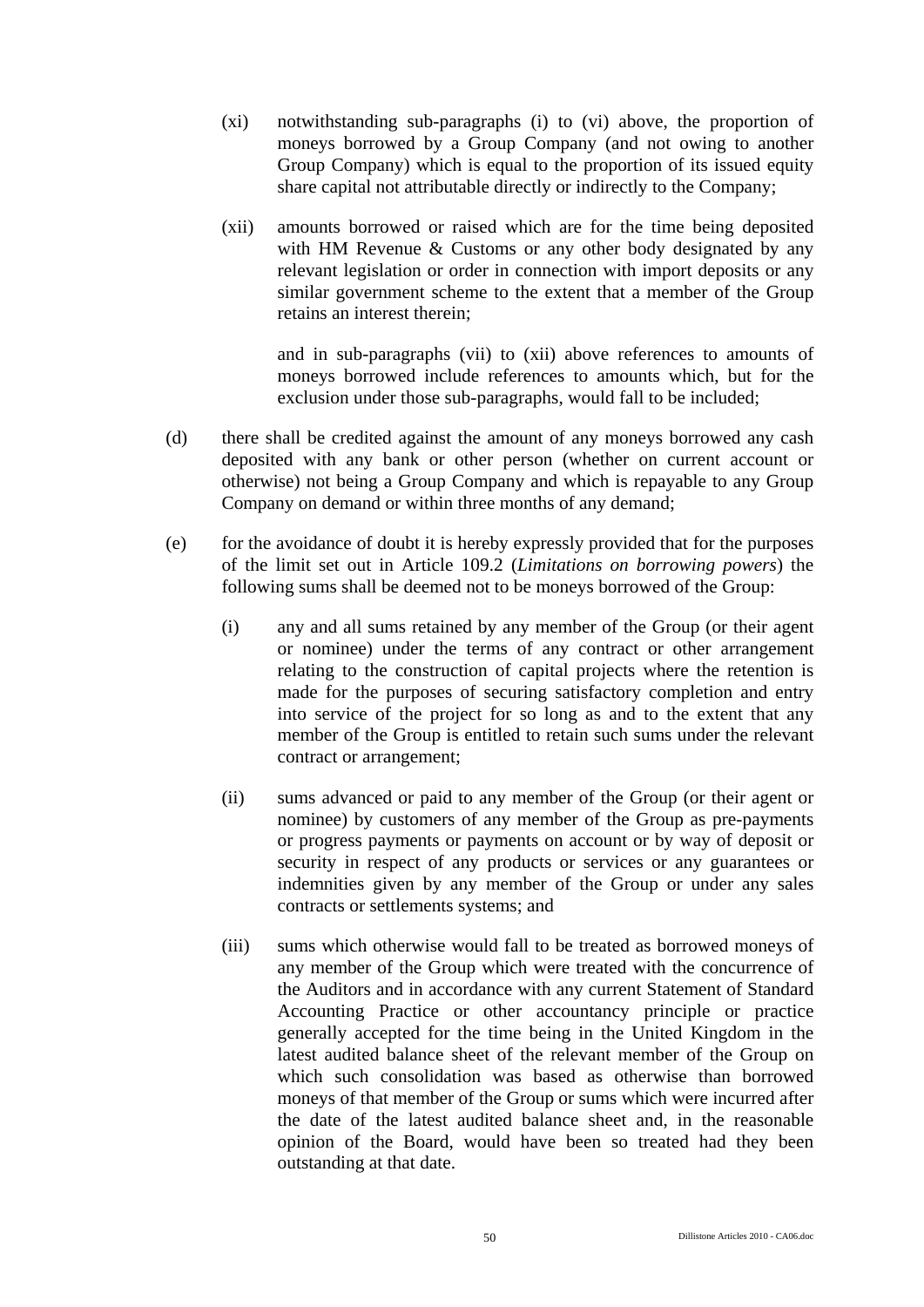(xi) notwithstanding sub-paragraphs (i) to (vi) above, the proportion of moneys borrowed by a Group Company (and not owing to another Group Company) which is equal to the proportion of its issued equity share capital not attributable directly or indirectly to the Company;

(xii) amounts borrowed or raised which are for the time being deposited with HM Revenue & Customs or any other body designated by any relevant legislation or order in connection with import deposits or any similar government scheme to the extent that a member of the Group retains an interest therein;

and in sub-paragraphs (vii) to (xii) above references to amounts of moneys borrowed include references to amounts which, but for the exclusion under those sub-paragraphs, would fall to be included;

(d) there shall be credited against the amount of any moneys borrowed any cash deposited with any bank or other person (whether on current account or otherwise) not being a Group Company and which is repayable to any Group Company on demand or within three months of any demand;

(e) for the avoidance of doubt it is hereby expressly provided that for the purposes of the limit set out in Article 109.2 (*Limitations on borrowing powers*) the following sums shall be deemed not to be moneys borrowed of the Group:

(i) any and all sums retained by any member of the Group (or their agent or nominee) under the terms of any contract or other arrangement relating to the construction of capital projects where the retention is made for the purposes of securing satisfactory completion and entry into service of the project for so long as and to the extent that any member of the Group is entitled to retain such sums under the relevant contract or arrangement;

(ii) sums advanced or paid to any member of the Group (or their agent or nominee) by customers of any member of the Group as pre-payments or progress payments or payments on account or by way of deposit or security in respect of any products or services or any guarantees or indemnities given by any member of the Group or under any sales contracts or settlements systems; and

(iii) sums which otherwise would fall to be treated as borrowed moneys of any member of the Group which were treated with the concurrence of the Auditors and in accordance with any current Statement of Standard Accounting Practice or other accountancy principle or practice generally accepted for the time being in the United Kingdom in the latest audited balance sheet of the relevant member of the Group on which such consolidation was based as otherwise than borrowed moneys of that member of the Group or sums which were incurred after the date of the latest audited balance sheet and, in the reasonable opinion of the Board, would have been so treated had they been outstanding at that date.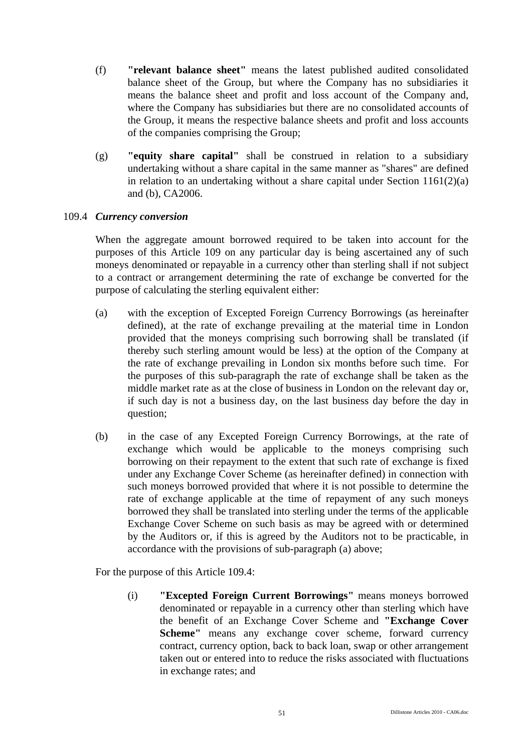(f) **"relevant balance sheet"** means the latest published audited consolidated balance sheet of the Group, but where the Company has no subsidiaries it means the balance sheet and profit and loss account of the Company and, where the Company has subsidiaries but there are no consolidated accounts of the Group, it means the respective balance sheets and profit and loss accounts of the companies comprising the Group;

(g) **"equity share capital"** shall be construed in relation to a subsidiary undertaking without a share capital in the same manner as "shares" are defined in relation to an undertaking without a share capital under Section 1161(2)(a) and (b), CA2006.

109.4 ***Currency conversion***

When the aggregate amount borrowed required to be taken into account for the purposes of this Article 109 on any particular day is being ascertained any of such moneys denominated or repayable in a currency other than sterling shall if not subject to a contract or arrangement determining the rate of exchange be converted for the purpose of calculating the sterling equivalent either:

(a) with the exception of Excepted Foreign Currency Borrowings (as hereinafter defined), at the rate of exchange prevailing at the material time in London provided that the moneys comprising such borrowing shall be translated (if thereby such sterling amount would be less) at the option of the Company at the rate of exchange prevailing in London six months before such time. For the purposes of this sub-paragraph the rate of exchange shall be taken as the middle market rate as at the close of business in London on the relevant day or, if such day is not a business day, on the last business day before the day in question;

(b) in the case of any Excepted Foreign Currency Borrowings, at the rate of exchange which would be applicable to the moneys comprising such borrowing on their repayment to the extent that such rate of exchange is fixed under any Exchange Cover Scheme (as hereinafter defined) in connection with such moneys borrowed provided that where it is not possible to determine the rate of exchange applicable at the time of repayment of any such moneys borrowed they shall be translated into sterling under the terms of the applicable Exchange Cover Scheme on such basis as may be agreed with or determined by the Auditors or, if this is agreed by the Auditors not to be practicable, in accordance with the provisions of sub-paragraph (a) above;

For the purpose of this Article 109.4:

(i) **"Excepted Foreign Current Borrowings"** means moneys borrowed denominated or repayable in a currency other than sterling which have the benefit of an Exchange Cover Scheme and **"Exchange Cover Scheme"** means any exchange cover scheme, forward currency contract, currency option, back to back loan, swap or other arrangement taken out or entered into to reduce the risks associated with fluctuations in exchange rates; and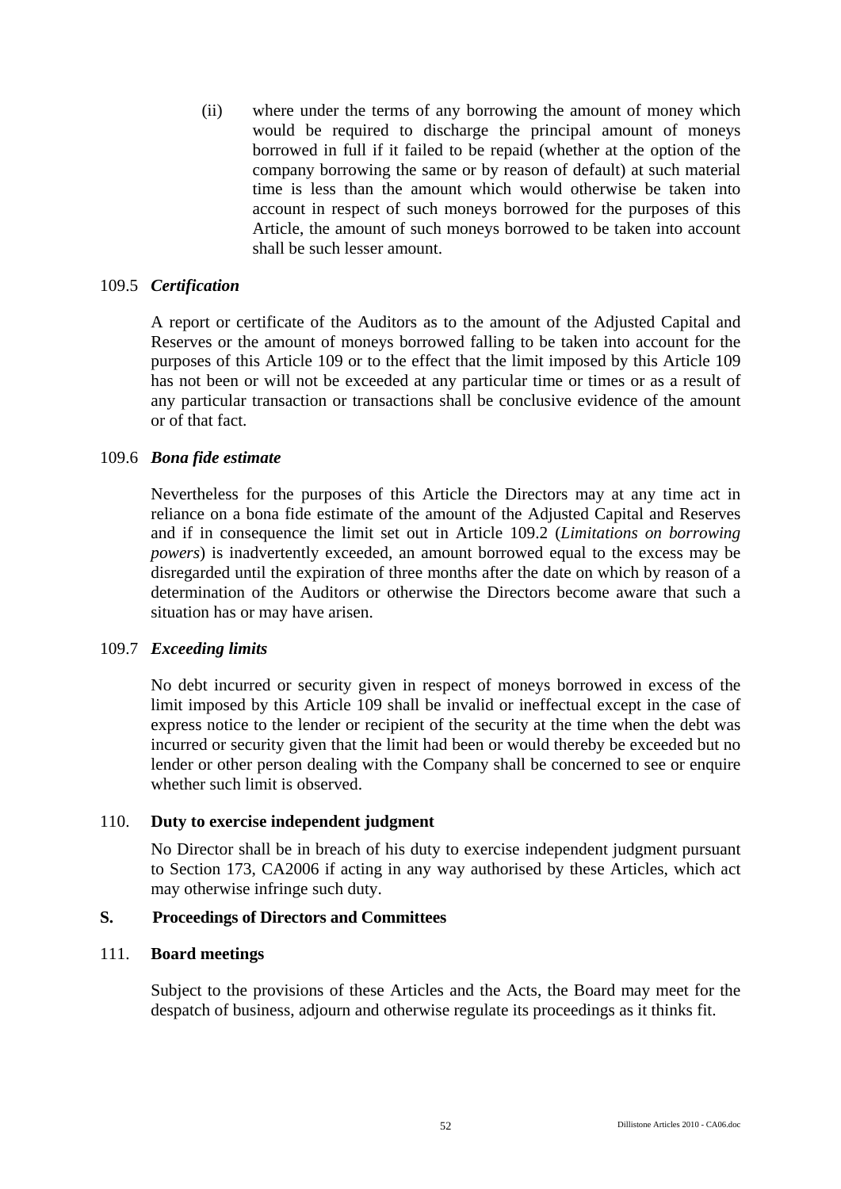(ii) where under the terms of any borrowing the amount of money which would be required to discharge the principal amount of moneys borrowed in full if it failed to be repaid (whether at the option of the company borrowing the same or by reason of default) at such material time is less than the amount which would otherwise be taken into account in respect of such moneys borrowed for the purposes of this Article, the amount of such moneys borrowed to be taken into account shall be such lesser amount.

109.5 ***Certification***

A report or certificate of the Auditors as to the amount of the Adjusted Capital and Reserves or the amount of moneys borrowed falling to be taken into account for the purposes of this Article 109 or to the effect that the limit imposed by this Article 109 has not been or will not be exceeded at any particular time or times or as a result of any particular transaction or transactions shall be conclusive evidence of the amount or of that fact.

109.6 ***Bona fide estimate***

Nevertheless for the purposes of this Article the Directors may at any time act in reliance on a bona fide estimate of the amount of the Adjusted Capital and Reserves and if in consequence the limit set out in Article 109.2 (*Limitations on borrowing powers*) is inadvertently exceeded, an amount borrowed equal to the excess may be disregarded until the expiration of three months after the date on which by reason of a determination of the Auditors or otherwise the Directors become aware that such a situation has or may have arisen.

109.7 ***Exceeding limits***

No debt incurred or security given in respect of moneys borrowed in excess of the limit imposed by this Article 109 shall be invalid or ineffectual except in the case of express notice to the lender or recipient of the security at the time when the debt was incurred or security given that the limit had been or would thereby be exceeded but no lender or other person dealing with the Company shall be concerned to see or enquire whether such limit is observed.

110. **Duty to exercise independent judgment**

No Director shall be in breach of his duty to exercise independent judgment pursuant to Section 173, CA2006 if acting in any way authorised by these Articles, which act may otherwise infringe such duty.

## S. Proceedings of Directors and Committees

111. **Board meetings**

Subject to the provisions of these Articles and the Acts, the Board may meet for the despatch of business, adjourn and otherwise regulate its proceedings as it thinks fit.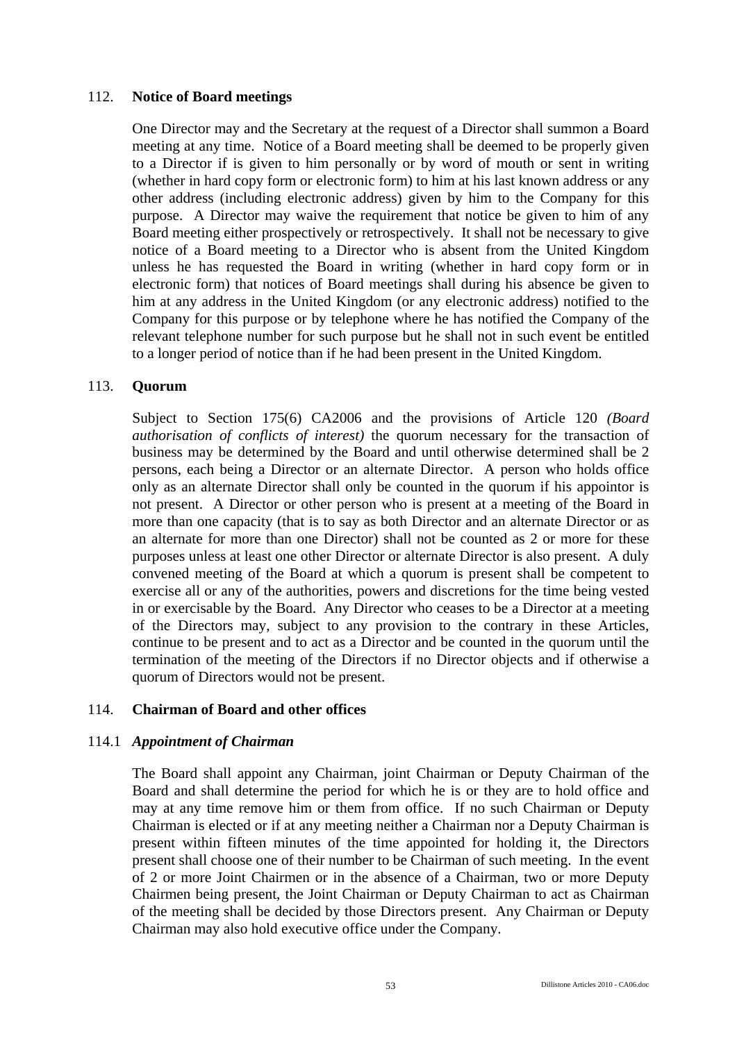## 112. Notice of Board meetings

One Director may and the Secretary at the request of a Director shall summon a Board meeting at any time. Notice of a Board meeting shall be deemed to be properly given to a Director if is given to him personally or by word of mouth or sent in writing (whether in hard copy form or electronic form) to him at his last known address or any other address (including electronic address) given by him to the Company for this purpose. A Director may waive the requirement that notice be given to him of any Board meeting either prospectively or retrospectively. It shall not be necessary to give notice of a Board meeting to a Director who is absent from the United Kingdom unless he has requested the Board in writing (whether in hard copy form or in electronic form) that notices of Board meetings shall during his absence be given to him at any address in the United Kingdom (or any electronic address) notified to the Company for this purpose or by telephone where he has notified the Company of the relevant telephone number for such purpose but he shall not in such event be entitled to a longer period of notice than if he had been present in the United Kingdom.

## 113. Quorum

Subject to Section 175(6) CA2006 and the provisions of Article 120 *(Board authorisation of conflicts of interest)* the quorum necessary for the transaction of business may be determined by the Board and until otherwise determined shall be 2 persons, each being a Director or an alternate Director. A person who holds office only as an alternate Director shall only be counted in the quorum if his appointor is not present. A Director or other person who is present at a meeting of the Board in more than one capacity (that is to say as both Director and an alternate Director or as an alternate for more than one Director) shall not be counted as 2 or more for these purposes unless at least one other Director or alternate Director is also present. A duly convened meeting of the Board at which a quorum is present shall be competent to exercise all or any of the authorities, powers and discretions for the time being vested in or exercisable by the Board. Any Director who ceases to be a Director at a meeting of the Directors may, subject to any provision to the contrary in these Articles, continue to be present and to act as a Director and be counted in the quorum until the termination of the meeting of the Directors if no Director objects and if otherwise a quorum of Directors would not be present.

## 114. Chairman of Board and other offices

### 114.1 *Appointment of Chairman*

The Board shall appoint any Chairman, joint Chairman or Deputy Chairman of the Board and shall determine the period for which he is or they are to hold office and may at any time remove him or them from office. If no such Chairman or Deputy Chairman is elected or if at any meeting neither a Chairman nor a Deputy Chairman is present within fifteen minutes of the time appointed for holding it, the Directors present shall choose one of their number to be Chairman of such meeting. In the event of 2 or more Joint Chairmen or in the absence of a Chairman, two or more Deputy Chairmen being present, the Joint Chairman or Deputy Chairman to act as Chairman of the meeting shall be decided by those Directors present. Any Chairman or Deputy Chairman may also hold executive office under the Company.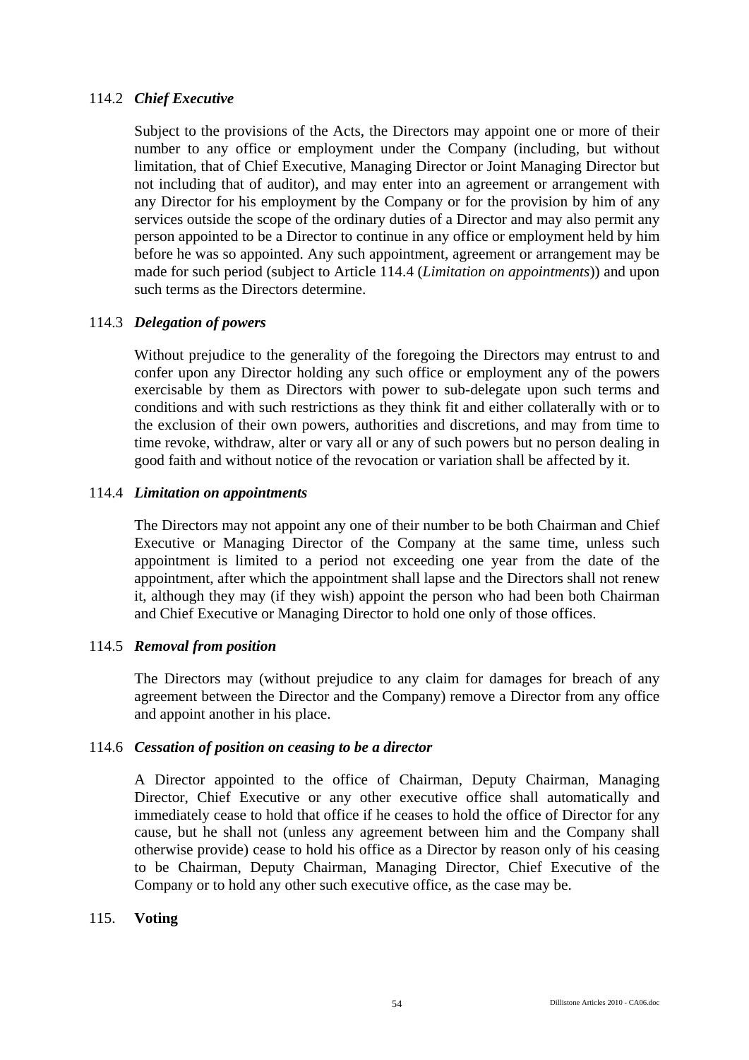### 114.2 *Chief Executive*

Subject to the provisions of the Acts, the Directors may appoint one or more of their number to any office or employment under the Company (including, but without limitation, that of Chief Executive, Managing Director or Joint Managing Director but not including that of auditor), and may enter into an agreement or arrangement with any Director for his employment by the Company or for the provision by him of any services outside the scope of the ordinary duties of a Director and may also permit any person appointed to be a Director to continue in any office or employment held by him before he was so appointed. Any such appointment, agreement or arrangement may be made for such period (subject to Article 114.4 (*Limitation on appointments*)) and upon such terms as the Directors determine.

### 114.3 *Delegation of powers*

Without prejudice to the generality of the foregoing the Directors may entrust to and confer upon any Director holding any such office or employment any of the powers exercisable by them as Directors with power to sub-delegate upon such terms and conditions and with such restrictions as they think fit and either collaterally with or to the exclusion of their own powers, authorities and discretions, and may from time to time revoke, withdraw, alter or vary all or any of such powers but no person dealing in good faith and without notice of the revocation or variation shall be affected by it.

### 114.4 *Limitation on appointments*

The Directors may not appoint any one of their number to be both Chairman and Chief Executive or Managing Director of the Company at the same time, unless such appointment is limited to a period not exceeding one year from the date of the appointment, after which the appointment shall lapse and the Directors shall not renew it, although they may (if they wish) appoint the person who had been both Chairman and Chief Executive or Managing Director to hold one only of those offices.

### 114.5 *Removal from position*

The Directors may (without prejudice to any claim for damages for breach of any agreement between the Director and the Company) remove a Director from any office and appoint another in his place.

### 114.6 *Cessation of position on ceasing to be a director*

A Director appointed to the office of Chairman, Deputy Chairman, Managing Director, Chief Executive or any other executive office shall automatically and immediately cease to hold that office if he ceases to hold the office of Director for any cause, but he shall not (unless any agreement between him and the Company shall otherwise provide) cease to hold his office as a Director by reason only of his ceasing to be Chairman, Deputy Chairman, Managing Director, Chief Executive of the Company or to hold any other such executive office, as the case may be.

## 115. **Voting**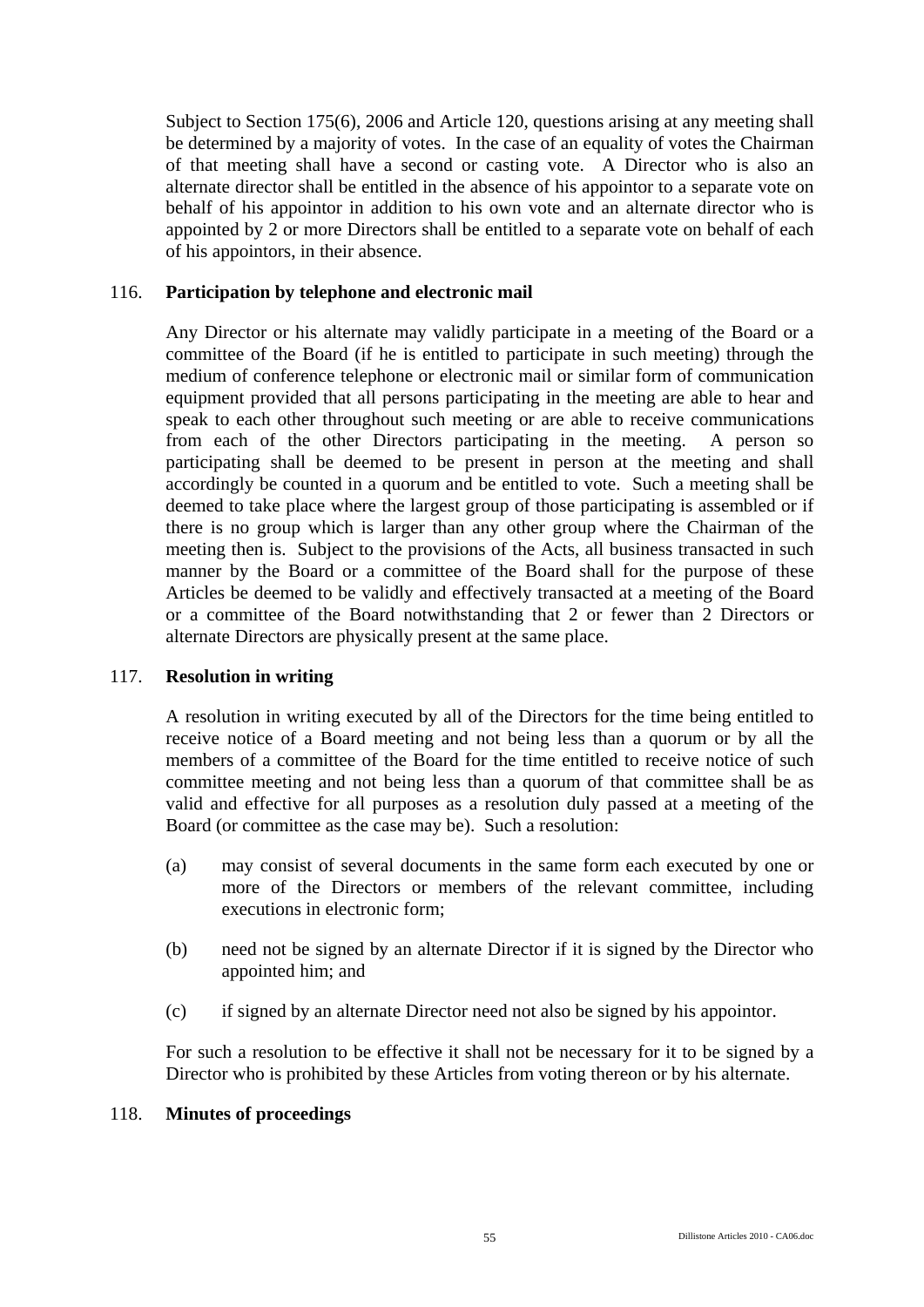Subject to Section 175(6), 2006 and Article 120, questions arising at any meeting shall be determined by a majority of votes. In the case of an equality of votes the Chairman of that meeting shall have a second or casting vote. A Director who is also an alternate director shall be entitled in the absence of his appointor to a separate vote on behalf of his appointor in addition to his own vote and an alternate director who is appointed by 2 or more Directors shall be entitled to a separate vote on behalf of each of his appointors, in their absence.

116. **Participation by telephone and electronic mail**

Any Director or his alternate may validly participate in a meeting of the Board or a committee of the Board (if he is entitled to participate in such meeting) through the medium of conference telephone or electronic mail or similar form of communication equipment provided that all persons participating in the meeting are able to hear and speak to each other throughout such meeting or are able to receive communications from each of the other Directors participating in the meeting. A person so participating shall be deemed to be present in person at the meeting and shall accordingly be counted in a quorum and be entitled to vote. Such a meeting shall be deemed to take place where the largest group of those participating is assembled or if there is no group which is larger than any other group where the Chairman of the meeting then is. Subject to the provisions of the Acts, all business transacted in such manner by the Board or a committee of the Board shall for the purpose of these Articles be deemed to be validly and effectively transacted at a meeting of the Board or a committee of the Board notwithstanding that 2 or fewer than 2 Directors or alternate Directors are physically present at the same place.

117. **Resolution in writing**

A resolution in writing executed by all of the Directors for the time being entitled to receive notice of a Board meeting and not being less than a quorum or by all the members of a committee of the Board for the time entitled to receive notice of such committee meeting and not being less than a quorum of that committee shall be as valid and effective for all purposes as a resolution duly passed at a meeting of the Board (or committee as the case may be). Such a resolution:

(a) may consist of several documents in the same form each executed by one or more of the Directors or members of the relevant committee, including executions in electronic form;

(b) need not be signed by an alternate Director if it is signed by the Director who appointed him; and

(c) if signed by an alternate Director need not also be signed by his appointor.

For such a resolution to be effective it shall not be necessary for it to be signed by a Director who is prohibited by these Articles from voting thereon or by his alternate.

118. **Minutes of proceedings**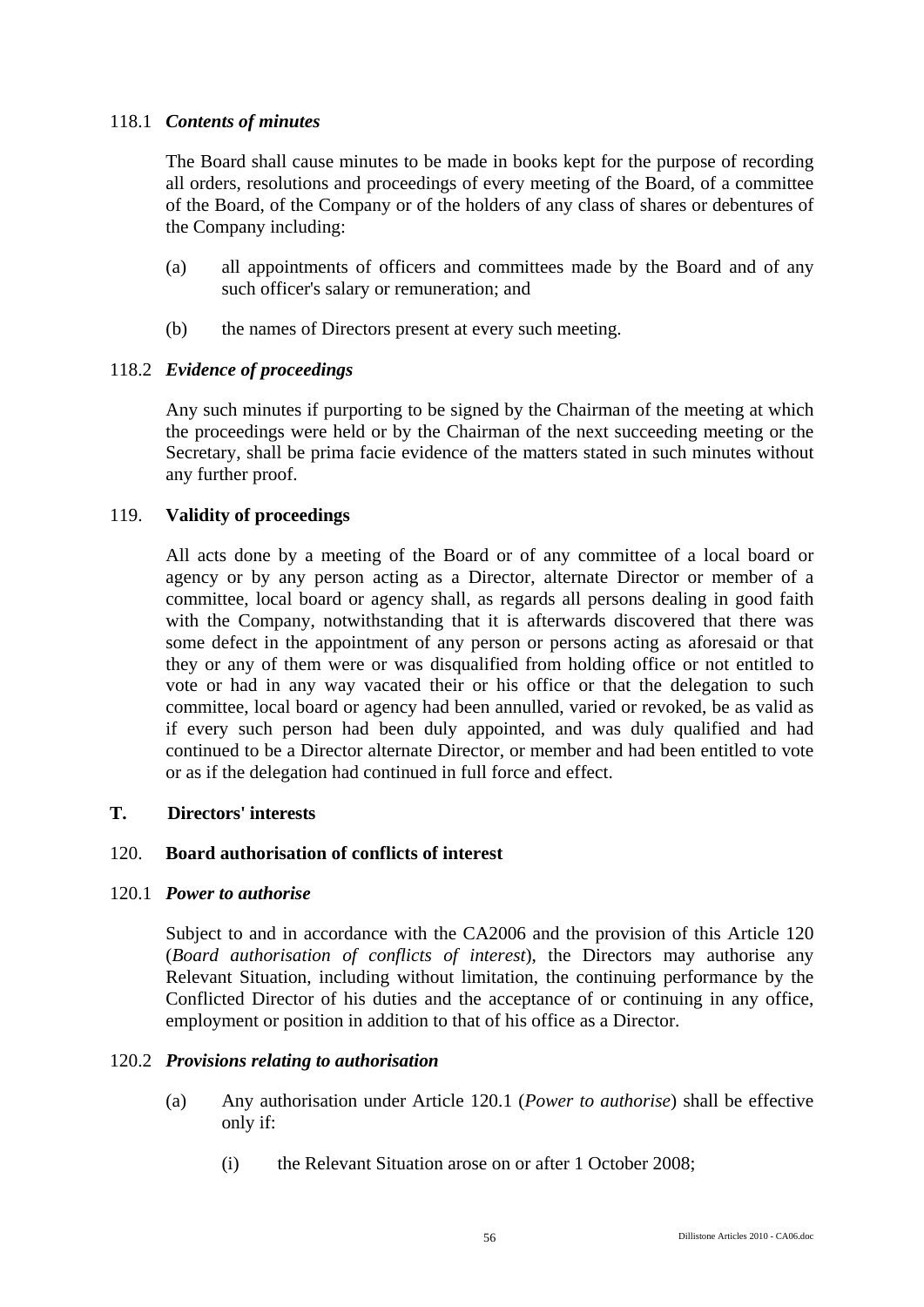118.1 *Contents of minutes*

The Board shall cause minutes to be made in books kept for the purpose of recording all orders, resolutions and proceedings of every meeting of the Board, of a committee of the Board, of the Company or of the holders of any class of shares or debentures of the Company including:

(a) all appointments of officers and committees made by the Board and of any such officer's salary or remuneration; and

(b) the names of Directors present at every such meeting.

118.2 *Evidence of proceedings*

Any such minutes if purporting to be signed by the Chairman of the meeting at which the proceedings were held or by the Chairman of the next succeeding meeting or the Secretary, shall be prima facie evidence of the matters stated in such minutes without any further proof.

119. **Validity of proceedings**

All acts done by a meeting of the Board or of any committee of a local board or agency or by any person acting as a Director, alternate Director or member of a committee, local board or agency shall, as regards all persons dealing in good faith with the Company, notwithstanding that it is afterwards discovered that there was some defect in the appointment of any person or persons acting as aforesaid or that they or any of them were or was disqualified from holding office or not entitled to vote or had in any way vacated their or his office or that the delegation to such committee, local board or agency had been annulled, varied or revoked, be as valid as if every such person had been duly appointed, and was duly qualified and had continued to be a Director alternate Director, or member and had been entitled to vote or as if the delegation had continued in full force and effect.

**T. Directors' interests**

120. **Board authorisation of conflicts of interest**

120.1 *Power to authorise*

Subject to and in accordance with the CA2006 and the provision of this Article 120 (*Board authorisation of conflicts of interest*), the Directors may authorise any Relevant Situation, including without limitation, the continuing performance by the Conflicted Director of his duties and the acceptance of or continuing in any office, employment or position in addition to that of his office as a Director.

120.2 *Provisions relating to authorisation*

(a) Any authorisation under Article 120.1 (*Power to authorise*) shall be effective only if:

(i) the Relevant Situation arose on or after 1 October 2008;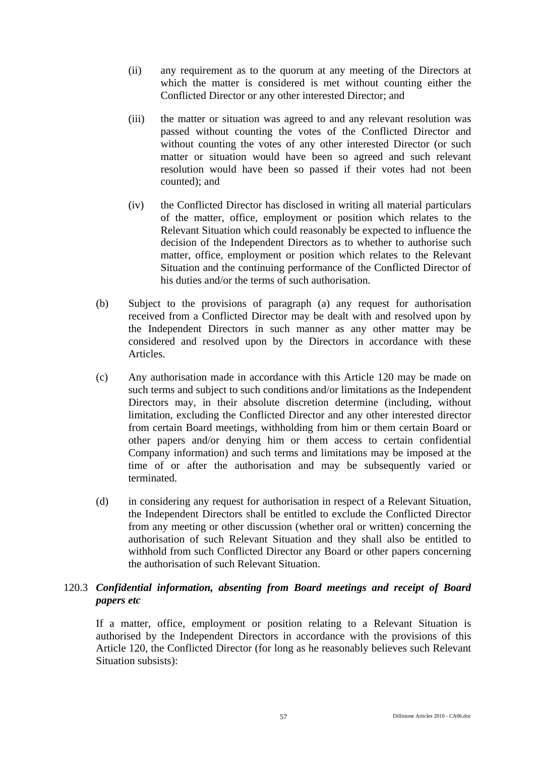(ii) any requirement as to the quorum at any meeting of the Directors at which the matter is considered is met without counting either the Conflicted Director or any other interested Director; and

(iii) the matter or situation was agreed to and any relevant resolution was passed without counting the votes of the Conflicted Director and without counting the votes of any other interested Director (or such matter or situation would have been so agreed and such relevant resolution would have been so passed if their votes had not been counted); and

(iv) the Conflicted Director has disclosed in writing all material particulars of the matter, office, employment or position which relates to the Relevant Situation which could reasonably be expected to influence the decision of the Independent Directors as to whether to authorise such matter, office, employment or position which relates to the Relevant Situation and the continuing performance of the Conflicted Director of his duties and/or the terms of such authorisation.

(b) Subject to the provisions of paragraph (a) any request for authorisation received from a Conflicted Director may be dealt with and resolved upon by the Independent Directors in such manner as any other matter may be considered and resolved upon by the Directors in accordance with these Articles.

(c) Any authorisation made in accordance with this Article 120 may be made on such terms and subject to such conditions and/or limitations as the Independent Directors may, in their absolute discretion determine (including, without limitation, excluding the Conflicted Director and any other interested director from certain Board meetings, withholding from him or them certain Board or other papers and/or denying him or them access to certain confidential Company information) and such terms and limitations may be imposed at the time of or after the authorisation and may be subsequently varied or terminated.

(d) in considering any request for authorisation in respect of a Relevant Situation, the Independent Directors shall be entitled to exclude the Conflicted Director from any meeting or other discussion (whether oral or written) concerning the authorisation of such Relevant Situation and they shall also be entitled to withhold from such Conflicted Director any Board or other papers concerning the authorisation of such Relevant Situation.

120.3 ***Confidential information, absenting from Board meetings and receipt of Board papers etc***

If a matter, office, employment or position relating to a Relevant Situation is authorised by the Independent Directors in accordance with the provisions of this Article 120, the Conflicted Director (for long as he reasonably believes such Relevant Situation subsists):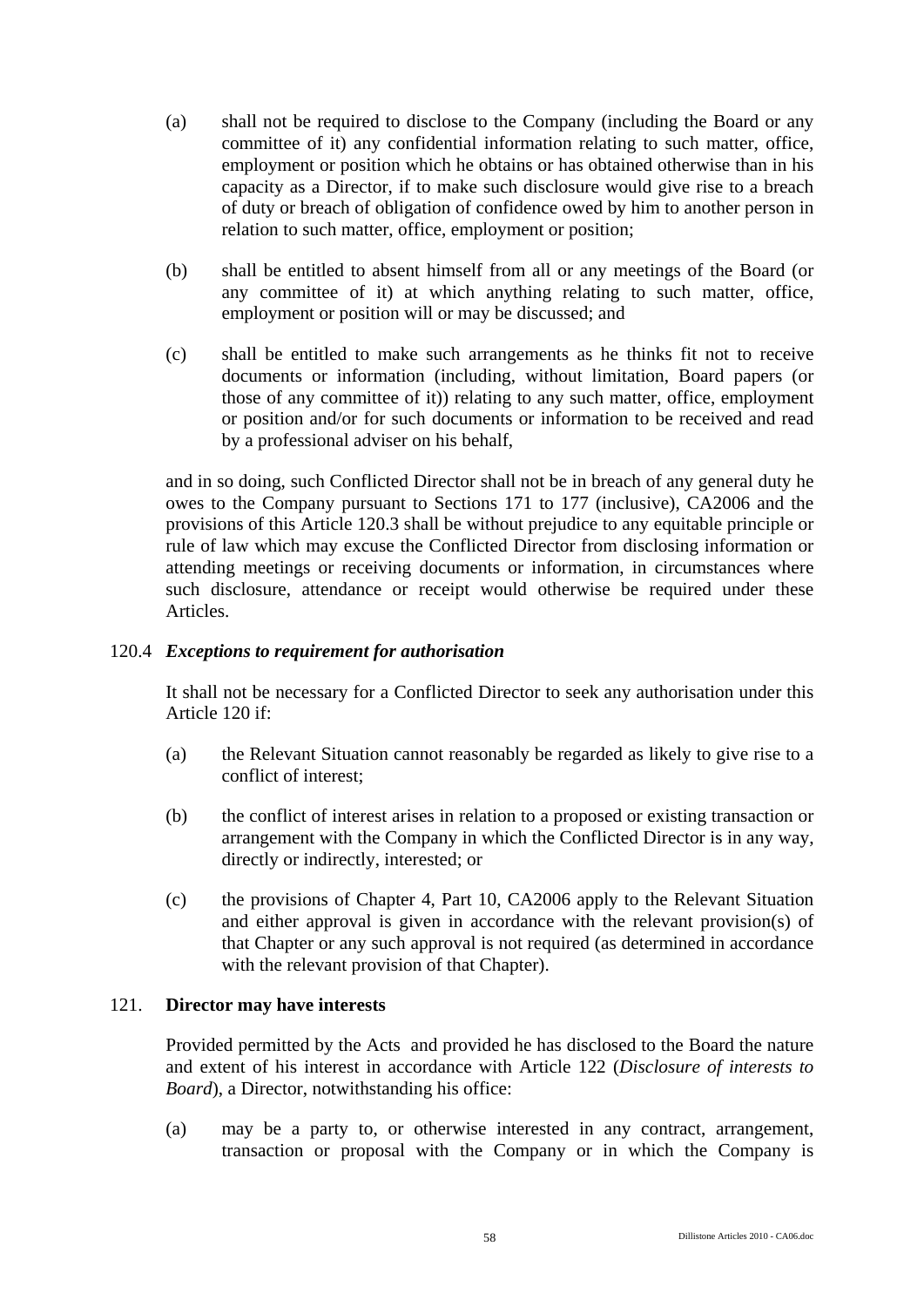(a) shall not be required to disclose to the Company (including the Board or any committee of it) any confidential information relating to such matter, office, employment or position which he obtains or has obtained otherwise than in his capacity as a Director, if to make such disclosure would give rise to a breach of duty or breach of obligation of confidence owed by him to another person in relation to such matter, office, employment or position;

(b) shall be entitled to absent himself from all or any meetings of the Board (or any committee of it) at which anything relating to such matter, office, employment or position will or may be discussed; and

(c) shall be entitled to make such arrangements as he thinks fit not to receive documents or information (including, without limitation, Board papers (or those of any committee of it)) relating to any such matter, office, employment or position and/or for such documents or information to be received and read by a professional adviser on his behalf,

and in so doing, such Conflicted Director shall not be in breach of any general duty he owes to the Company pursuant to Sections 171 to 177 (inclusive), CA2006 and the provisions of this Article 120.3 shall be without prejudice to any equitable principle or rule of law which may excuse the Conflicted Director from disclosing information or attending meetings or receiving documents or information, in circumstances where such disclosure, attendance or receipt would otherwise be required under these Articles.

120.4 ***Exceptions to requirement for authorisation***

It shall not be necessary for a Conflicted Director to seek any authorisation under this Article 120 if:

(a) the Relevant Situation cannot reasonably be regarded as likely to give rise to a conflict of interest;

(b) the conflict of interest arises in relation to a proposed or existing transaction or arrangement with the Company in which the Conflicted Director is in any way, directly or indirectly, interested; or

(c) the provisions of Chapter 4, Part 10, CA2006 apply to the Relevant Situation and either approval is given in accordance with the relevant provision(s) of that Chapter or any such approval is not required (as determined in accordance with the relevant provision of that Chapter).

121. **Director may have interests**

Provided permitted by the Acts and provided he has disclosed to the Board the nature and extent of his interest in accordance with Article 122 (*Disclosure of interests to Board*), a Director, notwithstanding his office:

(a) may be a party to, or otherwise interested in any contract, arrangement, transaction or proposal with the Company or in which the Company is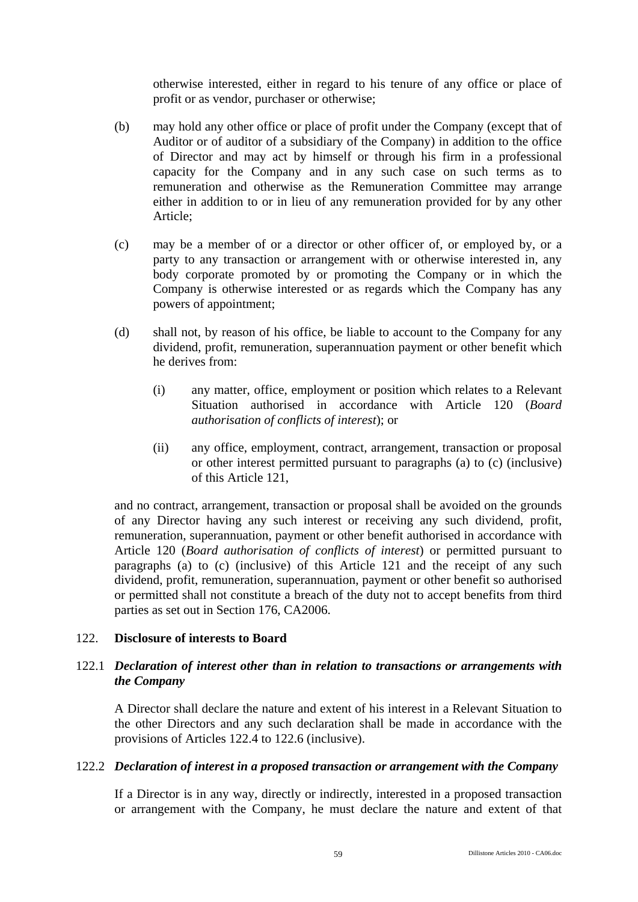otherwise interested, either in regard to his tenure of any office or place of profit or as vendor, purchaser or otherwise;

(b) may hold any other office or place of profit under the Company (except that of Auditor or of auditor of a subsidiary of the Company) in addition to the office of Director and may act by himself or through his firm in a professional capacity for the Company and in any such case on such terms as to remuneration and otherwise as the Remuneration Committee may arrange either in addition to or in lieu of any remuneration provided for by any other Article;

(c) may be a member of or a director or other officer of, or employed by, or a party to any transaction or arrangement with or otherwise interested in, any body corporate promoted by or promoting the Company or in which the Company is otherwise interested or as regards which the Company has any powers of appointment;

(d) shall not, by reason of his office, be liable to account to the Company for any dividend, profit, remuneration, superannuation payment or other benefit which he derives from:

  (i) any matter, office, employment or position which relates to a Relevant Situation authorised in accordance with Article 120 (*Board authorisation of conflicts of interest*); or

  (ii) any office, employment, contract, arrangement, transaction or proposal or other interest permitted pursuant to paragraphs (a) to (c) (inclusive) of this Article 121,

and no contract, arrangement, transaction or proposal shall be avoided on the grounds of any Director having any such interest or receiving any such dividend, profit, remuneration, superannuation, payment or other benefit authorised in accordance with Article 120 (*Board authorisation of conflicts of interest*) or permitted pursuant to paragraphs (a) to (c) (inclusive) of this Article 121 and the receipt of any such dividend, profit, remuneration, superannuation, payment or other benefit so authorised or permitted shall not constitute a breach of the duty not to accept benefits from third parties as set out in Section 176, CA2006.

## 122. Disclosure of interests to Board

### 122.1 *Declaration of interest other than in relation to transactions or arrangements with the Company*

A Director shall declare the nature and extent of his interest in a Relevant Situation to the other Directors and any such declaration shall be made in accordance with the provisions of Articles 122.4 to 122.6 (inclusive).

### 122.2 *Declaration of interest in a proposed transaction or arrangement with the Company*

If a Director is in any way, directly or indirectly, interested in a proposed transaction or arrangement with the Company, he must declare the nature and extent of that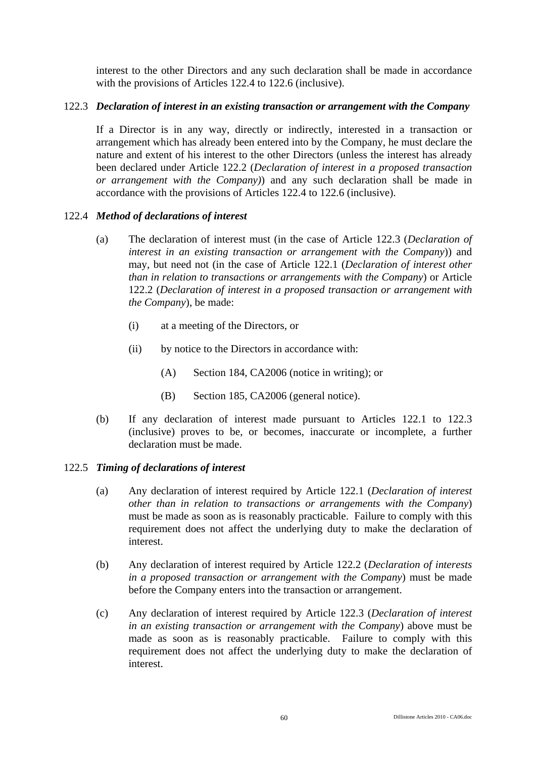interest to the other Directors and any such declaration shall be made in accordance with the provisions of Articles 122.4 to 122.6 (inclusive).

122.3 ***Declaration of interest in an existing transaction or arrangement with the Company***

If a Director is in any way, directly or indirectly, interested in a transaction or arrangement which has already been entered into by the Company, he must declare the nature and extent of his interest to the other Directors (unless the interest has already been declared under Article 122.2 (*Declaration of interest in a proposed transaction or arrangement with the Company)*) and any such declaration shall be made in accordance with the provisions of Articles 122.4 to 122.6 (inclusive).

122.4 ***Method of declarations of interest***

(a) The declaration of interest must (in the case of Article 122.3 (*Declaration of interest in an existing transaction or arrangement with the Company*)) and may, but need not (in the case of Article 122.1 (*Declaration of interest other than in relation to transactions or arrangements with the Company*) or Article 122.2 (*Declaration of interest in a proposed transaction or arrangement with the Company*), be made:

(i) at a meeting of the Directors, or

(ii) by notice to the Directors in accordance with:

(A) Section 184, CA2006 (notice in writing); or

(B) Section 185, CA2006 (general notice).

(b) If any declaration of interest made pursuant to Articles 122.1 to 122.3 (inclusive) proves to be, or becomes, inaccurate or incomplete, a further declaration must be made.

122.5 ***Timing of declarations of interest***

(a) Any declaration of interest required by Article 122.1 (*Declaration of interest other than in relation to transactions or arrangements with the Company*) must be made as soon as is reasonably practicable. Failure to comply with this requirement does not affect the underlying duty to make the declaration of interest.

(b) Any declaration of interest required by Article 122.2 (*Declaration of interests in a proposed transaction or arrangement with the Company*) must be made before the Company enters into the transaction or arrangement.

(c) Any declaration of interest required by Article 122.3 (*Declaration of interest in an existing transaction or arrangement with the Company*) above must be made as soon as is reasonably practicable. Failure to comply with this requirement does not affect the underlying duty to make the declaration of interest.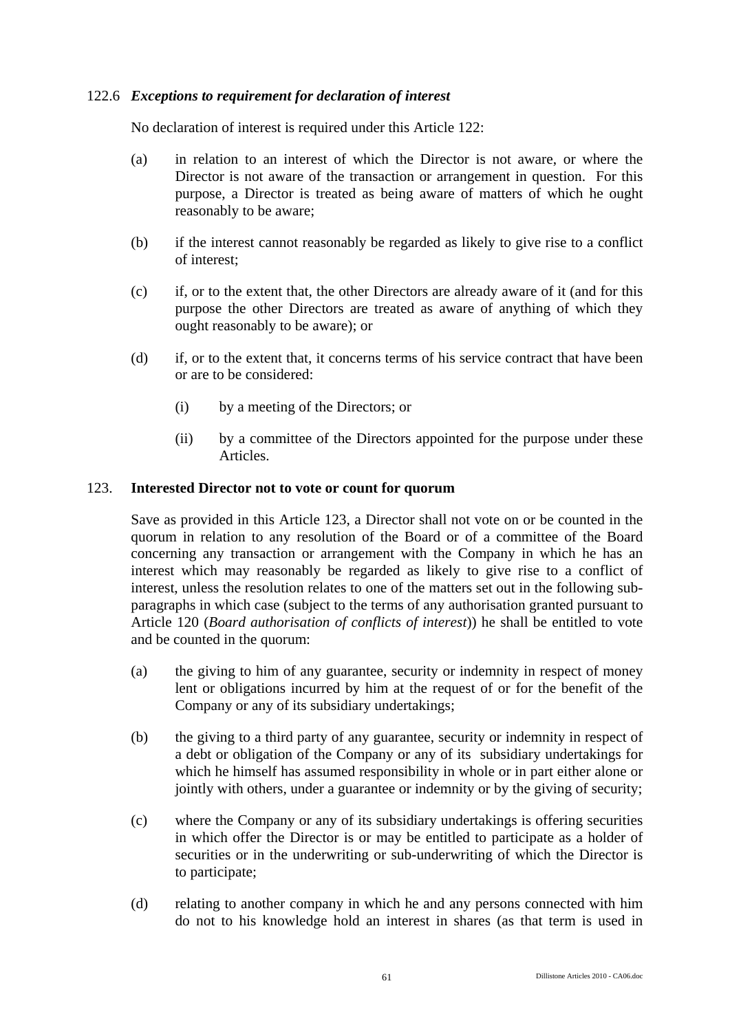122.6 ***Exceptions to requirement for declaration of interest***

No declaration of interest is required under this Article 122:

(a) in relation to an interest of which the Director is not aware, or where the Director is not aware of the transaction or arrangement in question. For this purpose, a Director is treated as being aware of matters of which he ought reasonably to be aware;

(b) if the interest cannot reasonably be regarded as likely to give rise to a conflict of interest;

(c) if, or to the extent that, the other Directors are already aware of it (and for this purpose the other Directors are treated as aware of anything of which they ought reasonably to be aware); or

(d) if, or to the extent that, it concerns terms of his service contract that have been or are to be considered:

   (i) by a meeting of the Directors; or

   (ii) by a committee of the Directors appointed for the purpose under these Articles.

## 123. Interested Director not to vote or count for quorum

Save as provided in this Article 123, a Director shall not vote on or be counted in the quorum in relation to any resolution of the Board or of a committee of the Board concerning any transaction or arrangement with the Company in which he has an interest which may reasonably be regarded as likely to give rise to a conflict of interest, unless the resolution relates to one of the matters set out in the following sub-paragraphs in which case (subject to the terms of any authorisation granted pursuant to Article 120 (*Board authorisation of conflicts of interest*)) he shall be entitled to vote and be counted in the quorum:

(a) the giving to him of any guarantee, security or indemnity in respect of money lent or obligations incurred by him at the request of or for the benefit of the Company or any of its subsidiary undertakings;

(b) the giving to a third party of any guarantee, security or indemnity in respect of a debt or obligation of the Company or any of its subsidiary undertakings for which he himself has assumed responsibility in whole or in part either alone or jointly with others, under a guarantee or indemnity or by the giving of security;

(c) where the Company or any of its subsidiary undertakings is offering securities in which offer the Director is or may be entitled to participate as a holder of securities or in the underwriting or sub-underwriting of which the Director is to participate;

(d) relating to another company in which he and any persons connected with him do not to his knowledge hold an interest in shares (as that term is used in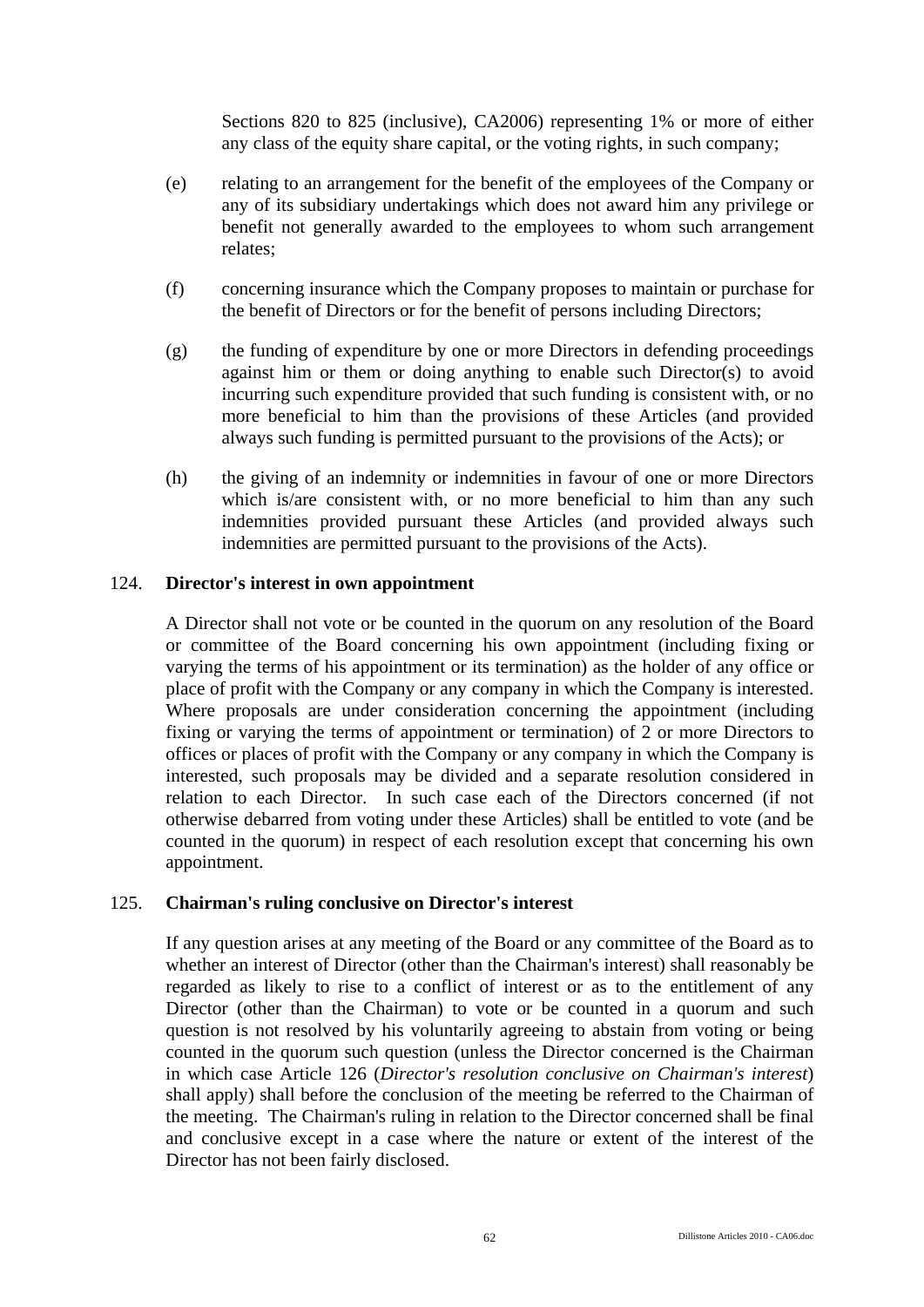Sections 820 to 825 (inclusive), CA2006) representing 1% or more of either any class of the equity share capital, or the voting rights, in such company;

(e) relating to an arrangement for the benefit of the employees of the Company or any of its subsidiary undertakings which does not award him any privilege or benefit not generally awarded to the employees to whom such arrangement relates;

(f) concerning insurance which the Company proposes to maintain or purchase for the benefit of Directors or for the benefit of persons including Directors;

(g) the funding of expenditure by one or more Directors in defending proceedings against him or them or doing anything to enable such Director(s) to avoid incurring such expenditure provided that such funding is consistent with, or no more beneficial to him than the provisions of these Articles (and provided always such funding is permitted pursuant to the provisions of the Acts); or

(h) the giving of an indemnity or indemnities in favour of one or more Directors which is/are consistent with, or no more beneficial to him than any such indemnities provided pursuant these Articles (and provided always such indemnities are permitted pursuant to the provisions of the Acts).

## 124. Director's interest in own appointment

A Director shall not vote or be counted in the quorum on any resolution of the Board or committee of the Board concerning his own appointment (including fixing or varying the terms of his appointment or its termination) as the holder of any office or place of profit with the Company or any company in which the Company is interested. Where proposals are under consideration concerning the appointment (including fixing or varying the terms of appointment or termination) of 2 or more Directors to offices or places of profit with the Company or any company in which the Company is interested, such proposals may be divided and a separate resolution considered in relation to each Director. In such case each of the Directors concerned (if not otherwise debarred from voting under these Articles) shall be entitled to vote (and be counted in the quorum) in respect of each resolution except that concerning his own appointment.

## 125. Chairman's ruling conclusive on Director's interest

If any question arises at any meeting of the Board or any committee of the Board as to whether an interest of Director (other than the Chairman's interest) shall reasonably be regarded as likely to rise to a conflict of interest or as to the entitlement of any Director (other than the Chairman) to vote or be counted in a quorum and such question is not resolved by his voluntarily agreeing to abstain from voting or being counted in the quorum such question (unless the Director concerned is the Chairman in which case Article 126 (*Director's resolution conclusive on Chairman's interest*) shall apply) shall before the conclusion of the meeting be referred to the Chairman of the meeting. The Chairman's ruling in relation to the Director concerned shall be final and conclusive except in a case where the nature or extent of the interest of the Director has not been fairly disclosed.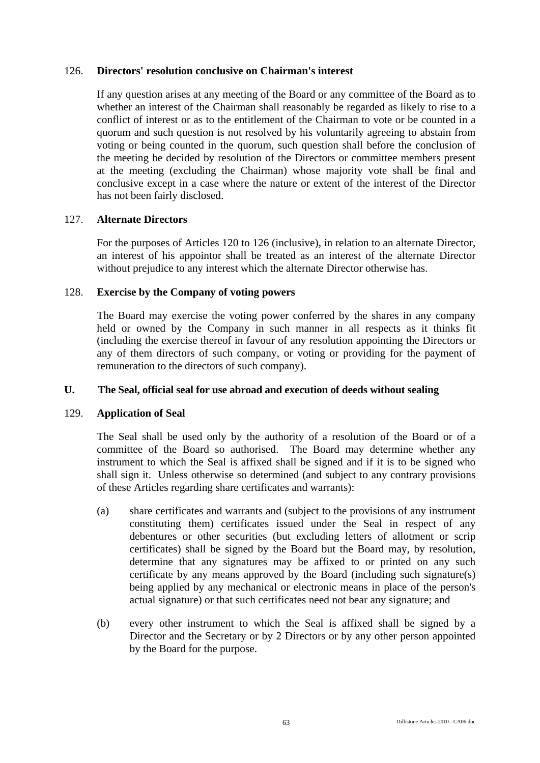### 126. Directors' resolution conclusive on Chairman's interest

If any question arises at any meeting of the Board or any committee of the Board as to whether an interest of the Chairman shall reasonably be regarded as likely to rise to a conflict of interest or as to the entitlement of the Chairman to vote or be counted in a quorum and such question is not resolved by his voluntarily agreeing to abstain from voting or being counted in the quorum, such question shall before the conclusion of the meeting be decided by resolution of the Directors or committee members present at the meeting (excluding the Chairman) whose majority vote shall be final and conclusive except in a case where the nature or extent of the interest of the Director has not been fairly disclosed.

### 127. Alternate Directors

For the purposes of Articles 120 to 126 (inclusive), in relation to an alternate Director, an interest of his appointor shall be treated as an interest of the alternate Director without prejudice to any interest which the alternate Director otherwise has.

### 128. Exercise by the Company of voting powers

The Board may exercise the voting power conferred by the shares in any company held or owned by the Company in such manner in all respects as it thinks fit (including the exercise thereof in favour of any resolution appointing the Directors or any of them directors of such company, or voting or providing for the payment of remuneration to the directors of such company).

## U. The Seal, official seal for use abroad and execution of deeds without sealing

### 129. Application of Seal

The Seal shall be used only by the authority of a resolution of the Board or of a committee of the Board so authorised. The Board may determine whether any instrument to which the Seal is affixed shall be signed and if it is to be signed who shall sign it. Unless otherwise so determined (and subject to any contrary provisions of these Articles regarding share certificates and warrants):

(a) share certificates and warrants and (subject to the provisions of any instrument constituting them) certificates issued under the Seal in respect of any debentures or other securities (but excluding letters of allotment or scrip certificates) shall be signed by the Board but the Board may, by resolution, determine that any signatures may be affixed to or printed on any such certificate by any means approved by the Board (including such signature(s) being applied by any mechanical or electronic means in place of the person's actual signature) or that such certificates need not bear any signature; and

(b) every other instrument to which the Seal is affixed shall be signed by a Director and the Secretary or by 2 Directors or by any other person appointed by the Board for the purpose.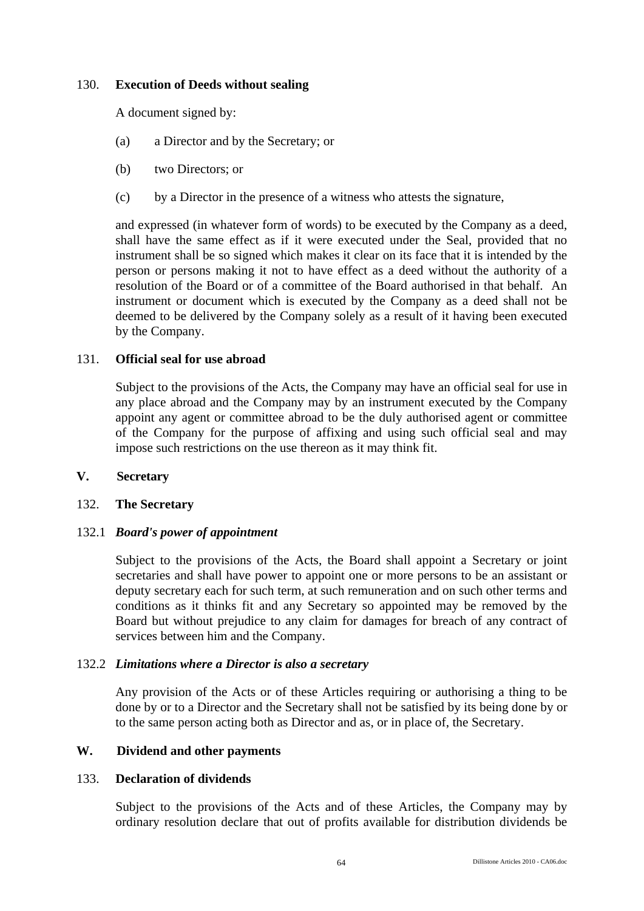### 130. Execution of Deeds without sealing

A document signed by:

(a) a Director and by the Secretary; or

(b) two Directors; or

(c) by a Director in the presence of a witness who attests the signature,

and expressed (in whatever form of words) to be executed by the Company as a deed, shall have the same effect as if it were executed under the Seal, provided that no instrument shall be so signed which makes it clear on its face that it is intended by the person or persons making it not to have effect as a deed without the authority of a resolution of the Board or of a committee of the Board authorised in that behalf. An instrument or document which is executed by the Company as a deed shall not be deemed to be delivered by the Company solely as a result of it having been executed by the Company.

### 131. Official seal for use abroad

Subject to the provisions of the Acts, the Company may have an official seal for use in any place abroad and the Company may by an instrument executed by the Company appoint any agent or committee abroad to be the duly authorised agent or committee of the Company for the purpose of affixing and using such official seal and may impose such restrictions on the use thereon as it may think fit.

## V. Secretary

### 132. The Secretary

#### 132.1 *Board's power of appointment*

Subject to the provisions of the Acts, the Board shall appoint a Secretary or joint secretaries and shall have power to appoint one or more persons to be an assistant or deputy secretary each for such term, at such remuneration and on such other terms and conditions as it thinks fit and any Secretary so appointed may be removed by the Board but without prejudice to any claim for damages for breach of any contract of services between him and the Company.

#### 132.2 *Limitations where a Director is also a secretary*

Any provision of the Acts or of these Articles requiring or authorising a thing to be done by or to a Director and the Secretary shall not be satisfied by its being done by or to the same person acting both as Director and as, or in place of, the Secretary.

## W. Dividend and other payments

### 133. Declaration of dividends

Subject to the provisions of the Acts and of these Articles, the Company may by ordinary resolution declare that out of profits available for distribution dividends be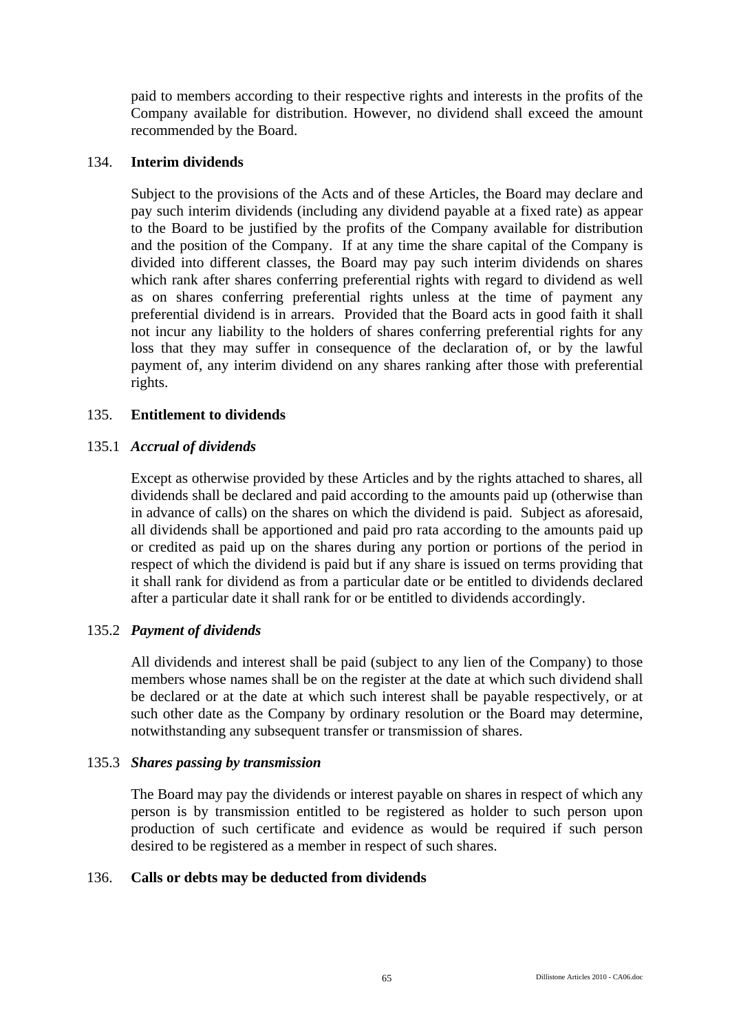paid to members according to their respective rights and interests in the profits of the Company available for distribution. However, no dividend shall exceed the amount recommended by the Board.

## 134. Interim dividends

Subject to the provisions of the Acts and of these Articles, the Board may declare and pay such interim dividends (including any dividend payable at a fixed rate) as appear to the Board to be justified by the profits of the Company available for distribution and the position of the Company. If at any time the share capital of the Company is divided into different classes, the Board may pay such interim dividends on shares which rank after shares conferring preferential rights with regard to dividend as well as on shares conferring preferential rights unless at the time of payment any preferential dividend is in arrears. Provided that the Board acts in good faith it shall not incur any liability to the holders of shares conferring preferential rights for any loss that they may suffer in consequence of the declaration of, or by the lawful payment of, any interim dividend on any shares ranking after those with preferential rights.

## 135. Entitlement to dividends

### 135.1 *Accrual of dividends*

Except as otherwise provided by these Articles and by the rights attached to shares, all dividends shall be declared and paid according to the amounts paid up (otherwise than in advance of calls) on the shares on which the dividend is paid. Subject as aforesaid, all dividends shall be apportioned and paid pro rata according to the amounts paid up or credited as paid up on the shares during any portion or portions of the period in respect of which the dividend is paid but if any share is issued on terms providing that it shall rank for dividend as from a particular date or be entitled to dividends declared after a particular date it shall rank for or be entitled to dividends accordingly.

### 135.2 *Payment of dividends*

All dividends and interest shall be paid (subject to any lien of the Company) to those members whose names shall be on the register at the date at which such dividend shall be declared or at the date at which such interest shall be payable respectively, or at such other date as the Company by ordinary resolution or the Board may determine, notwithstanding any subsequent transfer or transmission of shares.

### 135.3 *Shares passing by transmission*

The Board may pay the dividends or interest payable on shares in respect of which any person is by transmission entitled to be registered as holder to such person upon production of such certificate and evidence as would be required if such person desired to be registered as a member in respect of such shares.

## 136. Calls or debts may be deducted from dividends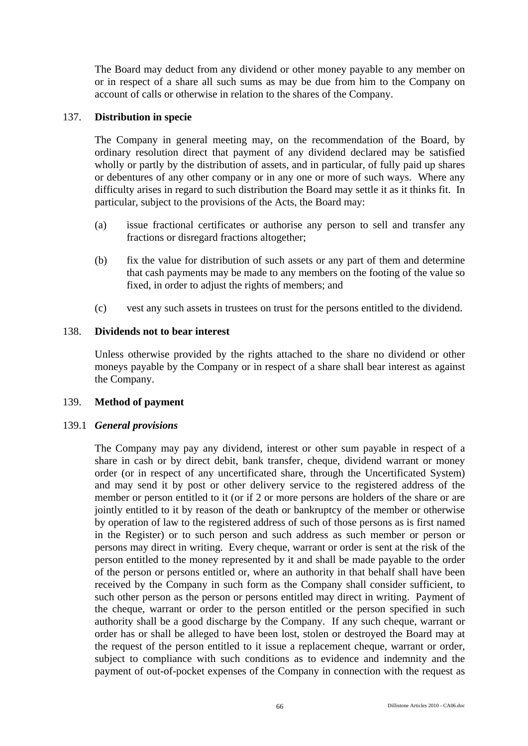The Board may deduct from any dividend or other money payable to any member on or in respect of a share all such sums as may be due from him to the Company on account of calls or otherwise in relation to the shares of the Company.

137. **Distribution in specie**

The Company in general meeting may, on the recommendation of the Board, by ordinary resolution direct that payment of any dividend declared may be satisfied wholly or partly by the distribution of assets, and in particular, of fully paid up shares or debentures of any other company or in any one or more of such ways. Where any difficulty arises in regard to such distribution the Board may settle it as it thinks fit. In particular, subject to the provisions of the Acts, the Board may:

(a) issue fractional certificates or authorise any person to sell and transfer any fractions or disregard fractions altogether;

(b) fix the value for distribution of such assets or any part of them and determine that cash payments may be made to any members on the footing of the value so fixed, in order to adjust the rights of members; and

(c) vest any such assets in trustees on trust for the persons entitled to the dividend.

138. **Dividends not to bear interest**

Unless otherwise provided by the rights attached to the share no dividend or other moneys payable by the Company or in respect of a share shall bear interest as against the Company.

139. **Method of payment**

139.1 ***General provisions***

The Company may pay any dividend, interest or other sum payable in respect of a share in cash or by direct debit, bank transfer, cheque, dividend warrant or money order (or in respect of any uncertificated share, through the Uncertificated System) and may send it by post or other delivery service to the registered address of the member or person entitled to it (or if 2 or more persons are holders of the share or are jointly entitled to it by reason of the death or bankruptcy of the member or otherwise by operation of law to the registered address of such of those persons as is first named in the Register) or to such person and such address as such member or person or persons may direct in writing. Every cheque, warrant or order is sent at the risk of the person entitled to the money represented by it and shall be made payable to the order of the person or persons entitled or, where an authority in that behalf shall have been received by the Company in such form as the Company shall consider sufficient, to such other person as the person or persons entitled may direct in writing. Payment of the cheque, warrant or order to the person entitled or the person specified in such authority shall be a good discharge by the Company. If any such cheque, warrant or order has or shall be alleged to have been lost, stolen or destroyed the Board may at the request of the person entitled to it issue a replacement cheque, warrant or order, subject to compliance with such conditions as to evidence and indemnity and the payment of out-of-pocket expenses of the Company in connection with the request as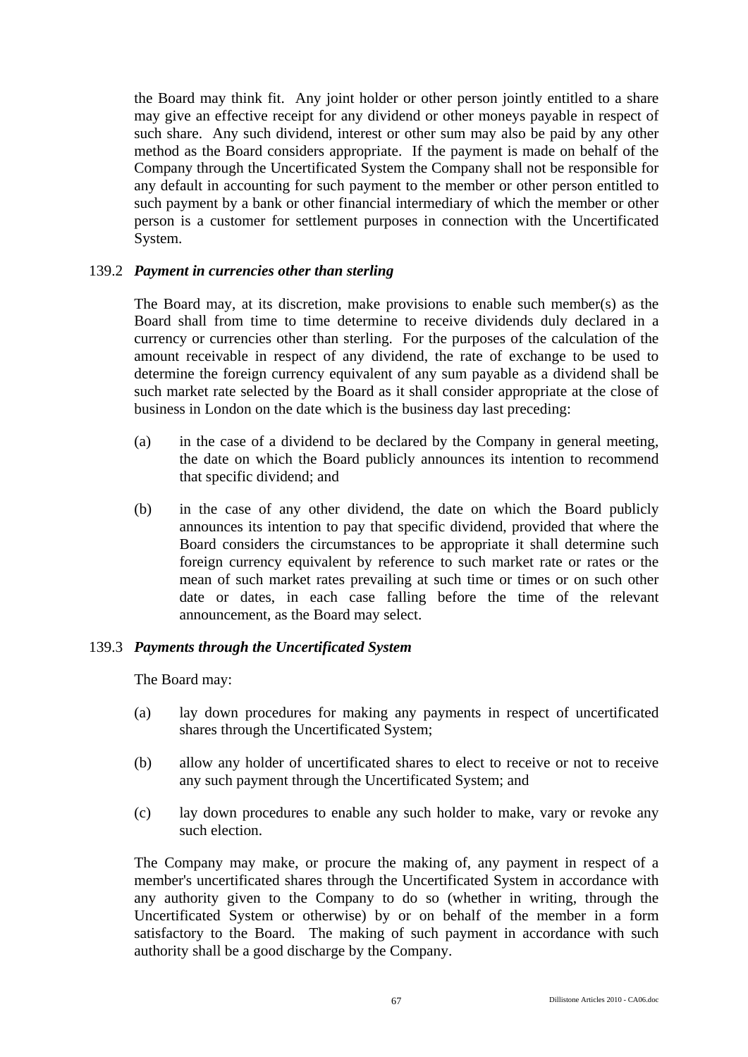the Board may think fit. Any joint holder or other person jointly entitled to a share may give an effective receipt for any dividend or other moneys payable in respect of such share. Any such dividend, interest or other sum may also be paid by any other method as the Board considers appropriate. If the payment is made on behalf of the Company through the Uncertificated System the Company shall not be responsible for any default in accounting for such payment to the member or other person entitled to such payment by a bank or other financial intermediary of which the member or other person is a customer for settlement purposes in connection with the Uncertificated System.

### 139.2 *Payment in currencies other than sterling*

The Board may, at its discretion, make provisions to enable such member(s) as the Board shall from time to time determine to receive dividends duly declared in a currency or currencies other than sterling. For the purposes of the calculation of the amount receivable in respect of any dividend, the rate of exchange to be used to determine the foreign currency equivalent of any sum payable as a dividend shall be such market rate selected by the Board as it shall consider appropriate at the close of business in London on the date which is the business day last preceding:

(a) in the case of a dividend to be declared by the Company in general meeting, the date on which the Board publicly announces its intention to recommend that specific dividend; and

(b) in the case of any other dividend, the date on which the Board publicly announces its intention to pay that specific dividend, provided that where the Board considers the circumstances to be appropriate it shall determine such foreign currency equivalent by reference to such market rate or rates or the mean of such market rates prevailing at such time or times or on such other date or dates, in each case falling before the time of the relevant announcement, as the Board may select.

### 139.3 *Payments through the Uncertificated System*

The Board may:

(a) lay down procedures for making any payments in respect of uncertificated shares through the Uncertificated System;

(b) allow any holder of uncertificated shares to elect to receive or not to receive any such payment through the Uncertificated System; and

(c) lay down procedures to enable any such holder to make, vary or revoke any such election.

The Company may make, or procure the making of, any payment in respect of a member's uncertificated shares through the Uncertificated System in accordance with any authority given to the Company to do so (whether in writing, through the Uncertificated System or otherwise) by or on behalf of the member in a form satisfactory to the Board. The making of such payment in accordance with such authority shall be a good discharge by the Company.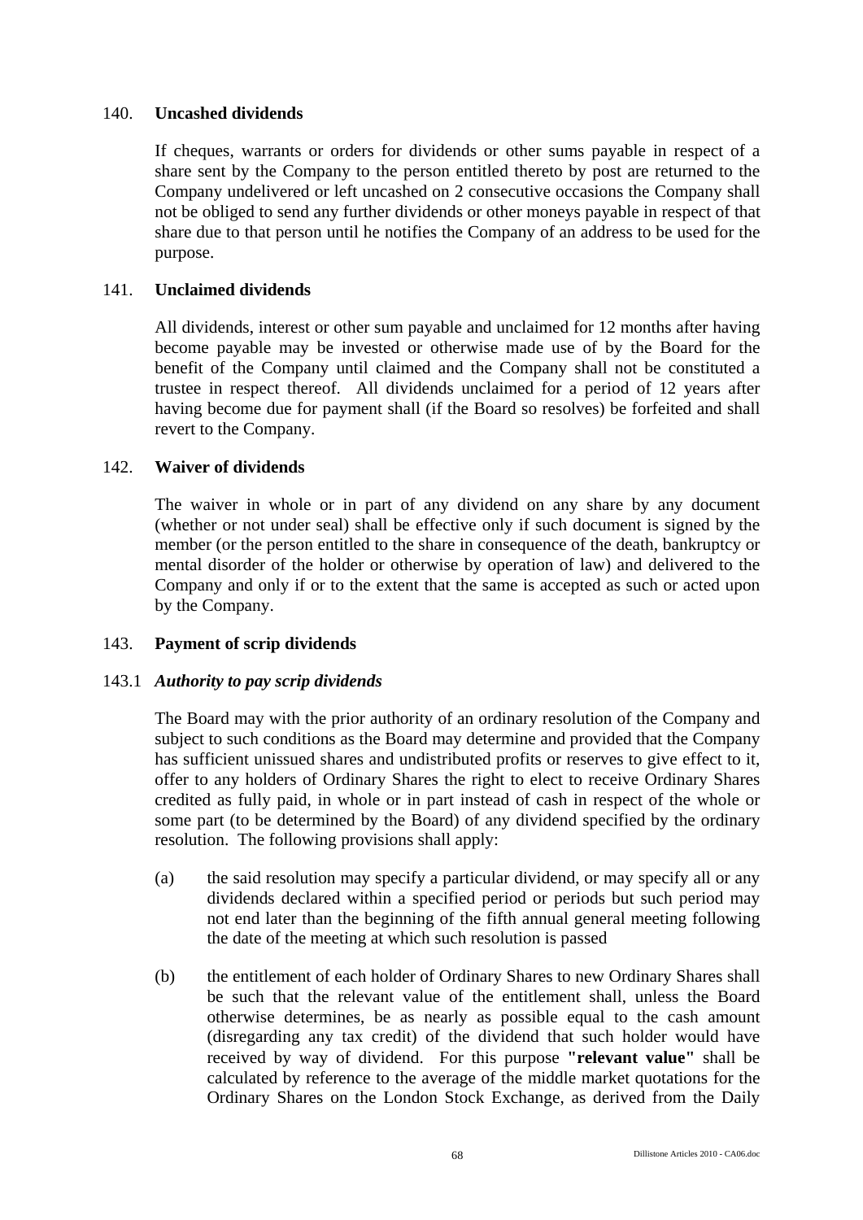## 140. Uncashed dividends

If cheques, warrants or orders for dividends or other sums payable in respect of a share sent by the Company to the person entitled thereto by post are returned to the Company undelivered or left uncashed on 2 consecutive occasions the Company shall not be obliged to send any further dividends or other moneys payable in respect of that share due to that person until he notifies the Company of an address to be used for the purpose.

## 141. Unclaimed dividends

All dividends, interest or other sum payable and unclaimed for 12 months after having become payable may be invested or otherwise made use of by the Board for the benefit of the Company until claimed and the Company shall not be constituted a trustee in respect thereof. All dividends unclaimed for a period of 12 years after having become due for payment shall (if the Board so resolves) be forfeited and shall revert to the Company.

## 142. Waiver of dividends

The waiver in whole or in part of any dividend on any share by any document (whether or not under seal) shall be effective only if such document is signed by the member (or the person entitled to the share in consequence of the death, bankruptcy or mental disorder of the holder or otherwise by operation of law) and delivered to the Company and only if or to the extent that the same is accepted as such or acted upon by the Company.

## 143. Payment of scrip dividends

### 143.1 *Authority to pay scrip dividends*

The Board may with the prior authority of an ordinary resolution of the Company and subject to such conditions as the Board may determine and provided that the Company has sufficient unissued shares and undistributed profits or reserves to give effect to it, offer to any holders of Ordinary Shares the right to elect to receive Ordinary Shares credited as fully paid, in whole or in part instead of cash in respect of the whole or some part (to be determined by the Board) of any dividend specified by the ordinary resolution. The following provisions shall apply:

(a) the said resolution may specify a particular dividend, or may specify all or any dividends declared within a specified period or periods but such period may not end later than the beginning of the fifth annual general meeting following the date of the meeting at which such resolution is passed

(b) the entitlement of each holder of Ordinary Shares to new Ordinary Shares shall be such that the relevant value of the entitlement shall, unless the Board otherwise determines, be as nearly as possible equal to the cash amount (disregarding any tax credit) of the dividend that such holder would have received by way of dividend. For this purpose **"relevant value"** shall be calculated by reference to the average of the middle market quotations for the Ordinary Shares on the London Stock Exchange, as derived from the Daily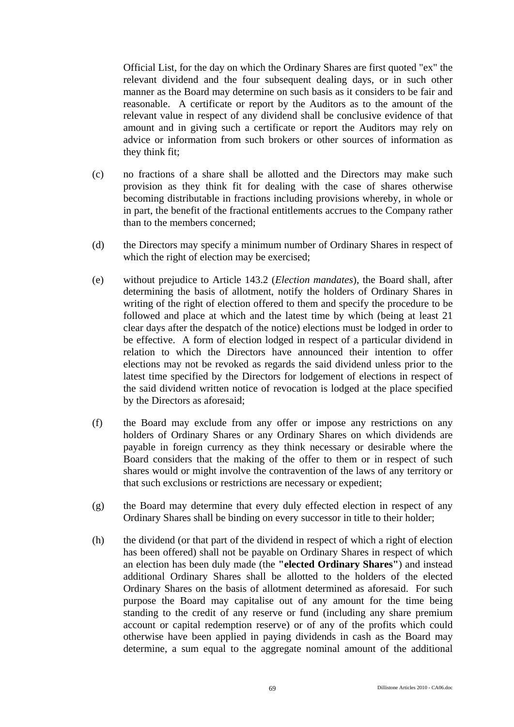Official List, for the day on which the Ordinary Shares are first quoted "ex" the relevant dividend and the four subsequent dealing days, or in such other manner as the Board may determine on such basis as it considers to be fair and reasonable. A certificate or report by the Auditors as to the amount of the relevant value in respect of any dividend shall be conclusive evidence of that amount and in giving such a certificate or report the Auditors may rely on advice or information from such brokers or other sources of information as they think fit;

(c) no fractions of a share shall be allotted and the Directors may make such provision as they think fit for dealing with the case of shares otherwise becoming distributable in fractions including provisions whereby, in whole or in part, the benefit of the fractional entitlements accrues to the Company rather than to the members concerned;

(d) the Directors may specify a minimum number of Ordinary Shares in respect of which the right of election may be exercised;

(e) without prejudice to Article 143.2 (*Election mandates*), the Board shall, after determining the basis of allotment, notify the holders of Ordinary Shares in writing of the right of election offered to them and specify the procedure to be followed and place at which and the latest time by which (being at least 21 clear days after the despatch of the notice) elections must be lodged in order to be effective. A form of election lodged in respect of a particular dividend in relation to which the Directors have announced their intention to offer elections may not be revoked as regards the said dividend unless prior to the latest time specified by the Directors for lodgement of elections in respect of the said dividend written notice of revocation is lodged at the place specified by the Directors as aforesaid;

(f) the Board may exclude from any offer or impose any restrictions on any holders of Ordinary Shares or any Ordinary Shares on which dividends are payable in foreign currency as they think necessary or desirable where the Board considers that the making of the offer to them or in respect of such shares would or might involve the contravention of the laws of any territory or that such exclusions or restrictions are necessary or expedient;

(g) the Board may determine that every duly effected election in respect of any Ordinary Shares shall be binding on every successor in title to their holder;

(h) the dividend (or that part of the dividend in respect of which a right of election has been offered) shall not be payable on Ordinary Shares in respect of which an election has been duly made (the **"elected Ordinary Shares"**) and instead additional Ordinary Shares shall be allotted to the holders of the elected Ordinary Shares on the basis of allotment determined as aforesaid. For such purpose the Board may capitalise out of any amount for the time being standing to the credit of any reserve or fund (including any share premium account or capital redemption reserve) or of any of the profits which could otherwise have been applied in paying dividends in cash as the Board may determine, a sum equal to the aggregate nominal amount of the additional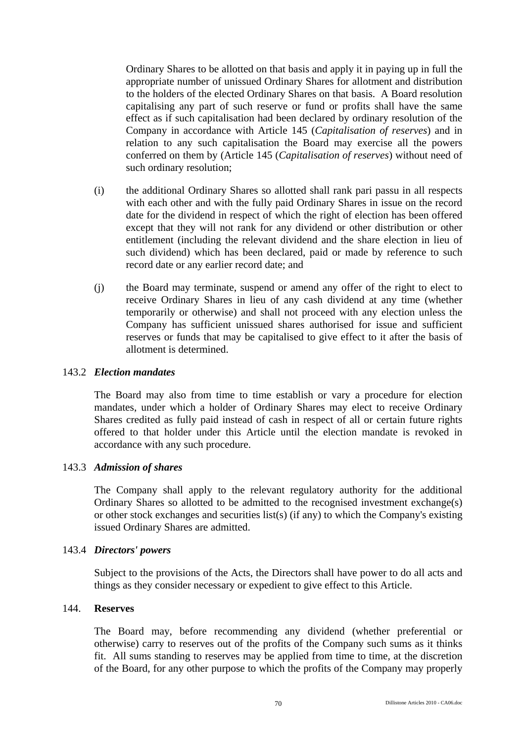Ordinary Shares to be allotted on that basis and apply it in paying up in full the appropriate number of unissued Ordinary Shares for allotment and distribution to the holders of the elected Ordinary Shares on that basis. A Board resolution capitalising any part of such reserve or fund or profits shall have the same effect as if such capitalisation had been declared by ordinary resolution of the Company in accordance with Article 145 (*Capitalisation of reserves*) and in relation to any such capitalisation the Board may exercise all the powers conferred on them by (Article 145 (*Capitalisation of reserves*) without need of such ordinary resolution;

(i) the additional Ordinary Shares so allotted shall rank pari passu in all respects with each other and with the fully paid Ordinary Shares in issue on the record date for the dividend in respect of which the right of election has been offered except that they will not rank for any dividend or other distribution or other entitlement (including the relevant dividend and the share election in lieu of such dividend) which has been declared, paid or made by reference to such record date or any earlier record date; and

(j) the Board may terminate, suspend or amend any offer of the right to elect to receive Ordinary Shares in lieu of any cash dividend at any time (whether temporarily or otherwise) and shall not proceed with any election unless the Company has sufficient unissued shares authorised for issue and sufficient reserves or funds that may be capitalised to give effect to it after the basis of allotment is determined.

143.2 ***Election mandates***

The Board may also from time to time establish or vary a procedure for election mandates, under which a holder of Ordinary Shares may elect to receive Ordinary Shares credited as fully paid instead of cash in respect of all or certain future rights offered to that holder under this Article until the election mandate is revoked in accordance with any such procedure.

143.3 ***Admission of shares***

The Company shall apply to the relevant regulatory authority for the additional Ordinary Shares so allotted to be admitted to the recognised investment exchange(s) or other stock exchanges and securities list(s) (if any) to which the Company's existing issued Ordinary Shares are admitted.

143.4 ***Directors' powers***

Subject to the provisions of the Acts, the Directors shall have power to do all acts and things as they consider necessary or expedient to give effect to this Article.

144. **Reserves**

The Board may, before recommending any dividend (whether preferential or otherwise) carry to reserves out of the profits of the Company such sums as it thinks fit. All sums standing to reserves may be applied from time to time, at the discretion of the Board, for any other purpose to which the profits of the Company may properly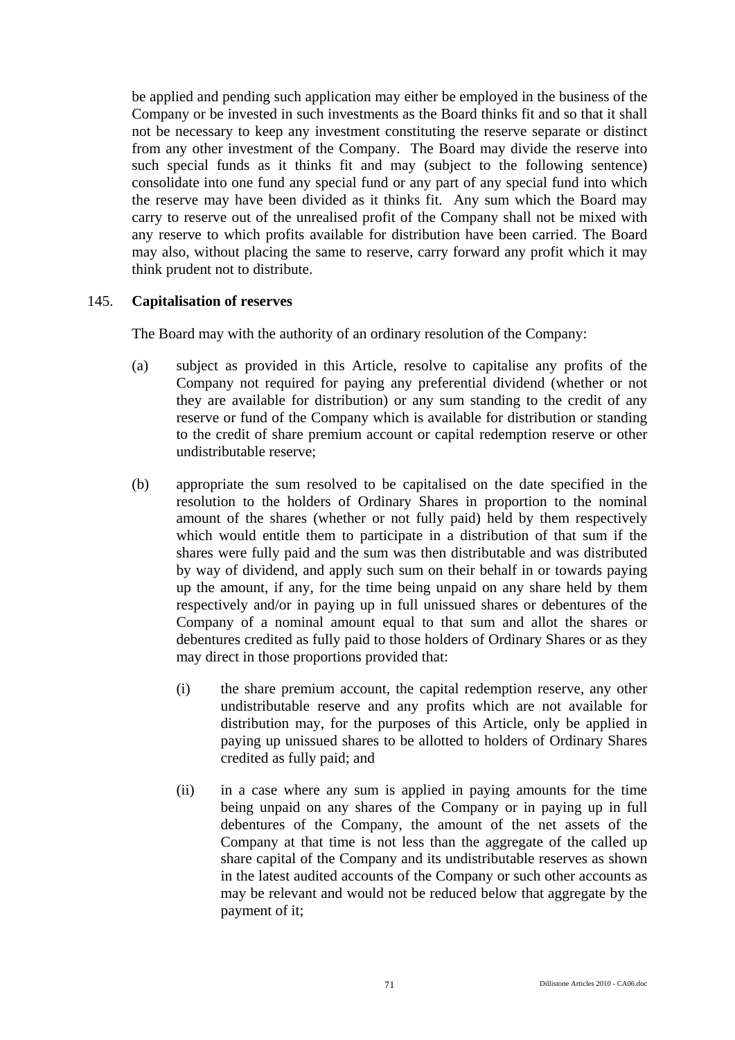be applied and pending such application may either be employed in the business of the Company or be invested in such investments as the Board thinks fit and so that it shall not be necessary to keep any investment constituting the reserve separate or distinct from any other investment of the Company. The Board may divide the reserve into such special funds as it thinks fit and may (subject to the following sentence) consolidate into one fund any special fund or any part of any special fund into which the reserve may have been divided as it thinks fit. Any sum which the Board may carry to reserve out of the unrealised profit of the Company shall not be mixed with any reserve to which profits available for distribution have been carried. The Board may also, without placing the same to reserve, carry forward any profit which it may think prudent not to distribute.

145. **Capitalisation of reserves**

The Board may with the authority of an ordinary resolution of the Company:

(a) subject as provided in this Article, resolve to capitalise any profits of the Company not required for paying any preferential dividend (whether or not they are available for distribution) or any sum standing to the credit of any reserve or fund of the Company which is available for distribution or standing to the credit of share premium account or capital redemption reserve or other undistributable reserve;

(b) appropriate the sum resolved to be capitalised on the date specified in the resolution to the holders of Ordinary Shares in proportion to the nominal amount of the shares (whether or not fully paid) held by them respectively which would entitle them to participate in a distribution of that sum if the shares were fully paid and the sum was then distributable and was distributed by way of dividend, and apply such sum on their behalf in or towards paying up the amount, if any, for the time being unpaid on any share held by them respectively and/or in paying up in full unissued shares or debentures of the Company of a nominal amount equal to that sum and allot the shares or debentures credited as fully paid to those holders of Ordinary Shares or as they may direct in those proportions provided that:

   (i) the share premium account, the capital redemption reserve, any other undistributable reserve and any profits which are not available for distribution may, for the purposes of this Article, only be applied in paying up unissued shares to be allotted to holders of Ordinary Shares credited as fully paid; and

   (ii) in a case where any sum is applied in paying amounts for the time being unpaid on any shares of the Company or in paying up in full debentures of the Company, the amount of the net assets of the Company at that time is not less than the aggregate of the called up share capital of the Company and its undistributable reserves as shown in the latest audited accounts of the Company or such other accounts as may be relevant and would not be reduced below that aggregate by the payment of it;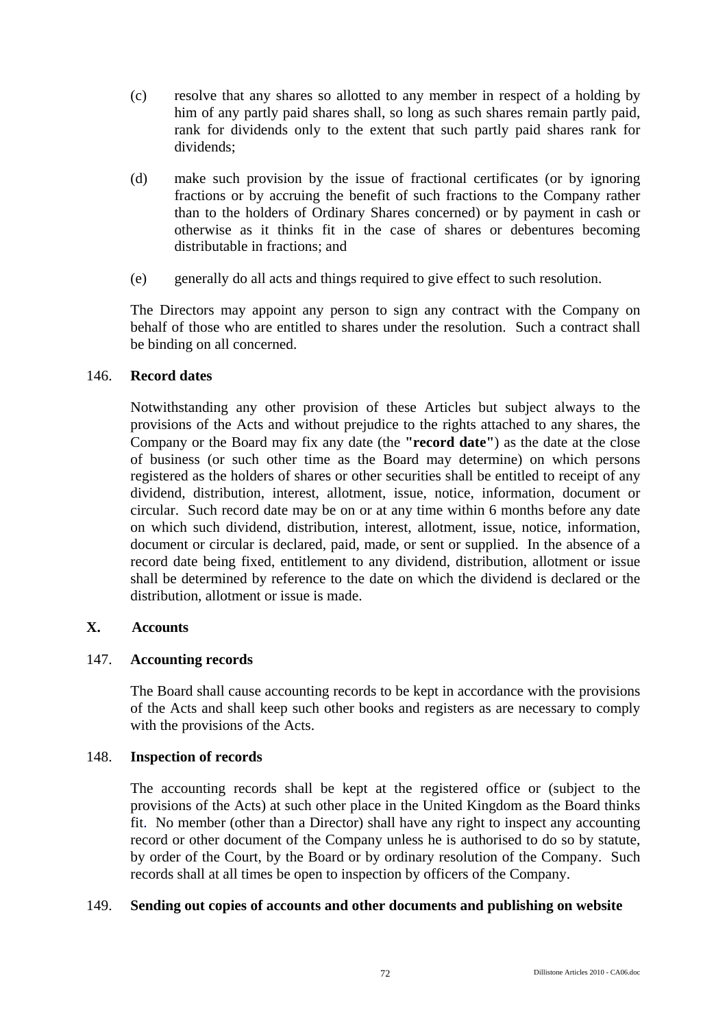(c) resolve that any shares so allotted to any member in respect of a holding by him of any partly paid shares shall, so long as such shares remain partly paid, rank for dividends only to the extent that such partly paid shares rank for dividends;

(d) make such provision by the issue of fractional certificates (or by ignoring fractions or by accruing the benefit of such fractions to the Company rather than to the holders of Ordinary Shares concerned) or by payment in cash or otherwise as it thinks fit in the case of shares or debentures becoming distributable in fractions; and

(e) generally do all acts and things required to give effect to such resolution.

The Directors may appoint any person to sign any contract with the Company on behalf of those who are entitled to shares under the resolution. Such a contract shall be binding on all concerned.

### 146. Record dates

Notwithstanding any other provision of these Articles but subject always to the provisions of the Acts and without prejudice to the rights attached to any shares, the Company or the Board may fix any date (the **"record date"**) as the date at the close of business (or such other time as the Board may determine) on which persons registered as the holders of shares or other securities shall be entitled to receipt of any dividend, distribution, interest, allotment, issue, notice, information, document or circular. Such record date may be on or at any time within 6 months before any date on which such dividend, distribution, interest, allotment, issue, notice, information, document or circular is declared, paid, made, or sent or supplied. In the absence of a record date being fixed, entitlement to any dividend, distribution, allotment or issue shall be determined by reference to the date on which the dividend is declared or the distribution, allotment or issue is made.

## X. Accounts

### 147. Accounting records

The Board shall cause accounting records to be kept in accordance with the provisions of the Acts and shall keep such other books and registers as are necessary to comply with the provisions of the Acts.

### 148. Inspection of records

The accounting records shall be kept at the registered office or (subject to the provisions of the Acts) at such other place in the United Kingdom as the Board thinks fit. No member (other than a Director) shall have any right to inspect any accounting record or other document of the Company unless he is authorised to do so by statute, by order of the Court, by the Board or by ordinary resolution of the Company. Such records shall at all times be open to inspection by officers of the Company.

### 149. Sending out copies of accounts and other documents and publishing on website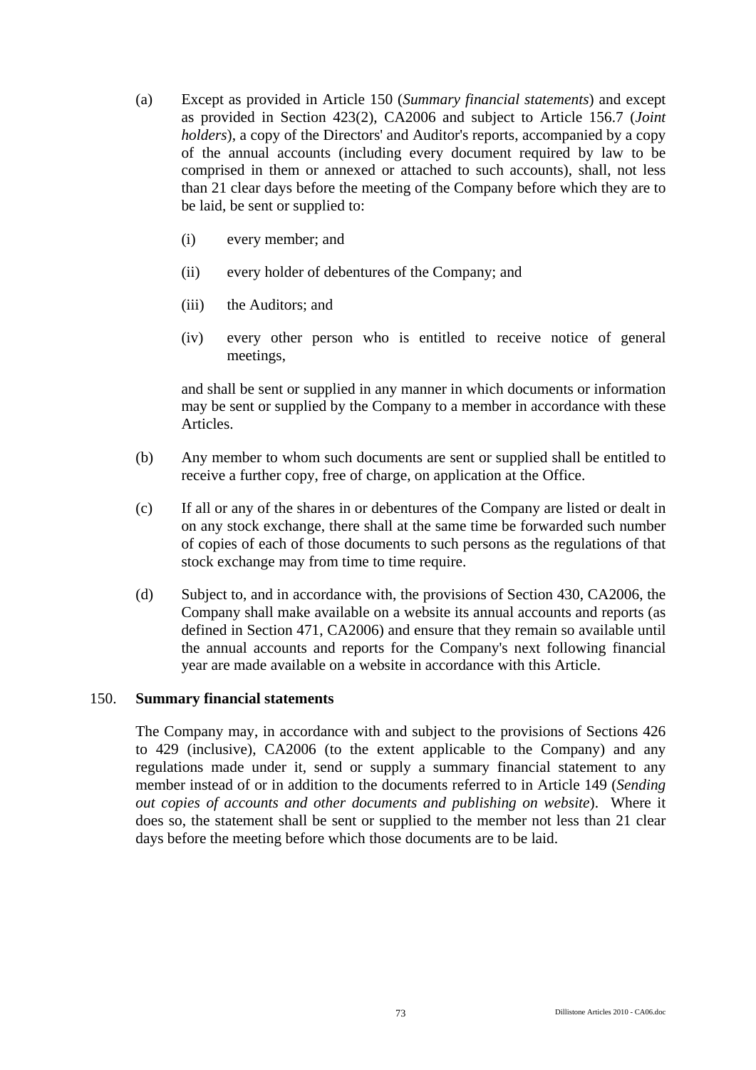(a) Except as provided in Article 150 (*Summary financial statements*) and except as provided in Section 423(2), CA2006 and subject to Article 156.7 (*Joint holders*), a copy of the Directors' and Auditor's reports, accompanied by a copy of the annual accounts (including every document required by law to be comprised in them or annexed or attached to such accounts), shall, not less than 21 clear days before the meeting of the Company before which they are to be laid, be sent or supplied to:

   (i) every member; and

   (ii) every holder of debentures of the Company; and

   (iii) the Auditors; and

   (iv) every other person who is entitled to receive notice of general meetings,

   and shall be sent or supplied in any manner in which documents or information may be sent or supplied by the Company to a member in accordance with these Articles.

(b) Any member to whom such documents are sent or supplied shall be entitled to receive a further copy, free of charge, on application at the Office.

(c) If all or any of the shares in or debentures of the Company are listed or dealt in on any stock exchange, there shall at the same time be forwarded such number of copies of each of those documents to such persons as the regulations of that stock exchange may from time to time require.

(d) Subject to, and in accordance with, the provisions of Section 430, CA2006, the Company shall make available on a website its annual accounts and reports (as defined in Section 471, CA2006) and ensure that they remain so available until the annual accounts and reports for the Company's next following financial year are made available on a website in accordance with this Article.

## 150. Summary financial statements

The Company may, in accordance with and subject to the provisions of Sections 426 to 429 (inclusive), CA2006 (to the extent applicable to the Company) and any regulations made under it, send or supply a summary financial statement to any member instead of or in addition to the documents referred to in Article 149 (*Sending out copies of accounts and other documents and publishing on website*). Where it does so, the statement shall be sent or supplied to the member not less than 21 clear days before the meeting before which those documents are to be laid.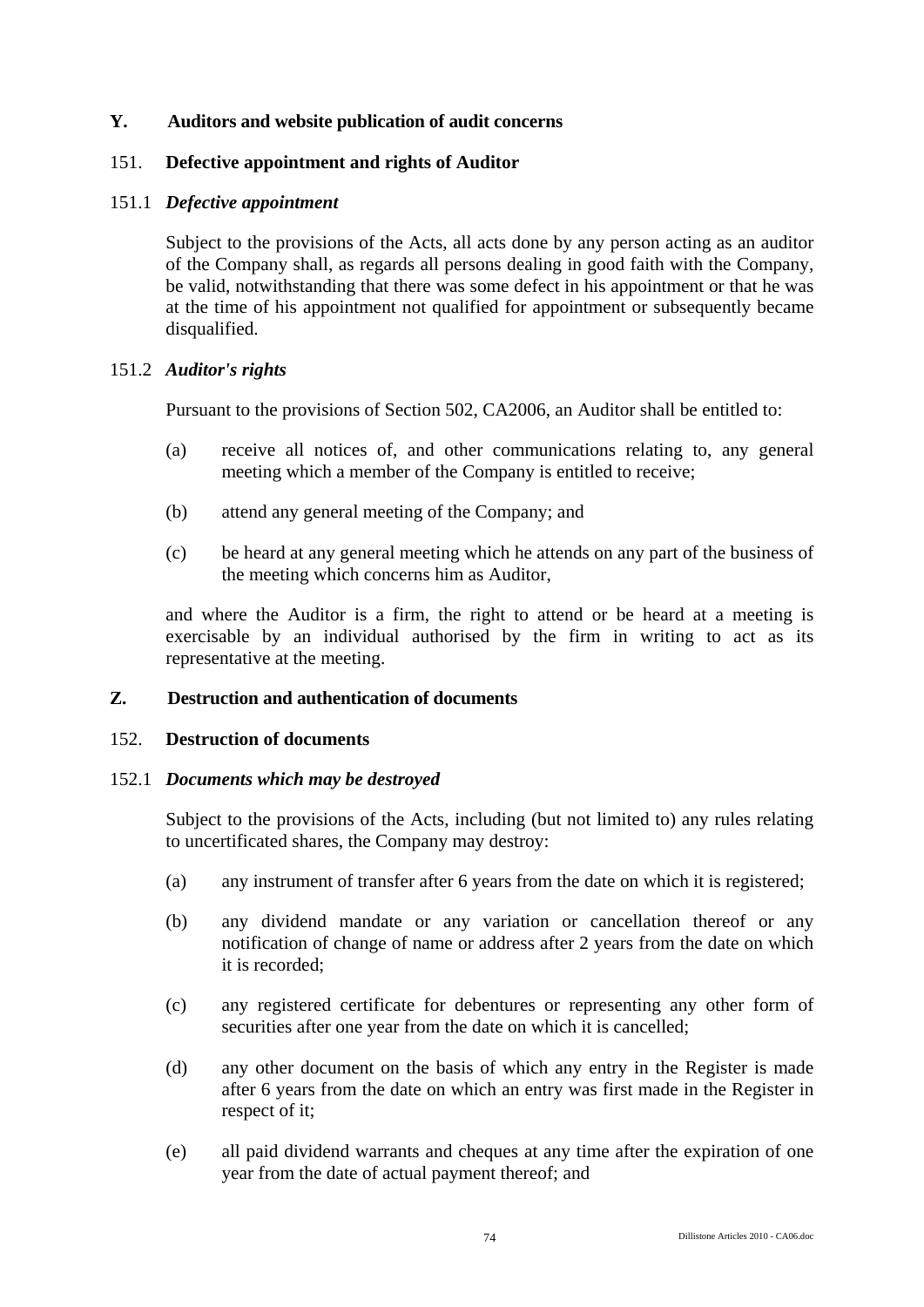## Y. Auditors and website publication of audit concerns

### 151. Defective appointment and rights of Auditor

#### 151.1 *Defective appointment*

Subject to the provisions of the Acts, all acts done by any person acting as an auditor of the Company shall, as regards all persons dealing in good faith with the Company, be valid, notwithstanding that there was some defect in his appointment or that he was at the time of his appointment not qualified for appointment or subsequently became disqualified.

#### 151.2 *Auditor's rights*

Pursuant to the provisions of Section 502, CA2006, an Auditor shall be entitled to:

(a) receive all notices of, and other communications relating to, any general meeting which a member of the Company is entitled to receive;

(b) attend any general meeting of the Company; and

(c) be heard at any general meeting which he attends on any part of the business of the meeting which concerns him as Auditor,

and where the Auditor is a firm, the right to attend or be heard at a meeting is exercisable by an individual authorised by the firm in writing to act as its representative at the meeting.

## Z. Destruction and authentication of documents

### 152. Destruction of documents

#### 152.1 *Documents which may be destroyed*

Subject to the provisions of the Acts, including (but not limited to) any rules relating to uncertificated shares, the Company may destroy:

(a) any instrument of transfer after 6 years from the date on which it is registered;

(b) any dividend mandate or any variation or cancellation thereof or any notification of change of name or address after 2 years from the date on which it is recorded;

(c) any registered certificate for debentures or representing any other form of securities after one year from the date on which it is cancelled;

(d) any other document on the basis of which any entry in the Register is made after 6 years from the date on which an entry was first made in the Register in respect of it;

(e) all paid dividend warrants and cheques at any time after the expiration of one year from the date of actual payment thereof; and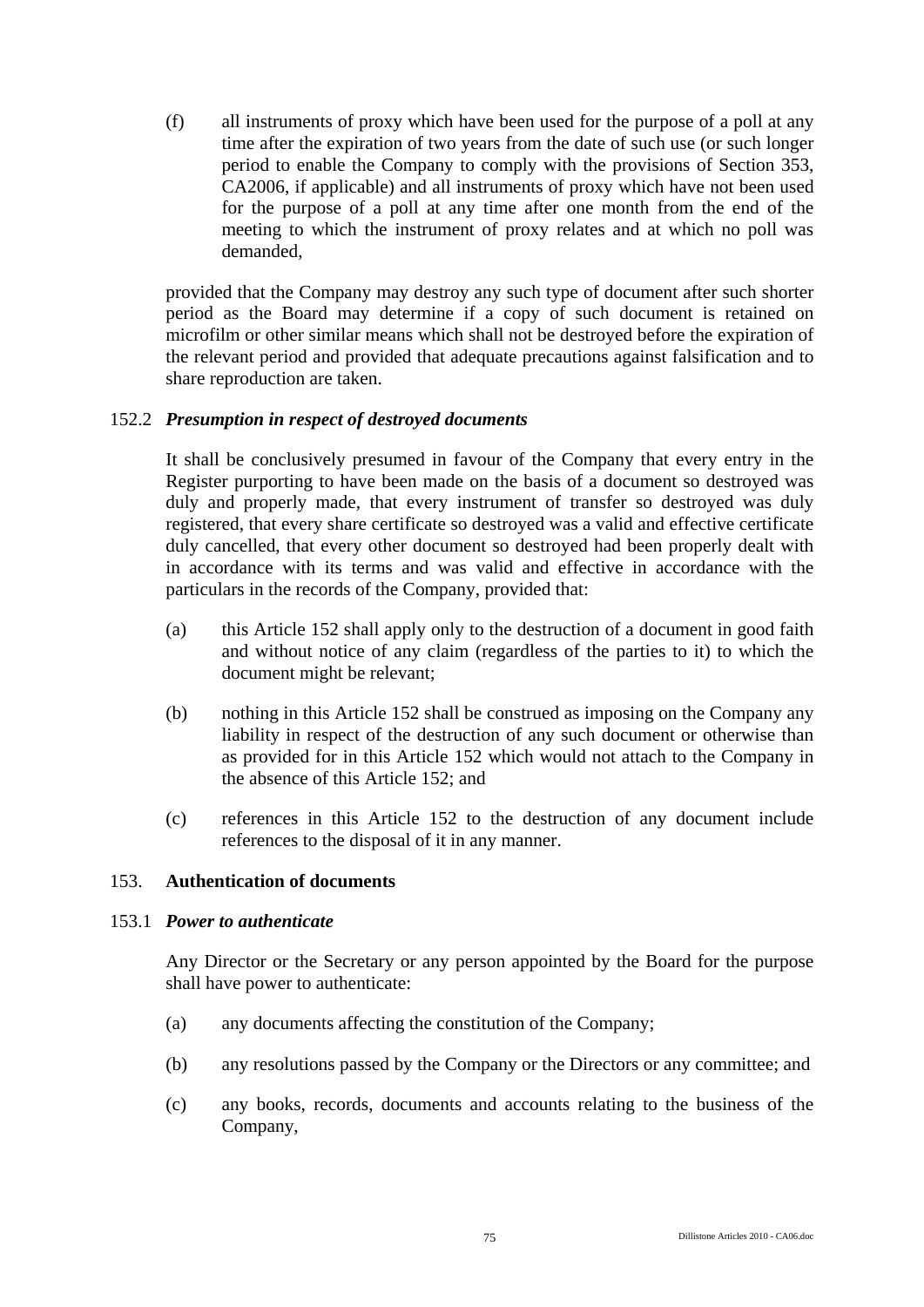(f) all instruments of proxy which have been used for the purpose of a poll at any time after the expiration of two years from the date of such use (or such longer period to enable the Company to comply with the provisions of Section 353, CA2006, if applicable) and all instruments of proxy which have not been used for the purpose of a poll at any time after one month from the end of the meeting to which the instrument of proxy relates and at which no poll was demanded,

provided that the Company may destroy any such type of document after such shorter period as the Board may determine if a copy of such document is retained on microfilm or other similar means which shall not be destroyed before the expiration of the relevant period and provided that adequate precautions against falsification and to share reproduction are taken.

152.2 ***Presumption in respect of destroyed documents***

It shall be conclusively presumed in favour of the Company that every entry in the Register purporting to have been made on the basis of a document so destroyed was duly and properly made, that every instrument of transfer so destroyed was duly registered, that every share certificate so destroyed was a valid and effective certificate duly cancelled, that every other document so destroyed had been properly dealt with in accordance with its terms and was valid and effective in accordance with the particulars in the records of the Company, provided that:

(a) this Article 152 shall apply only to the destruction of a document in good faith and without notice of any claim (regardless of the parties to it) to which the document might be relevant;

(b) nothing in this Article 152 shall be construed as imposing on the Company any liability in respect of the destruction of any such document or otherwise than as provided for in this Article 152 which would not attach to the Company in the absence of this Article 152; and

(c) references in this Article 152 to the destruction of any document include references to the disposal of it in any manner.

## 153. Authentication of documents

153.1 ***Power to authenticate***

Any Director or the Secretary or any person appointed by the Board for the purpose shall have power to authenticate:

(a) any documents affecting the constitution of the Company;

(b) any resolutions passed by the Company or the Directors or any committee; and

(c) any books, records, documents and accounts relating to the business of the Company,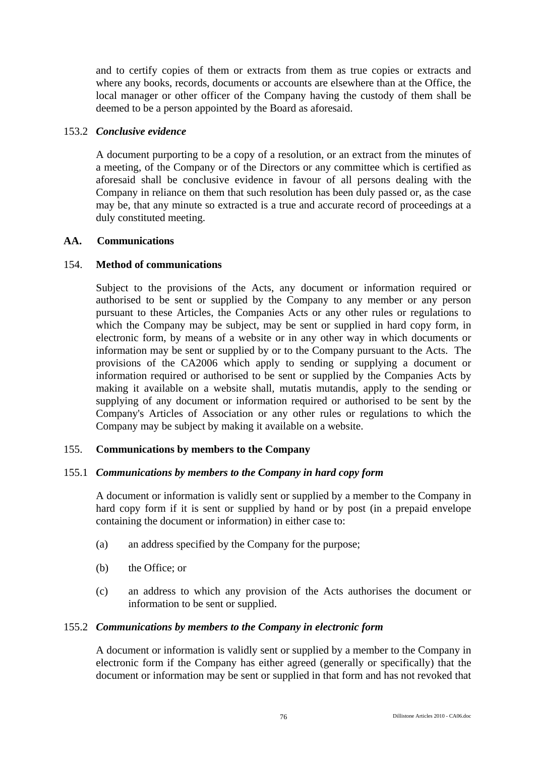and to certify copies of them or extracts from them as true copies or extracts and where any books, records, documents or accounts are elsewhere than at the Office, the local manager or other officer of the Company having the custody of them shall be deemed to be a person appointed by the Board as aforesaid.

153.2 ***Conclusive evidence***

A document purporting to be a copy of a resolution, or an extract from the minutes of a meeting, of the Company or of the Directors or any committee which is certified as aforesaid shall be conclusive evidence in favour of all persons dealing with the Company in reliance on them that such resolution has been duly passed or, as the case may be, that any minute so extracted is a true and accurate record of proceedings at a duly constituted meeting.

## AA. Communications

### 154. Method of communications

Subject to the provisions of the Acts, any document or information required or authorised to be sent or supplied by the Company to any member or any person pursuant to these Articles, the Companies Acts or any other rules or regulations to which the Company may be subject, may be sent or supplied in hard copy form, in electronic form, by means of a website or in any other way in which documents or information may be sent or supplied by or to the Company pursuant to the Acts. The provisions of the CA2006 which apply to sending or supplying a document or information required or authorised to be sent or supplied by the Companies Acts by making it available on a website shall, mutatis mutandis, apply to the sending or supplying of any document or information required or authorised to be sent by the Company's Articles of Association or any other rules or regulations to which the Company may be subject by making it available on a website.

### 155. Communications by members to the Company

155.1 ***Communications by members to the Company in hard copy form***

A document or information is validly sent or supplied by a member to the Company in hard copy form if it is sent or supplied by hand or by post (in a prepaid envelope containing the document or information) in either case to:

(a) an address specified by the Company for the purpose;

(b) the Office; or

(c) an address to which any provision of the Acts authorises the document or information to be sent or supplied.

155.2 ***Communications by members to the Company in electronic form***

A document or information is validly sent or supplied by a member to the Company in electronic form if the Company has either agreed (generally or specifically) that the document or information may be sent or supplied in that form and has not revoked that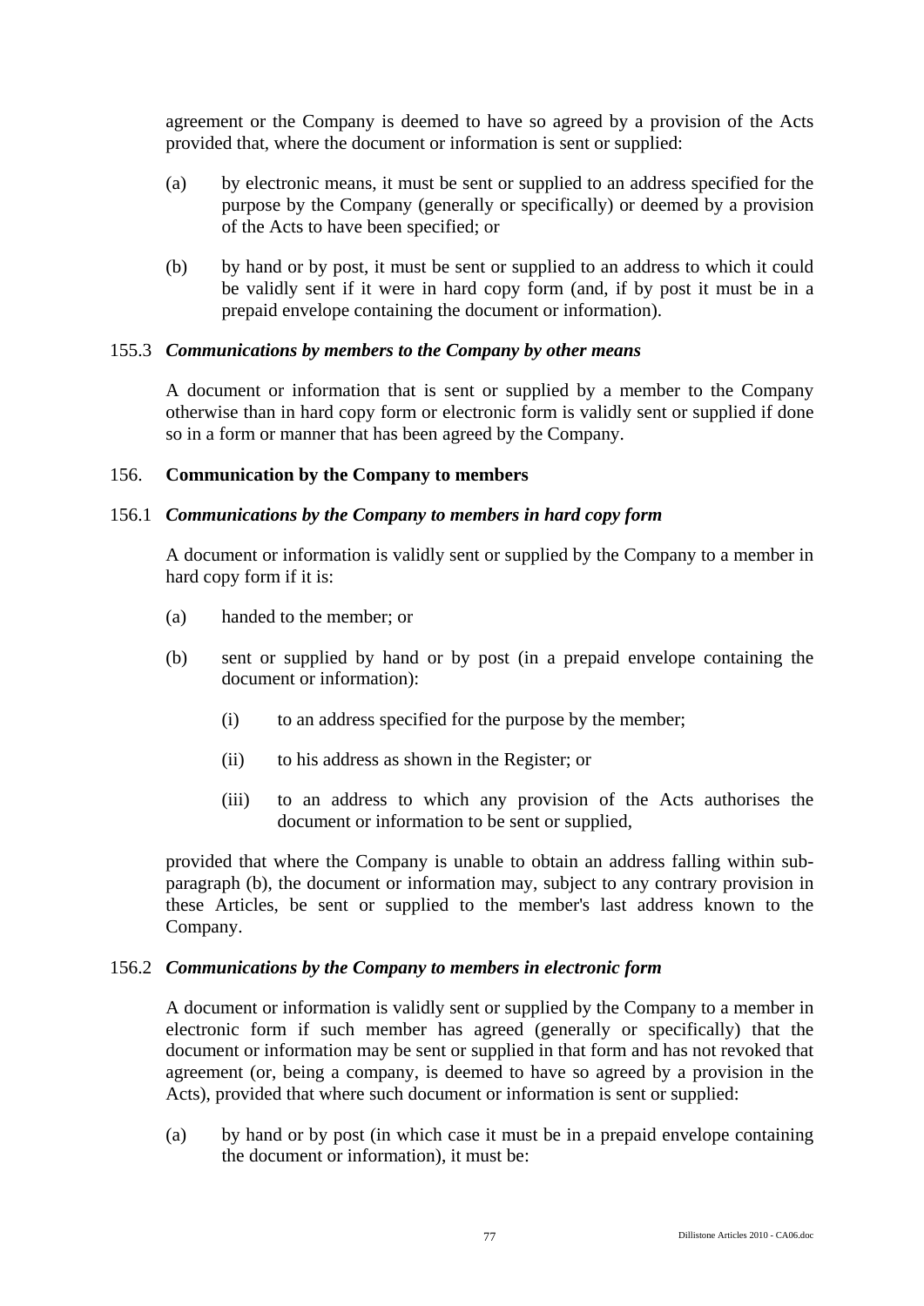agreement or the Company is deemed to have so agreed by a provision of the Acts provided that, where the document or information is sent or supplied:

(a) by electronic means, it must be sent or supplied to an address specified for the purpose by the Company (generally or specifically) or deemed by a provision of the Acts to have been specified; or

(b) by hand or by post, it must be sent or supplied to an address to which it could be validly sent if it were in hard copy form (and, if by post it must be in a prepaid envelope containing the document or information).

155.3 ***Communications by members to the Company by other means***

A document or information that is sent or supplied by a member to the Company otherwise than in hard copy form or electronic form is validly sent or supplied if done so in a form or manner that has been agreed by the Company.

156. **Communication by the Company to members**

156.1 ***Communications by the Company to members in hard copy form***

A document or information is validly sent or supplied by the Company to a member in hard copy form if it is:

(a) handed to the member; or

(b) sent or supplied by hand or by post (in a prepaid envelope containing the document or information):

(i) to an address specified for the purpose by the member;

(ii) to his address as shown in the Register; or

(iii) to an address to which any provision of the Acts authorises the document or information to be sent or supplied,

provided that where the Company is unable to obtain an address falling within sub-paragraph (b), the document or information may, subject to any contrary provision in these Articles, be sent or supplied to the member's last address known to the Company.

156.2 ***Communications by the Company to members in electronic form***

A document or information is validly sent or supplied by the Company to a member in electronic form if such member has agreed (generally or specifically) that the document or information may be sent or supplied in that form and has not revoked that agreement (or, being a company, is deemed to have so agreed by a provision in the Acts), provided that where such document or information is sent or supplied:

(a) by hand or by post (in which case it must be in a prepaid envelope containing the document or information), it must be: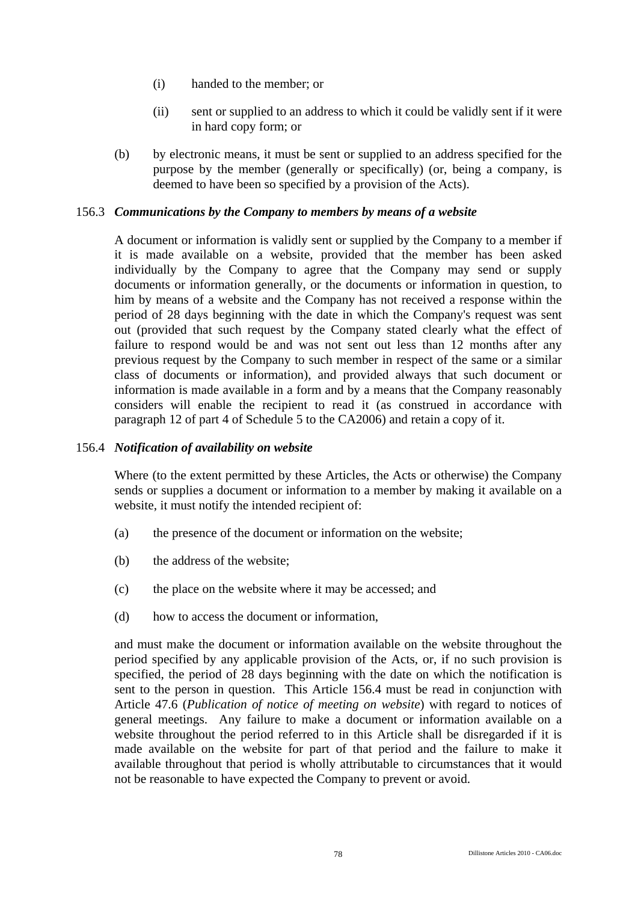(i) handed to the member; or

(ii) sent or supplied to an address to which it could be validly sent if it were in hard copy form; or

(b) by electronic means, it must be sent or supplied to an address specified for the purpose by the member (generally or specifically) (or, being a company, is deemed to have been so specified by a provision of the Acts).

156.3 ***Communications by the Company to members by means of a website***

A document or information is validly sent or supplied by the Company to a member if it is made available on a website, provided that the member has been asked individually by the Company to agree that the Company may send or supply documents or information generally, or the documents or information in question, to him by means of a website and the Company has not received a response within the period of 28 days beginning with the date in which the Company's request was sent out (provided that such request by the Company stated clearly what the effect of failure to respond would be and was not sent out less than 12 months after any previous request by the Company to such member in respect of the same or a similar class of documents or information), and provided always that such document or information is made available in a form and by a means that the Company reasonably considers will enable the recipient to read it (as construed in accordance with paragraph 12 of part 4 of Schedule 5 to the CA2006) and retain a copy of it.

156.4 ***Notification of availability on website***

Where (to the extent permitted by these Articles, the Acts or otherwise) the Company sends or supplies a document or information to a member by making it available on a website, it must notify the intended recipient of:

(a) the presence of the document or information on the website;

(b) the address of the website;

(c) the place on the website where it may be accessed; and

(d) how to access the document or information,

and must make the document or information available on the website throughout the period specified by any applicable provision of the Acts, or, if no such provision is specified, the period of 28 days beginning with the date on which the notification is sent to the person in question. This Article 156.4 must be read in conjunction with Article 47.6 (*Publication of notice of meeting on website*) with regard to notices of general meetings. Any failure to make a document or information available on a website throughout the period referred to in this Article shall be disregarded if it is made available on the website for part of that period and the failure to make it available throughout that period is wholly attributable to circumstances that it would not be reasonable to have expected the Company to prevent or avoid.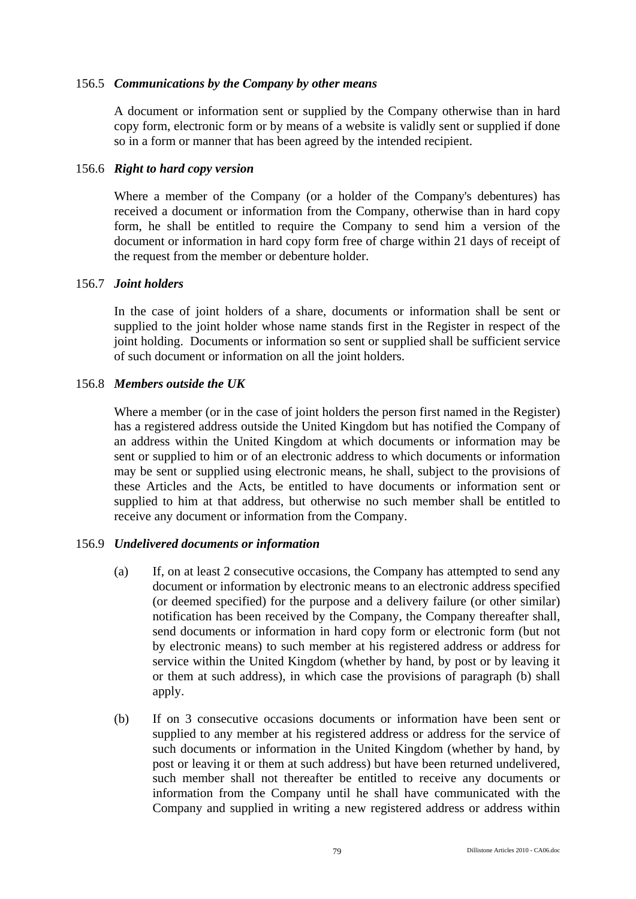156.5 ***Communications by the Company by other means***

A document or information sent or supplied by the Company otherwise than in hard copy form, electronic form or by means of a website is validly sent or supplied if done so in a form or manner that has been agreed by the intended recipient.

156.6 ***Right to hard copy version***

Where a member of the Company (or a holder of the Company's debentures) has received a document or information from the Company, otherwise than in hard copy form, he shall be entitled to require the Company to send him a version of the document or information in hard copy form free of charge within 21 days of receipt of the request from the member or debenture holder.

156.7 ***Joint holders***

In the case of joint holders of a share, documents or information shall be sent or supplied to the joint holder whose name stands first in the Register in respect of the joint holding. Documents or information so sent or supplied shall be sufficient service of such document or information on all the joint holders.

156.8 ***Members outside the UK***

Where a member (or in the case of joint holders the person first named in the Register) has a registered address outside the United Kingdom but has notified the Company of an address within the United Kingdom at which documents or information may be sent or supplied to him or of an electronic address to which documents or information may be sent or supplied using electronic means, he shall, subject to the provisions of these Articles and the Acts, be entitled to have documents or information sent or supplied to him at that address, but otherwise no such member shall be entitled to receive any document or information from the Company.

156.9 ***Undelivered documents or information***

(a) If, on at least 2 consecutive occasions, the Company has attempted to send any document or information by electronic means to an electronic address specified (or deemed specified) for the purpose and a delivery failure (or other similar) notification has been received by the Company, the Company thereafter shall, send documents or information in hard copy form or electronic form (but not by electronic means) to such member at his registered address or address for service within the United Kingdom (whether by hand, by post or by leaving it or them at such address), in which case the provisions of paragraph (b) shall apply.

(b) If on 3 consecutive occasions documents or information have been sent or supplied to any member at his registered address or address for the service of such documents or information in the United Kingdom (whether by hand, by post or leaving it or them at such address) but have been returned undelivered, such member shall not thereafter be entitled to receive any documents or information from the Company until he shall have communicated with the Company and supplied in writing a new registered address or address within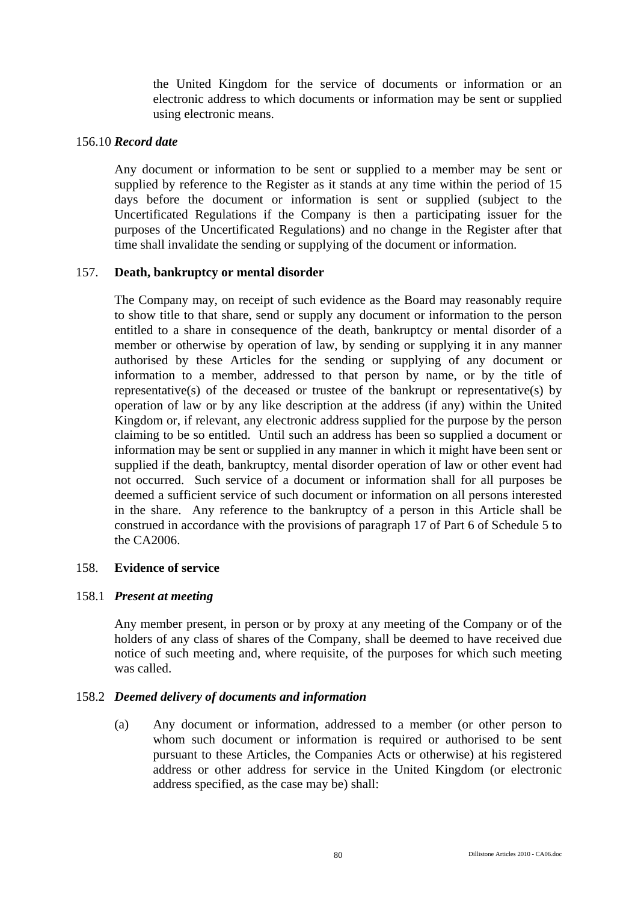the United Kingdom for the service of documents or information or an electronic address to which documents or information may be sent or supplied using electronic means.

156.10 ***Record date***

Any document or information to be sent or supplied to a member may be sent or supplied by reference to the Register as it stands at any time within the period of 15 days before the document or information is sent or supplied (subject to the Uncertificated Regulations if the Company is then a participating issuer for the purposes of the Uncertificated Regulations) and no change in the Register after that time shall invalidate the sending or supplying of the document or information.

157. **Death, bankruptcy or mental disorder**

The Company may, on receipt of such evidence as the Board may reasonably require to show title to that share, send or supply any document or information to the person entitled to a share in consequence of the death, bankruptcy or mental disorder of a member or otherwise by operation of law, by sending or supplying it in any manner authorised by these Articles for the sending or supplying of any document or information to a member, addressed to that person by name, or by the title of representative(s) of the deceased or trustee of the bankrupt or representative(s) by operation of law or by any like description at the address (if any) within the United Kingdom or, if relevant, any electronic address supplied for the purpose by the person claiming to be so entitled. Until such an address has been so supplied a document or information may be sent or supplied in any manner in which it might have been sent or supplied if the death, bankruptcy, mental disorder operation of law or other event had not occurred. Such service of a document or information shall for all purposes be deemed a sufficient service of such document or information on all persons interested in the share. Any reference to the bankruptcy of a person in this Article shall be construed in accordance with the provisions of paragraph 17 of Part 6 of Schedule 5 to the CA2006.

158. **Evidence of service**

158.1 ***Present at meeting***

Any member present, in person or by proxy at any meeting of the Company or of the holders of any class of shares of the Company, shall be deemed to have received due notice of such meeting and, where requisite, of the purposes for which such meeting was called.

158.2 ***Deemed delivery of documents and information***

(a) Any document or information, addressed to a member (or other person to whom such document or information is required or authorised to be sent pursuant to these Articles, the Companies Acts or otherwise) at his registered address or other address for service in the United Kingdom (or electronic address specified, as the case may be) shall: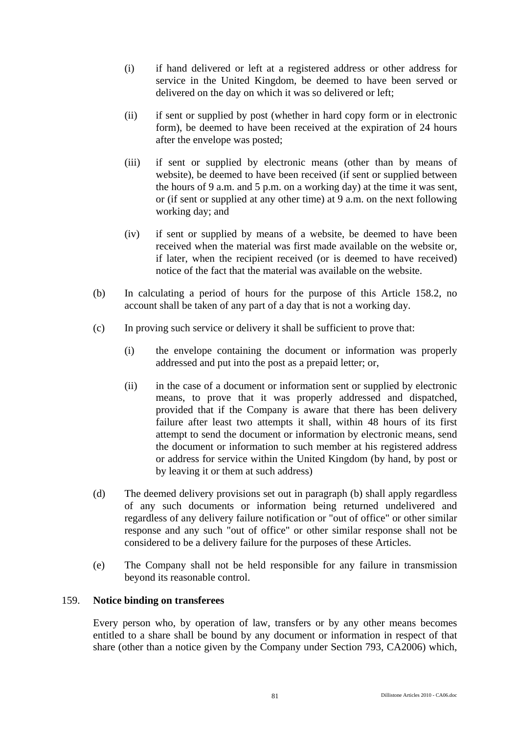(i) if hand delivered or left at a registered address or other address for service in the United Kingdom, be deemed to have been served or delivered on the day on which it was so delivered or left;

(ii) if sent or supplied by post (whether in hard copy form or in electronic form), be deemed to have been received at the expiration of 24 hours after the envelope was posted;

(iii) if sent or supplied by electronic means (other than by means of website), be deemed to have been received (if sent or supplied between the hours of 9 a.m. and 5 p.m. on a working day) at the time it was sent, or (if sent or supplied at any other time) at 9 a.m. on the next following working day; and

(iv) if sent or supplied by means of a website, be deemed to have been received when the material was first made available on the website or, if later, when the recipient received (or is deemed to have received) notice of the fact that the material was available on the website.

(b) In calculating a period of hours for the purpose of this Article 158.2, no account shall be taken of any part of a day that is not a working day.

(c) In proving such service or delivery it shall be sufficient to prove that:

(i) the envelope containing the document or information was properly addressed and put into the post as a prepaid letter; or,

(ii) in the case of a document or information sent or supplied by electronic means, to prove that it was properly addressed and dispatched, provided that if the Company is aware that there has been delivery failure after least two attempts it shall, within 48 hours of its first attempt to send the document or information by electronic means, send the document or information to such member at his registered address or address for service within the United Kingdom (by hand, by post or by leaving it or them at such address)

(d) The deemed delivery provisions set out in paragraph (b) shall apply regardless of any such documents or information being returned undelivered and regardless of any delivery failure notification or "out of office" or other similar response and any such "out of office" or other similar response shall not be considered to be a delivery failure for the purposes of these Articles.

(e) The Company shall not be held responsible for any failure in transmission beyond its reasonable control.

159. **Notice binding on transferees**

Every person who, by operation of law, transfers or by any other means becomes entitled to a share shall be bound by any document or information in respect of that share (other than a notice given by the Company under Section 793, CA2006) which,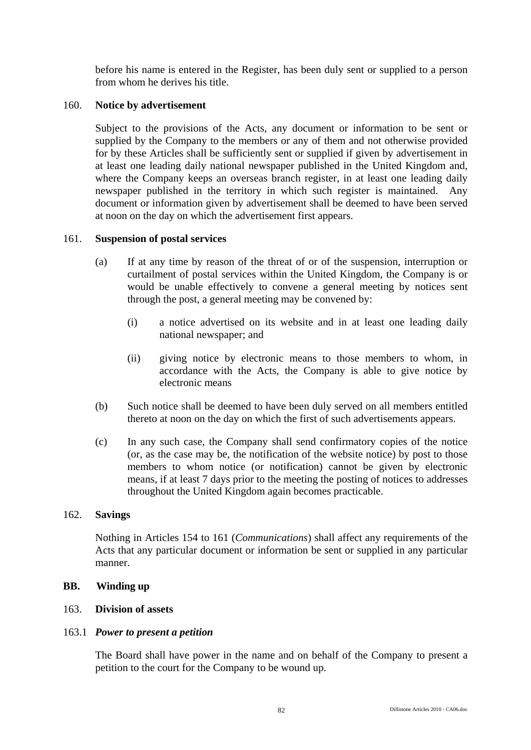before his name is entered in the Register, has been duly sent or supplied to a person from whom he derives his title.

160. **Notice by advertisement**

Subject to the provisions of the Acts, any document or information to be sent or supplied by the Company to the members or any of them and not otherwise provided for by these Articles shall be sufficiently sent or supplied if given by advertisement in at least one leading daily national newspaper published in the United Kingdom and, where the Company keeps an overseas branch register, in at least one leading daily newspaper published in the territory in which such register is maintained. Any document or information given by advertisement shall be deemed to have been served at noon on the day on which the advertisement first appears.

161. **Suspension of postal services**

(a) If at any time by reason of the threat of or of the suspension, interruption or curtailment of postal services within the United Kingdom, the Company is or would be unable effectively to convene a general meeting by notices sent through the post, a general meeting may be convened by:

(i) a notice advertised on its website and in at least one leading daily national newspaper; and

(ii) giving notice by electronic means to those members to whom, in accordance with the Acts, the Company is able to give notice by electronic means

(b) Such notice shall be deemed to have been duly served on all members entitled thereto at noon on the day on which the first of such advertisements appears.

(c) In any such case, the Company shall send confirmatory copies of the notice (or, as the case may be, the notification of the website notice) by post to those members to whom notice (or notification) cannot be given by electronic means, if at least 7 days prior to the meeting the posting of notices to addresses throughout the United Kingdom again becomes practicable.

162. **Savings**

Nothing in Articles 154 to 161 (*Communications*) shall affect any requirements of the Acts that any particular document or information be sent or supplied in any particular manner.

## BB. Winding up

163. **Division of assets**

163.1 ***Power to present a petition***

The Board shall have power in the name and on behalf of the Company to present a petition to the court for the Company to be wound up.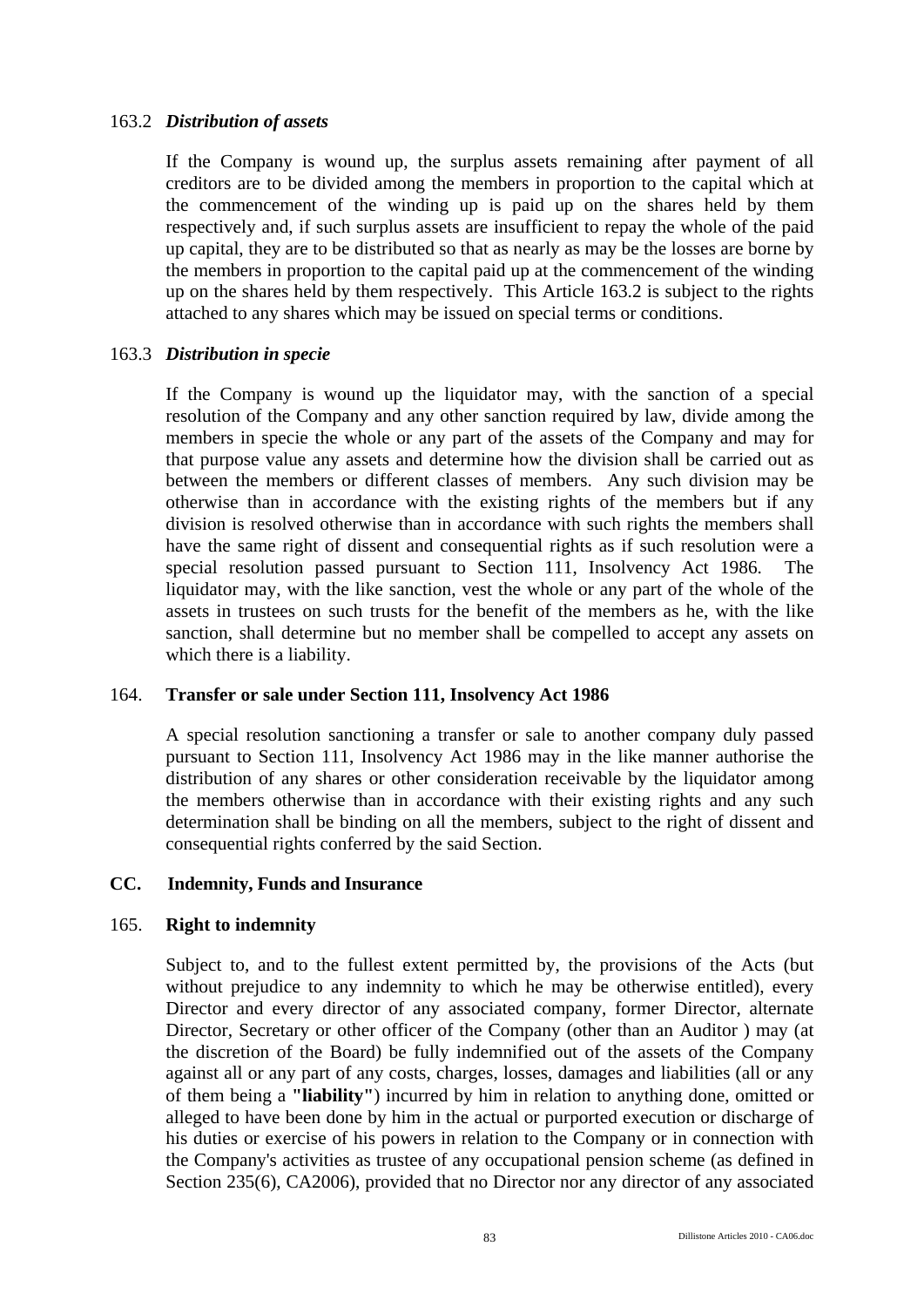### 163.2 *Distribution of assets*

If the Company is wound up, the surplus assets remaining after payment of all creditors are to be divided among the members in proportion to the capital which at the commencement of the winding up is paid up on the shares held by them respectively and, if such surplus assets are insufficient to repay the whole of the paid up capital, they are to be distributed so that as nearly as may be the losses are borne by the members in proportion to the capital paid up at the commencement of the winding up on the shares held by them respectively. This Article 163.2 is subject to the rights attached to any shares which may be issued on special terms or conditions.

### 163.3 *Distribution in specie*

If the Company is wound up the liquidator may, with the sanction of a special resolution of the Company and any other sanction required by law, divide among the members in specie the whole or any part of the assets of the Company and may for that purpose value any assets and determine how the division shall be carried out as between the members or different classes of members. Any such division may be otherwise than in accordance with the existing rights of the members but if any division is resolved otherwise than in accordance with such rights the members shall have the same right of dissent and consequential rights as if such resolution were a special resolution passed pursuant to Section 111, Insolvency Act 1986. The liquidator may, with the like sanction, vest the whole or any part of the whole of the assets in trustees on such trusts for the benefit of the members as he, with the like sanction, shall determine but no member shall be compelled to accept any assets on which there is a liability.

### 164. **Transfer or sale under Section 111, Insolvency Act 1986**

A special resolution sanctioning a transfer or sale to another company duly passed pursuant to Section 111, Insolvency Act 1986 may in the like manner authorise the distribution of any shares or other consideration receivable by the liquidator among the members otherwise than in accordance with their existing rights and any such determination shall be binding on all the members, subject to the right of dissent and consequential rights conferred by the said Section.

## CC. Indemnity, Funds and Insurance

### 165. **Right to indemnity**

Subject to, and to the fullest extent permitted by, the provisions of the Acts (but without prejudice to any indemnity to which he may be otherwise entitled), every Director and every director of any associated company, former Director, alternate Director, Secretary or other officer of the Company (other than an Auditor ) may (at the discretion of the Board) be fully indemnified out of the assets of the Company against all or any part of any costs, charges, losses, damages and liabilities (all or any of them being a **"liability"**) incurred by him in relation to anything done, omitted or alleged to have been done by him in the actual or purported execution or discharge of his duties or exercise of his powers in relation to the Company or in connection with the Company's activities as trustee of any occupational pension scheme (as defined in Section 235(6), CA2006), provided that no Director nor any director of any associated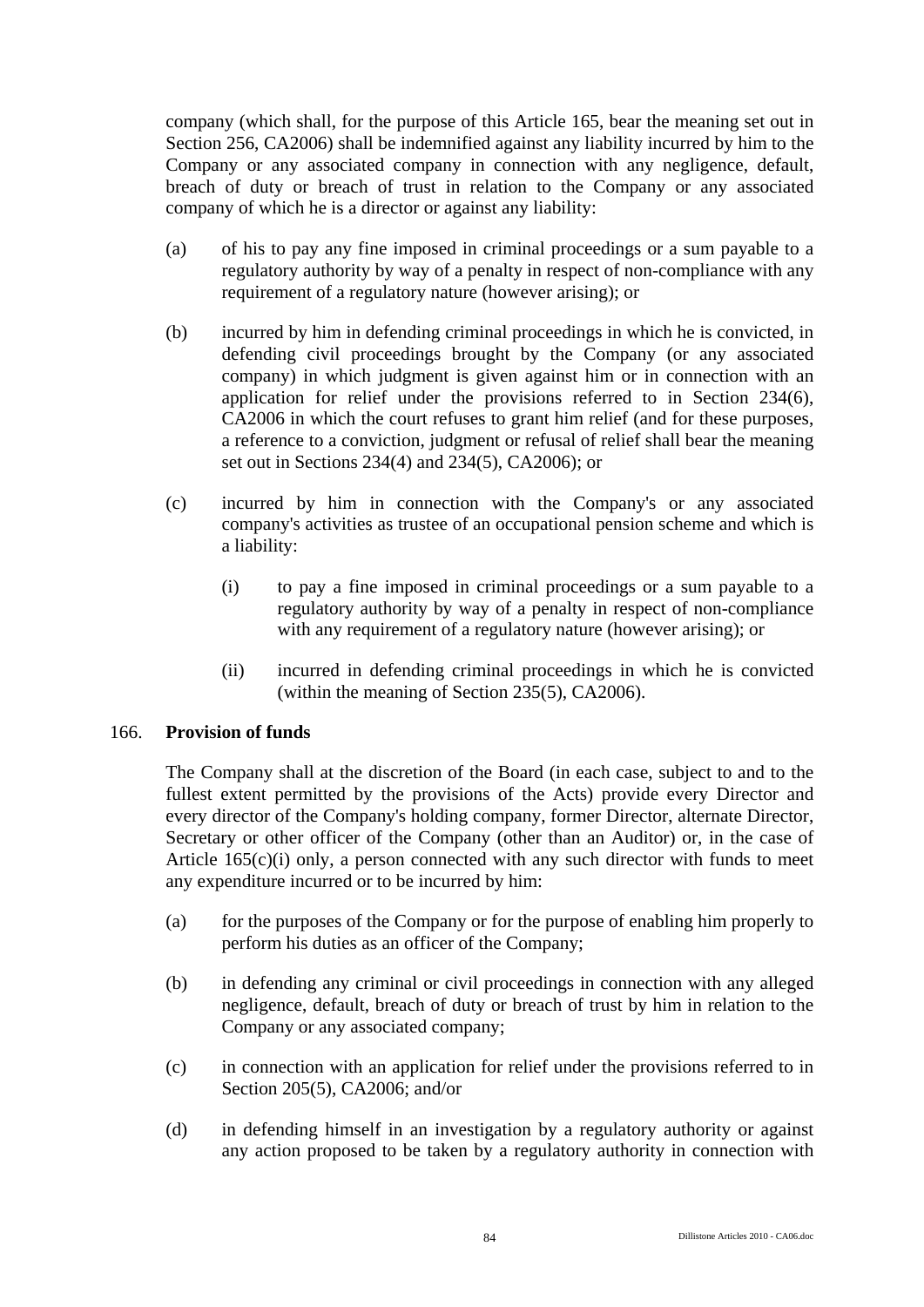company (which shall, for the purpose of this Article 165, bear the meaning set out in Section 256, CA2006) shall be indemnified against any liability incurred by him to the Company or any associated company in connection with any negligence, default, breach of duty or breach of trust in relation to the Company or any associated company of which he is a director or against any liability:

(a) of his to pay any fine imposed in criminal proceedings or a sum payable to a regulatory authority by way of a penalty in respect of non-compliance with any requirement of a regulatory nature (however arising); or

(b) incurred by him in defending criminal proceedings in which he is convicted, in defending civil proceedings brought by the Company (or any associated company) in which judgment is given against him or in connection with an application for relief under the provisions referred to in Section 234(6), CA2006 in which the court refuses to grant him relief (and for these purposes, a reference to a conviction, judgment or refusal of relief shall bear the meaning set out in Sections 234(4) and 234(5), CA2006); or

(c) incurred by him in connection with the Company's or any associated company's activities as trustee of an occupational pension scheme and which is a liability:

   (i) to pay a fine imposed in criminal proceedings or a sum payable to a regulatory authority by way of a penalty in respect of non-compliance with any requirement of a regulatory nature (however arising); or

   (ii) incurred in defending criminal proceedings in which he is convicted (within the meaning of Section 235(5), CA2006).

166. **Provision of funds**

The Company shall at the discretion of the Board (in each case, subject to and to the fullest extent permitted by the provisions of the Acts) provide every Director and every director of the Company's holding company, former Director, alternate Director, Secretary or other officer of the Company (other than an Auditor) or, in the case of Article 165(c)(i) only, a person connected with any such director with funds to meet any expenditure incurred or to be incurred by him:

(a) for the purposes of the Company or for the purpose of enabling him properly to perform his duties as an officer of the Company;

(b) in defending any criminal or civil proceedings in connection with any alleged negligence, default, breach of duty or breach of trust by him in relation to the Company or any associated company;

(c) in connection with an application for relief under the provisions referred to in Section 205(5), CA2006; and/or

(d) in defending himself in an investigation by a regulatory authority or against any action proposed to be taken by a regulatory authority in connection with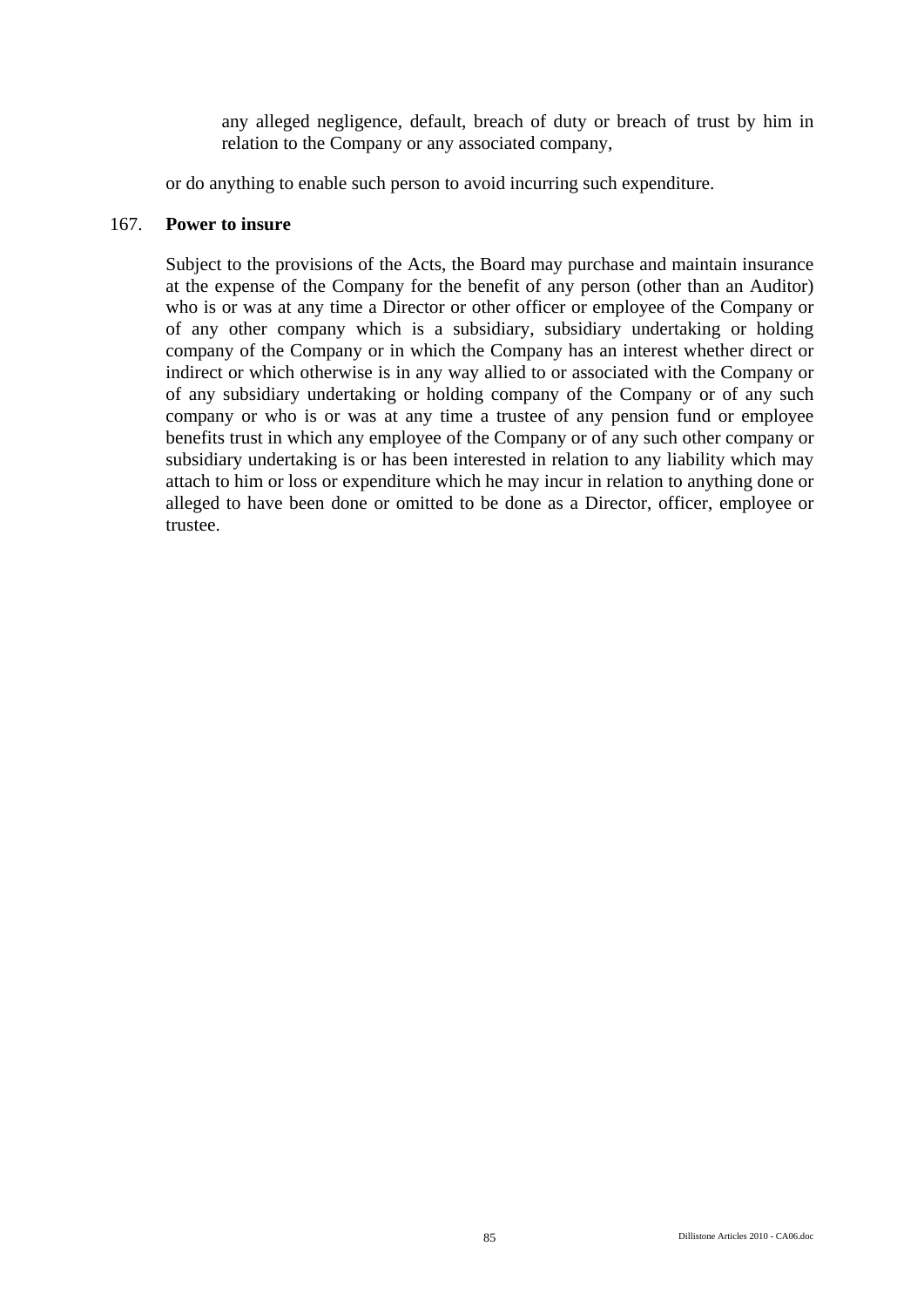any alleged negligence, default, breach of duty or breach of trust by him in relation to the Company or any associated company,

or do anything to enable such person to avoid incurring such expenditure.

167. **Power to insure**

Subject to the provisions of the Acts, the Board may purchase and maintain insurance at the expense of the Company for the benefit of any person (other than an Auditor) who is or was at any time a Director or other officer or employee of the Company or of any other company which is a subsidiary, subsidiary undertaking or holding company of the Company or in which the Company has an interest whether direct or indirect or which otherwise is in any way allied to or associated with the Company or of any subsidiary undertaking or holding company of the Company or of any such company or who is or was at any time a trustee of any pension fund or employee benefits trust in which any employee of the Company or of any such other company or subsidiary undertaking is or has been interested in relation to any liability which may attach to him or loss or expenditure which he may incur in relation to anything done or alleged to have been done or omitted to be done as a Director, officer, employee or trustee.